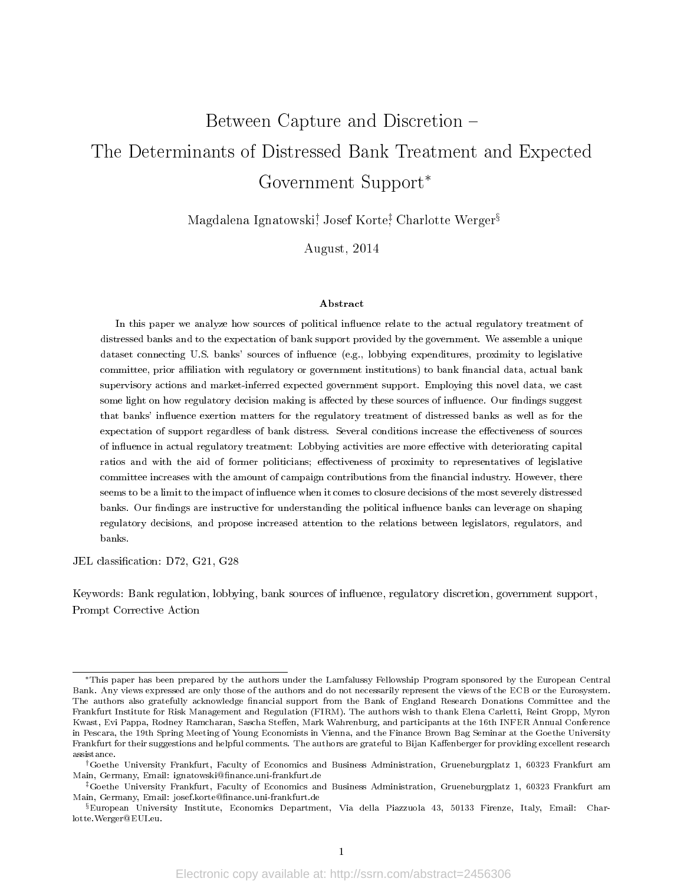# Between Capture and Discretion – The Determinants of Distressed Bank Treatment and Expected Government Support[*]

Magdalena Ignatowski[†], Josef Korte[‡], Charlotte Werger[§]

August, 2014

## Abstract

In this paper we analyze how sources of political influence relate to the actual regulatory treatment of distressed banks and to the expectation of bank support provided by the government. We assemble a unique dataset connecting U.S. banks' sources of influence (e.g., lobbying expenditures, proximity to legislative committee, prior affiliation with regulatory or government institutions) to bank financial data, actual bank supervisory actions and market-inferred expected government support. Employing this novel data, we cast some light on how regulatory decision making is affected by these sources of influence. Our findings suggest that banks' influence exertion matters for the regulatory treatment of distressed banks as well as for the expectation of support regardless of bank distress. Several conditions increase the effectiveness of sources of influence in actual regulatory treatment: Lobbying activities are more effective with deteriorating capital ratios and with the aid of former politicians; effectiveness of proximity to representatives of legislative committee increases with the amount of campaign contributions from the financial industry. However, there seems to be a limit to the impact of influence when it comes to closure decisions of the most severely distressed banks. Our findings are instructive for understanding the political influence banks can leverage on shaping regulatory decisions, and propose increased attention to the relations between legislators, regulators, and banks.

JEL classification: D72, G21, G28

Keywords: Bank regulation, lobbying, bank sources of influence, regulatory discretion, government support, Prompt Corrective Action

---

[*] This paper has been prepared by the authors under the Lamfalussy Fellowship Program sponsored by the European Central Bank. Any views expressed are only those of the authors and do not necessarily represent the views of the ECB or the Eurosystem. The authors also gratefully acknowledge financial support from the Bank of England Research Donations Committee and the Frankfurt Institute for Risk Management and Regulation (FIRM). The authors wish to thank Elena Carletti, Reint Gropp, Myron Kwast, Evi Pappa, Rodney Ramcharan, Sascha Steffen, Mark Wahrenburg, and participants at the 16th INFER Annual Conference in Pescara, the 19th Spring Meeting of Young Economists in Vienna, and the Finance Brown Bag Seminar at the Goethe University Frankfurt for their suggestions and helpful comments. The authors are grateful to Bijan Kaffenberger for providing excellent research assistance.

[†] Goethe University Frankfurt, Faculty of Economics and Business Administration, Grueneburgplatz 1, 60323 Frankfurt am Main, Germany, Email: ignatowski@finance.uni-frankfurt.de

[‡] Goethe University Frankfurt, Faculty of Economics and Business Administration, Grueneburgplatz 1, 60323 Frankfurt am Main, Germany, Email: josef.korte@finance.uni-frankfurt.de

[§] European University Institute, Economics Department, Via della Piazzuola 43, 50133 Firenze, Italy, Email: Charlotte.Werger@EUI.eu.

Electronic copy available at: http://ssrn.com/abstract=2456306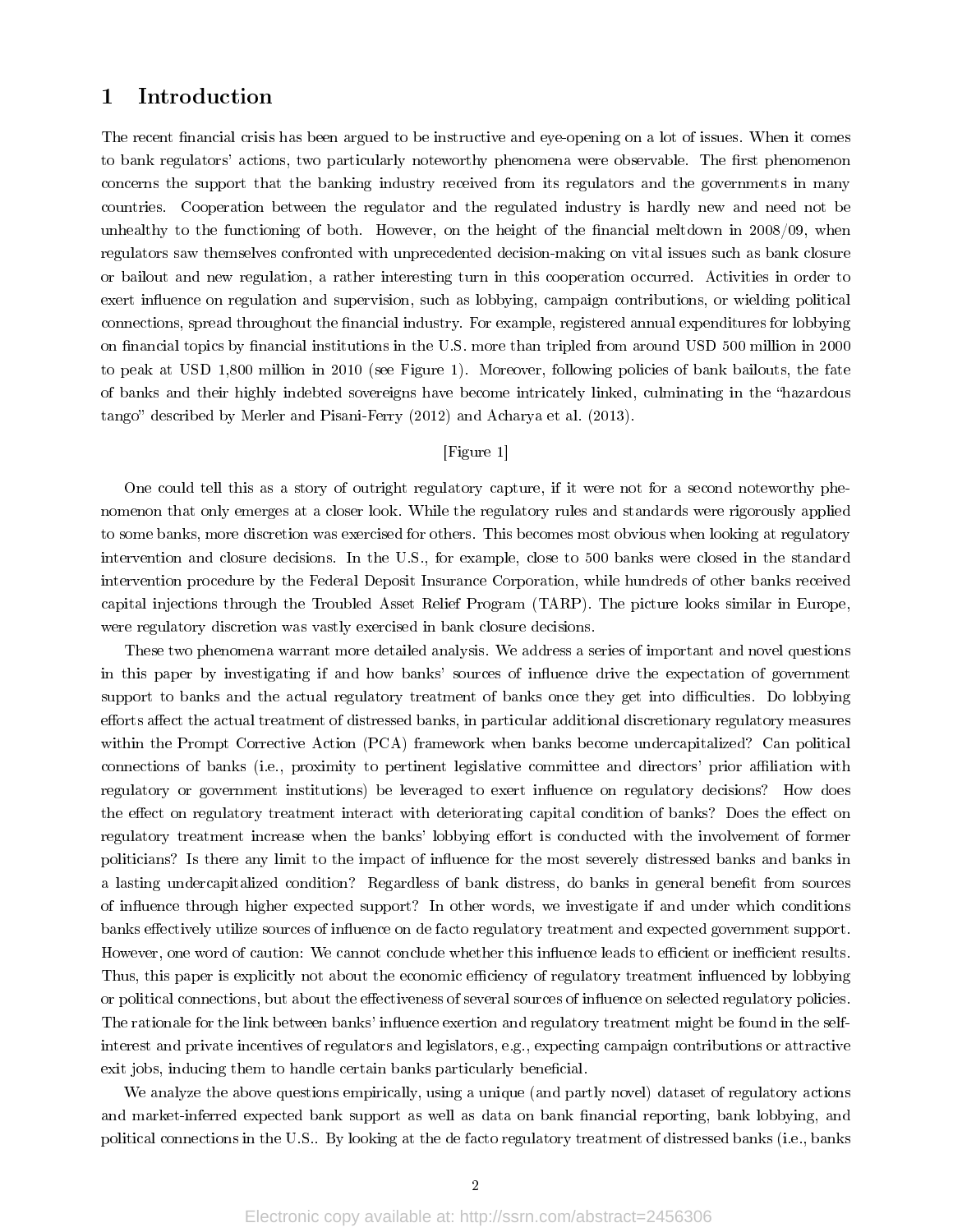# 1 Introduction

The recent financial crisis has been argued to be instructive and eye-opening on a lot of issues. When it comes to bank regulators' actions, two particularly noteworthy phenomena were observable. The first phenomenon concerns the support that the banking industry received from its regulators and the governments in many countries. Cooperation between the regulator and the regulated industry is hardly new and need not be unhealthy to the functioning of both. However, on the height of the financial meltdown in 2008/09, when regulators saw themselves confronted with unprecedented decision-making on vital issues such as bank closure or bailout and new regulation, a rather interesting turn in this cooperation occurred. Activities in order to exert influence on regulation and supervision, such as lobbying, campaign contributions, or wielding political connections, spread throughout the financial industry. For example, registered annual expenditures for lobbying on financial topics by financial institutions in the U.S. more than tripled from around USD 500 million in 2000 to peak at USD 1,800 million in 2010 (see Figure 1). Moreover, following policies of bank bailouts, the fate of banks and their highly indebted sovereigns have become intricately linked, culminating in the "hazardous tango" described by Merler and Pisani-Ferry (2012) and Acharya et al. (2013).

[Figure 1]

One could tell this as a story of outright regulatory capture, if it were not for a second noteworthy phenomenon that only emerges at a closer look. While the regulatory rules and standards were rigorously applied to some banks, more discretion was exercised for others. This becomes most obvious when looking at regulatory intervention and closure decisions. In the U.S., for example, close to 500 banks were closed in the standard intervention procedure by the Federal Deposit Insurance Corporation, while hundreds of other banks received capital injections through the Troubled Asset Relief Program (TARP). The picture looks similar in Europe, were regulatory discretion was vastly exercised in bank closure decisions.

These two phenomena warrant more detailed analysis. We address a series of important and novel questions in this paper by investigating if and how banks' sources of influence drive the expectation of government support to banks and the actual regulatory treatment of banks once they get into difficulties. Do lobbying efforts affect the actual treatment of distressed banks, in particular additional discretionary regulatory measures within the Prompt Corrective Action (PCA) framework when banks become undercapitalized? Can political connections of banks (i.e., proximity to pertinent legislative committee and directors' prior affiliation with regulatory or government institutions) be leveraged to exert influence on regulatory decisions? How does the effect on regulatory treatment interact with deteriorating capital condition of banks? Does the effect on regulatory treatment increase when the banks' lobbying effort is conducted with the involvement of former politicians? Is there any limit to the impact of influence for the most severely distressed banks and banks in a lasting undercapitalized condition? Regardless of bank distress, do banks in general benefit from sources of influence through higher expected support? In other words, we investigate if and under which conditions banks effectively utilize sources of influence on de facto regulatory treatment and expected government support. However, one word of caution: We cannot conclude whether this influence leads to efficient or inefficient results. Thus, this paper is explicitly not about the economic efficiency of regulatory treatment influenced by lobbying or political connections, but about the effectiveness of several sources of influence on selected regulatory policies. The rationale for the link between banks' influence exertion and regulatory treatment might be found in the self-interest and private incentives of regulators and legislators, e.g., expecting campaign contributions or attractive exit jobs, inducing them to handle certain banks particularly beneficial.

We analyze the above questions empirically, using a unique (and partly novel) dataset of regulatory actions and market-inferred expected bank support as well as data on bank financial reporting, bank lobbying, and political connections in the U.S.. By looking at the de facto regulatory treatment of distressed banks (i.e., banks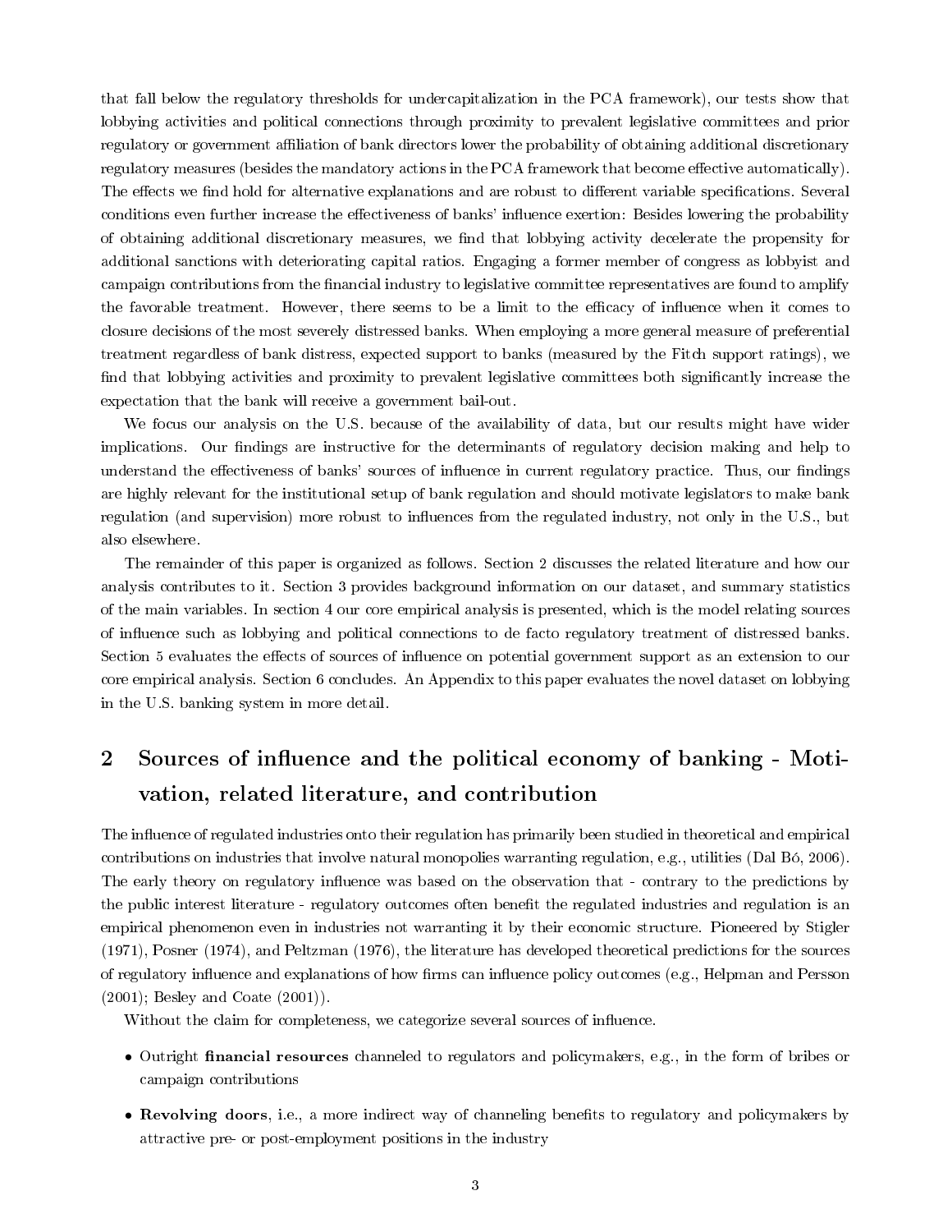that fall below the regulatory thresholds for undercapitalization in the PCA framework), our tests show that lobbying activities and political connections through proximity to prevalent legislative committees and prior regulatory or government affiliation of bank directors lower the probability of obtaining additional discretionary regulatory measures (besides the mandatory actions in the PCA framework that become effective automatically). The effects we find hold for alternative explanations and are robust to different variable specifications. Several conditions even further increase the effectiveness of banks' influence exertion: Besides lowering the probability of obtaining additional discretionary measures, we find that lobbying activity decelerate the propensity for additional sanctions with deteriorating capital ratios. Engaging a former member of congress as lobbyist and campaign contributions from the financial industry to legislative committee representatives are found to amplify the favorable treatment. However, there seems to be a limit to the efficacy of influence when it comes to closure decisions of the most severely distressed banks. When employing a more general measure of preferential treatment regardless of bank distress, expected support to banks (measured by the Fitch support ratings), we find that lobbying activities and proximity to prevalent legislative committees both significantly increase the expectation that the bank will receive a government bail-out.

We focus our analysis on the U.S. because of the availability of data, but our results might have wider implications. Our findings are instructive for the determinants of regulatory decision making and help to understand the effectiveness of banks' sources of influence in current regulatory practice. Thus, our findings are highly relevant for the institutional setup of bank regulation and should motivate legislators to make bank regulation (and supervision) more robust to influences from the regulated industry, not only in the U.S., but also elsewhere.

The remainder of this paper is organized as follows. Section 2 discusses the related literature and how our analysis contributes to it. Section 3 provides background information on our dataset, and summary statistics of the main variables. In section 4 our core empirical analysis is presented, which is the model relating sources of influence such as lobbying and political connections to de facto regulatory treatment of distressed banks. Section 5 evaluates the effects of sources of influence on potential government support as an extension to our core empirical analysis. Section 6 concludes. An Appendix to this paper evaluates the novel dataset on lobbying in the U.S. banking system in more detail.

## 2 Sources of influence and the political economy of banking - Motivation, related literature, and contribution

The influence of regulated industries onto their regulation has primarily been studied in theoretical and empirical contributions on industries that involve natural monopolies warranting regulation, e.g., utilities (Dal Bó, 2006). The early theory on regulatory influence was based on the observation that - contrary to the predictions by the public interest literature - regulatory outcomes often benefit the regulated industries and regulation is an empirical phenomenon even in industries not warranting it by their economic structure. Pioneered by Stigler (1971), Posner (1974), and Peltzman (1976), the literature has developed theoretical predictions for the sources of regulatory influence and explanations of how firms can influence policy outcomes (e.g., Helpman and Persson (2001); Besley and Coate (2001)).

Without the claim for completeness, we categorize several sources of influence.

- Outright **financial resources** channeled to regulators and policymakers, e.g., in the form of bribes or campaign contributions
- **Revolving doors**, i.e., a more indirect way of channeling benefits to regulatory and policymakers by attractive pre- or post-employment positions in the industry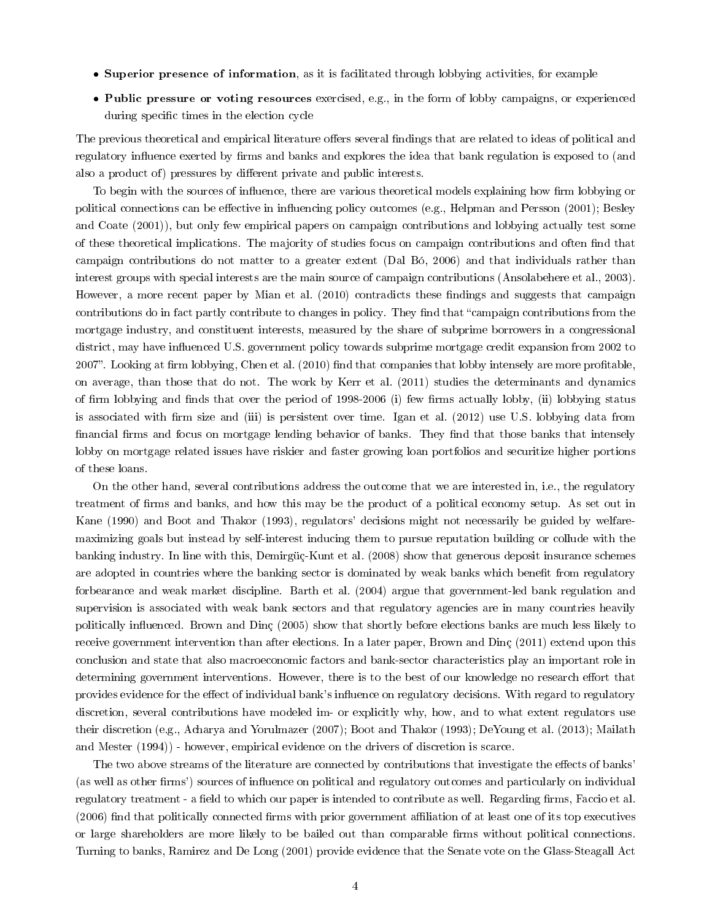- **Superior presence of information**, as it is facilitated through lobbying activities, for example
- **Public pressure or voting resources** exercised, e.g., in the form of lobby campaigns, or experienced during specific times in the election cycle

The previous theoretical and empirical literature offers several findings that are related to ideas of political and regulatory influence exerted by firms and banks and explores the idea that bank regulation is exposed to (and also a product of) pressures by different private and public interests.

To begin with the sources of influence, there are various theoretical models explaining how firm lobbying or political connections can be effective in influencing policy outcomes (e.g., Helpman and Persson (2001); Besley and Coate (2001)), but only few empirical papers on campaign contributions and lobbying actually test some of these theoretical implications. The majority of studies focus on campaign contributions and often find that campaign contributions do not matter to a greater extent (Dal Bó, 2006) and that individuals rather than interest groups with special interests are the main source of campaign contributions (Ansolabehere et al., 2003). However, a more recent paper by Mian et al. (2010) contradicts these findings and suggests that campaign contributions do in fact partly contribute to changes in policy. They find that "campaign contributions from the mortgage industry, and constituent interests, measured by the share of subprime borrowers in a congressional district, may have influenced U.S. government policy towards subprime mortgage credit expansion from 2002 to 2007". Looking at firm lobbying, Chen et al. (2010) find that companies that lobby intensely are more profitable, on average, than those that do not. The work by Kerr et al. (2011) studies the determinants and dynamics of firm lobbying and finds that over the period of 1998-2006 (i) few firms actually lobby, (ii) lobbying status is associated with firm size and (iii) is persistent over time. Igan et al. (2012) use U.S. lobbying data from financial firms and focus on mortgage lending behavior of banks. They find that those banks that intensely lobby on mortgage related issues have riskier and faster growing loan portfolios and securitize higher portions of these loans.

On the other hand, several contributions address the outcome that we are interested in, i.e., the regulatory treatment of firms and banks, and how this may be the product of a political economy setup. As set out in Kane (1990) and Boot and Thakor (1993), regulators' decisions might not necessarily be guided by welfare-maximizing goals but instead by self-interest inducing them to pursue reputation building or collude with the banking industry. In line with this, Demirgüç-Kunt et al. (2008) show that generous deposit insurance schemes are adopted in countries where the banking sector is dominated by weak banks which benefit from regulatory forbearance and weak market discipline. Barth et al. (2004) argue that government-led bank regulation and supervision is associated with weak bank sectors and that regulatory agencies are in many countries heavily politically influenced. Brown and Dinç (2005) show that shortly before elections banks are much less likely to receive government intervention than after elections. In a later paper, Brown and Dinç (2011) extend upon this conclusion and state that also macroeconomic factors and bank-sector characteristics play an important role in determining government interventions. However, there is to the best of our knowledge no research effort that provides evidence for the effect of individual bank's influence on regulatory decisions. With regard to regulatory discretion, several contributions have modeled im- or explicitly why, how, and to what extent regulators use their discretion (e.g., Acharya and Yorulmazer (2007); Boot and Thakor (1993); DeYoung et al. (2013); Mailath and Mester (1994)) - however, empirical evidence on the drivers of discretion is scarce.

The two above streams of the literature are connected by contributions that investigate the effects of banks' (as well as other firms') sources of influence on political and regulatory outcomes and particularly on individual regulatory treatment - a field to which our paper is intended to contribute as well. Regarding firms, Faccio et al. (2006) find that politically connected firms with prior government affiliation of at least one of its top executives or large shareholders are more likely to be bailed out than comparable firms without political connections. Turning to banks, Ramirez and De Long (2001) provide evidence that the Senate vote on the Glass-Steagall Act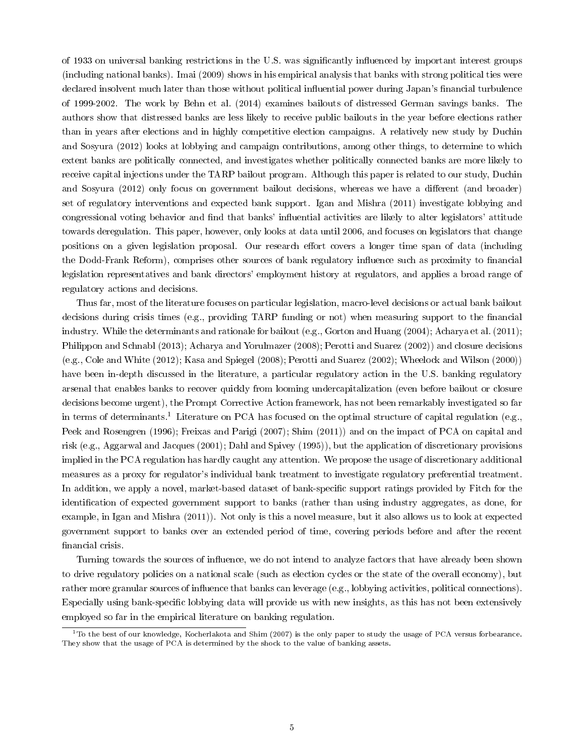of 1933 on universal banking restrictions in the U.S. was significantly influenced by important interest groups (including national banks). Imai (2009) shows in his empirical analysis that banks with strong political ties were declared insolvent much later than those without political influential power during Japan's financial turbulence of 1999-2002. The work by Behn et al. (2014) examines bailouts of distressed German savings banks. The authors show that distressed banks are less likely to receive public bailouts in the year before elections rather than in years after elections and in highly competitive election campaigns. A relatively new study by Duchin and Sosyura (2012) looks at lobbying and campaign contributions, among other things, to determine to which extent banks are politically connected, and investigates whether politically connected banks are more likely to receive capital injections under the TARP bailout program. Although this paper is related to our study, Duchin and Sosyura (2012) only focus on government bailout decisions, whereas we have a different (and broader) set of regulatory interventions and expected bank support. Igan and Mishra (2011) investigate lobbying and congressional voting behavior and find that banks' influential activities are likely to alter legislators' attitude towards deregulation. This paper, however, only looks at data until 2006, and focuses on legislators that change positions on a given legislation proposal. Our research effort covers a longer time span of data (including the Dodd-Frank Reform), comprises other sources of bank regulatory influence such as proximity to financial legislation representatives and bank directors' employment history at regulators, and applies a broad range of regulatory actions and decisions.

Thus far, most of the literature focuses on particular legislation, macro-level decisions or actual bank bailout decisions during crisis times (e.g., providing TARP funding or not) when measuring support to the financial industry. While the determinants and rationale for bailout (e.g., Gorton and Huang (2004); Acharya et al. (2011); Philippon and Schnabl (2013); Acharya and Yorulmazer (2008); Perotti and Suarez (2002)) and closure decisions (e.g., Cole and White (2012); Kasa and Spiegel (2008); Perotti and Suarez (2002); Wheelock and Wilson (2000)) have been in-depth discussed in the literature, a particular regulatory action in the U.S. banking regulatory arsenal that enables banks to recover quickly from looming undercapitalization (even before bailout or closure decisions become urgent), the Prompt Corrective Action framework, has not been remarkably investigated so far in terms of determinants.[1] Literature on PCA has focused on the optimal structure of capital regulation (e.g., Peek and Rosengren (1996); Freixas and Parigi (2007); Shim (2011)) and on the impact of PCA on capital and risk (e.g., Aggarwal and Jacques (2001); Dahl and Spivey (1995)), but the application of discretionary provisions implied in the PCA regulation has hardly caught any attention. We propose the usage of discretionary additional measures as a proxy for regulator's individual bank treatment to investigate regulatory preferential treatment. In addition, we apply a novel, market-based dataset of bank-specific support ratings provided by Fitch for the identification of expected government support to banks (rather than using industry aggregates, as done, for example, in Igan and Mishra (2011)). Not only is this a novel measure, but it also allows us to look at expected government support to banks over an extended period of time, covering periods before and after the recent financial crisis.

Turning towards the sources of influence, we do not intend to analyze factors that have already been shown to drive regulatory policies on a national scale (such as election cycles or the state of the overall economy), but rather more granular sources of influence that banks can leverage (e.g., lobbying activities, political connections). Especially using bank-specific lobbying data will provide us with new insights, as this has not been extensively employed so far in the empirical literature on banking regulation.

[1] To the best of our knowledge, Kocherlakota and Shim (2007) is the only paper to study the usage of PCA versus forbearance. They show that the usage of PCA is determined by the shock to the value of banking assets.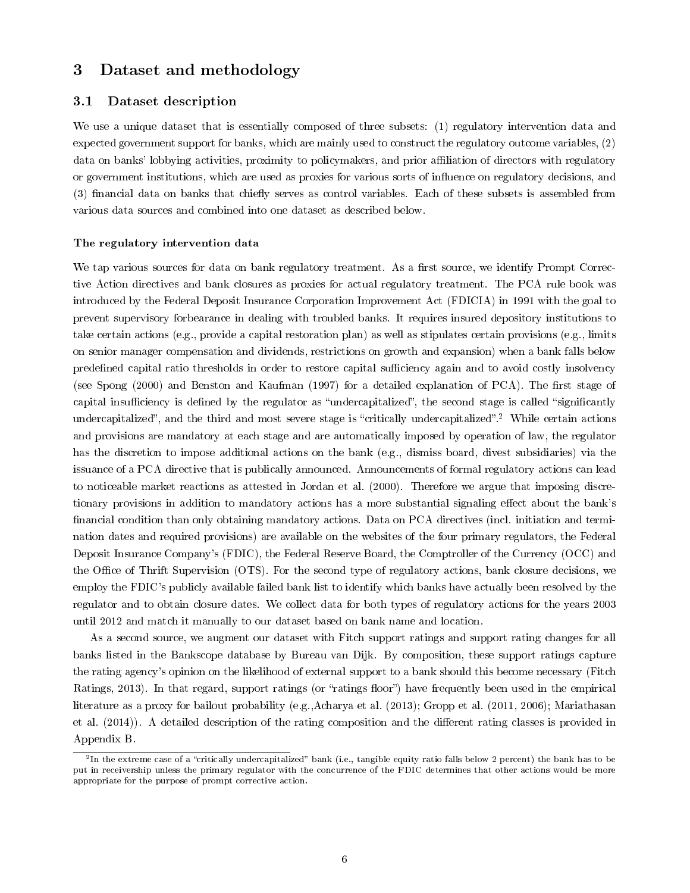# 3 Dataset and methodology

## 3.1 Dataset description

We use a unique dataset that is essentially composed of three subsets: (1) regulatory intervention data and expected government support for banks, which are mainly used to construct the regulatory outcome variables, (2) data on banks' lobbying activities, proximity to policymakers, and prior affiliation of directors with regulatory or government institutions, which are used as proxies for various sorts of influence on regulatory decisions, and (3) financial data on banks that chiefly serves as control variables. Each of these subsets is assembled from various data sources and combined into one dataset as described below.

**The regulatory intervention data**

We tap various sources for data on bank regulatory treatment. As a first source, we identify Prompt Corrective Action directives and bank closures as proxies for actual regulatory treatment. The PCA rule book was introduced by the Federal Deposit Insurance Corporation Improvement Act (FDICIA) in 1991 with the goal to prevent supervisory forbearance in dealing with troubled banks. It requires insured depository institutions to take certain actions (e.g., provide a capital restoration plan) as well as stipulates certain provisions (e.g., limits on senior manager compensation and dividends, restrictions on growth and expansion) when a bank falls below predefined capital ratio thresholds in order to restore capital sufficiency again and to avoid costly insolvency (see Spong (2000) and Benston and Kaufman (1997) for a detailed explanation of PCA). The first stage of capital insufficiency is defined by the regulator as "undercapitalized", the second stage is called "significantly undercapitalized", and the third and most severe stage is "critically undercapitalized".[2] While certain actions and provisions are mandatory at each stage and are automatically imposed by operation of law, the regulator has the discretion to impose additional actions on the bank (e.g., dismiss board, divest subsidiaries) via the issuance of a PCA directive that is publically announced. Announcements of formal regulatory actions can lead to noticeable market reactions as attested in Jordan et al. (2000). Therefore we argue that imposing discretionary provisions in addition to mandatory actions has a more substantial signaling effect about the bank's financial condition than only obtaining mandatory actions. Data on PCA directives (incl. initiation and termination dates and required provisions) are available on the websites of the four primary regulators, the Federal Deposit Insurance Company's (FDIC), the Federal Reserve Board, the Comptroller of the Currency (OCC) and the Office of Thrift Supervision (OTS). For the second type of regulatory actions, bank closure decisions, we employ the FDIC's publicly available failed bank list to identify which banks have actually been resolved by the regulator and to obtain closure dates. We collect data for both types of regulatory actions for the years 2003 until 2012 and match it manually to our dataset based on bank name and location.

As a second source, we augment our dataset with Fitch support ratings and support rating changes for all banks listed in the Bankscope database by Bureau van Dijk. By composition, these support ratings capture the rating agency's opinion on the likelihood of external support to a bank should this become necessary (Fitch Ratings, 2013). In that regard, support ratings (or "ratings floor") have frequently been used in the empirical literature as a proxy for bailout probability (e.g.,Acharya et al. (2013); Gropp et al. (2011, 2006); Mariathasan et al. (2014)). A detailed description of the rating composition and the different rating classes is provided in Appendix B.

[2] In the extreme case of a "critically undercapitalized" bank (i.e., tangible equity ratio falls below 2 percent) the bank has to be put in receivership unless the primary regulator with the concurrence of the FDIC determines that other actions would be more appropriate for the purpose of prompt corrective action.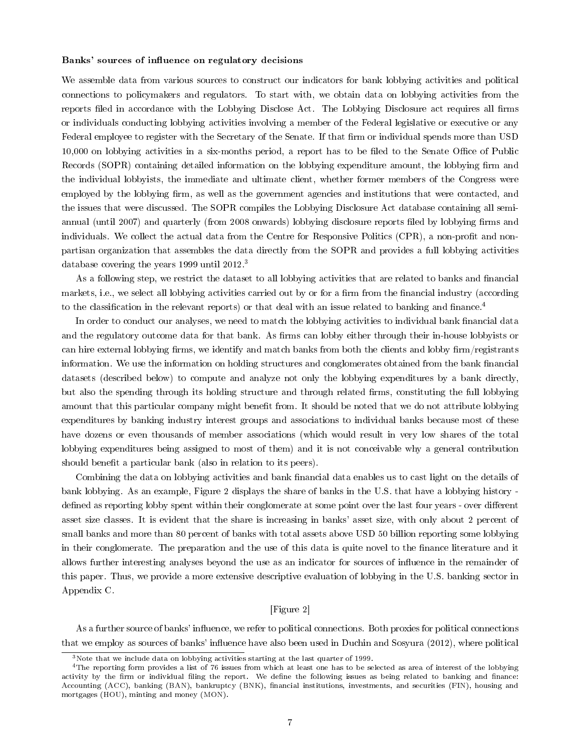**Banks' sources of influence on regulatory decisions**

We assemble data from various sources to construct our indicators for bank lobbying activities and political connections to policymakers and regulators. To start with, we obtain data on lobbying activities from the reports filed in accordance with the Lobbying Disclose Act. The Lobbying Disclosure act requires all firms or individuals conducting lobbying activities involving a member of the Federal legislative or executive or any Federal employee to register with the Secretary of the Senate. If that firm or individual spends more than USD 10,000 on lobbying activities in a six-months period, a report has to be filed to the Senate Office of Public Records (SOPR) containing detailed information on the lobbying expenditure amount, the lobbying firm and the individual lobbyists, the immediate and ultimate client, whether former members of the Congress were employed by the lobbying firm, as well as the government agencies and institutions that were contacted, and the issues that were discussed. The SOPR compiles the Lobbying Disclosure Act database containing all semi-annual (until 2007) and quarterly (from 2008 onwards) lobbying disclosure reports filed by lobbying firms and individuals. We collect the actual data from the Centre for Responsive Politics (CPR), a non-profit and non-partisan organization that assembles the data directly from the SOPR and provides a full lobbying activities database covering the years 1999 until 2012.[3]

As a following step, we restrict the dataset to all lobbying activities that are related to banks and financial markets, i.e., we select all lobbying activities carried out by or for a firm from the financial industry (according to the classification in the relevant reports) or that deal with an issue related to banking and finance.[4]

In order to conduct our analyses, we need to match the lobbying activities to individual bank financial data and the regulatory outcome data for that bank. As firms can lobby either through their in-house lobbyists or can hire external lobbying firms, we identify and match banks from both the clients and lobby firm/registrants information. We use the information on holding structures and conglomerates obtained from the bank financial datasets (described below) to compute and analyze not only the lobbying expenditures by a bank directly, but also the spending through its holding structure and through related firms, constituting the full lobbying amount that this particular company might benefit from. It should be noted that we do not attribute lobbying expenditures by banking industry interest groups and associations to individual banks because most of these have dozens or even thousands of member associations (which would result in very low shares of the total lobbying expenditures being assigned to most of them) and it is not conceivable why a general contribution should benefit a particular bank (also in relation to its peers).

Combining the data on lobbying activities and bank financial data enables us to cast light on the details of bank lobbying. As an example, Figure 2 displays the share of banks in the U.S. that have a lobbying history - defined as reporting lobby spent within their conglomerate at some point over the last four years - over different asset size classes. It is evident that the share is increasing in banks' asset size, with only about 2 percent of small banks and more than 80 percent of banks with total assets above USD 50 billion reporting some lobbying in their conglomerate. The preparation and the use of this data is quite novel to the finance literature and it allows further interesting analyses beyond the use as an indicator for sources of influence in the remainder of this paper. Thus, we provide a more extensive descriptive evaluation of lobbying in the U.S. banking sector in Appendix C.

[Figure 2]

As a further source of banks' influence, we refer to political connections. Both proxies for political connections that we employ as sources of banks' influence have also been used in Duchin and Sosyura (2012), where political

---

[3] Note that we include data on lobbying activities starting at the last quarter of 1999.

[4] The reporting form provides a list of 76 issues from which at least one has to be selected as area of interest of the lobbying activity by the firm or individual filing the report. We define the following issues as being related to banking and finance: Accounting (ACC), banking (BAN), bankruptcy (BNK), financial institutions, investments, and securities (FIN), housing and mortgages (HOU), minting and money (MON).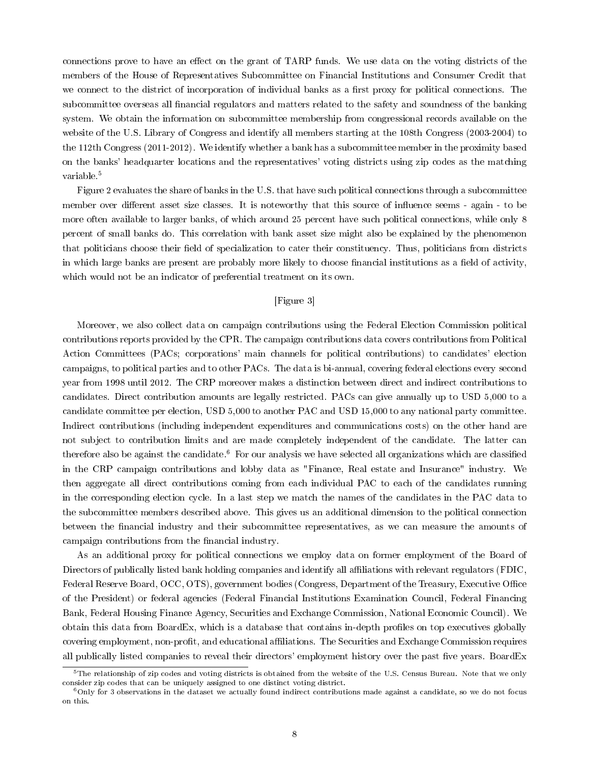connections prove to have an effect on the grant of TARP funds. We use data on the voting districts of the members of the House of Representatives Subcommittee on Financial Institutions and Consumer Credit that we connect to the district of incorporation of individual banks as a first proxy for political connections. The subcommittee overseas all financial regulators and matters related to the safety and soundness of the banking system. We obtain the information on subcommittee membership from congressional records available on the website of the U.S. Library of Congress and identify all members starting at the 108th Congress (2003-2004) to the 112th Congress (2011-2012). We identify whether a bank has a subcommittee member in the proximity based on the banks' headquarter locations and the representatives' voting districts using zip codes as the matching variable.[5]

Figure 2 evaluates the share of banks in the U.S. that have such political connections through a subcommittee member over different asset size classes. It is noteworthy that this source of influence seems - again - to be more often available to larger banks, of which around 25 percent have such political connections, while only 8 percent of small banks do. This correlation with bank asset size might also be explained by the phenomenon that politicians choose their field of specialization to cater their constituency. Thus, politicians from districts in which large banks are present are probably more likely to choose financial institutions as a field of activity, which would not be an indicator of preferential treatment on its own.

[Figure 3]

Moreover, we also collect data on campaign contributions using the Federal Election Commission political contributions reports provided by the CPR. The campaign contributions data covers contributions from Political Action Committees (PACs; corporations' main channels for political contributions) to candidates' election campaigns, to political parties and to other PACs. The data is bi-annual, covering federal elections every second year from 1998 until 2012. The CRP moreover makes a distinction between direct and indirect contributions to candidates. Direct contribution amounts are legally restricted. PACs can give annually up to USD 5,000 to a candidate committee per election, USD 5,000 to another PAC and USD 15,000 to any national party committee. Indirect contributions (including independent expenditures and communications costs) on the other hand are not subject to contribution limits and are made completely independent of the candidate. The latter can therefore also be against the candidate.[6] For our analysis we have selected all organizations which are classified in the CRP campaign contributions and lobby data as "Finance, Real estate and Insurance" industry. We then aggregate all direct contributions coming from each individual PAC to each of the candidates running in the corresponding election cycle. In a last step we match the names of the candidates in the PAC data to the subcommittee members described above. This gives us an additional dimension to the political connection between the financial industry and their subcommittee representatives, as we can measure the amounts of campaign contributions from the financial industry.

As an additional proxy for political connections we employ data on former employment of the Board of Directors of publically listed bank holding companies and identify all affiliations with relevant regulators (FDIC, Federal Reserve Board, OCC, OTS), government bodies (Congress, Department of the Treasury, Executive Office of the President) or federal agencies (Federal Financial Institutions Examination Council, Federal Financing Bank, Federal Housing Finance Agency, Securities and Exchange Commission, National Economic Council). We obtain this data from BoardEx, which is a database that contains in-depth profiles on top executives globally covering employment, non-profit, and educational affiliations. The Securities and Exchange Commission requires all publically listed companies to reveal their directors' employment history over the past five years. BoardEx

[5] The relationship of zip codes and voting districts is obtained from the website of the U.S. Census Bureau. Note that we only consider zip codes that can be uniquely assigned to one distinct voting district.

[6] Only for 3 observations in the dataset we actually found indirect contributions made against a candidate, so we do not focus on this.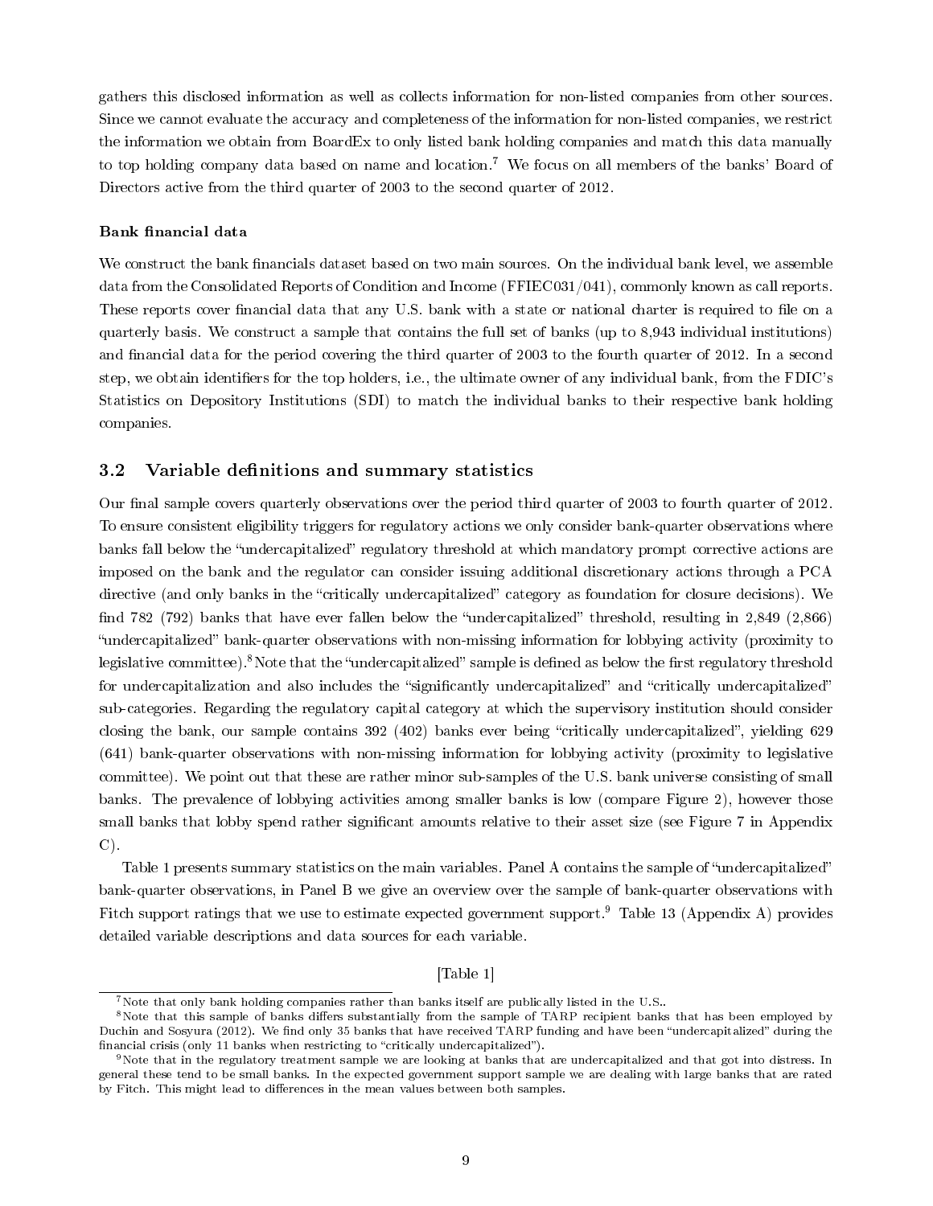gathers this disclosed information as well as collects information for non-listed companies from other sources. Since we cannot evaluate the accuracy and completeness of the information for non-listed companies, we restrict the information we obtain from BoardEx to only listed bank holding companies and match this data manually to top holding company data based on name and location.[7] We focus on all members of the banks' Board of Directors active from the third quarter of 2003 to the second quarter of 2012.

**Bank financial data**

We construct the bank financials dataset based on two main sources. On the individual bank level, we assemble data from the Consolidated Reports of Condition and Income (FFIEC031/041), commonly known as call reports. These reports cover financial data that any U.S. bank with a state or national charter is required to file on a quarterly basis. We construct a sample that contains the full set of banks (up to 8,943 individual institutions) and financial data for the period covering the third quarter of 2003 to the fourth quarter of 2012. In a second step, we obtain identifiers for the top holders, i.e., the ultimate owner of any individual bank, from the FDIC's Statistics on Depository Institutions (SDI) to match the individual banks to their respective bank holding companies.

## 3.2 Variable definitions and summary statistics

Our final sample covers quarterly observations over the period third quarter of 2003 to fourth quarter of 2012. To ensure consistent eligibility triggers for regulatory actions we only consider bank-quarter observations where banks fall below the "undercapitalized" regulatory threshold at which mandatory prompt corrective actions are imposed on the bank and the regulator can consider issuing additional discretionary actions through a PCA directive (and only banks in the "critically undercapitalized" category as foundation for closure decisions). We find 782 (792) banks that have ever fallen below the "undercapitalized" threshold, resulting in 2,849 (2,866) "undercapitalized" bank-quarter observations with non-missing information for lobbying activity (proximity to legislative committee).[8] Note that the "undercapitalized" sample is defined as below the first regulatory threshold for undercapitalization and also includes the "significantly undercapitalized" and "critically undercapitalized" sub-categories. Regarding the regulatory capital category at which the supervisory institution should consider closing the bank, our sample contains 392 (402) banks ever being "critically undercapitalized", yielding 629 (641) bank-quarter observations with non-missing information for lobbying activity (proximity to legislative committee). We point out that these are rather minor sub-samples of the U.S. bank universe consisting of small banks. The prevalence of lobbying activities among smaller banks is low (compare Figure 2), however those small banks that lobby spend rather significant amounts relative to their asset size (see Figure 7 in Appendix C).

Table 1 presents summary statistics on the main variables. Panel A contains the sample of "undercapitalized" bank-quarter observations, in Panel B we give an overview over the sample of bank-quarter observations with Fitch support ratings that we use to estimate expected government support.[9] Table 13 (Appendix A) provides detailed variable descriptions and data sources for each variable.

[Table 1]

[7] Note that only bank holding companies rather than banks itself are publically listed in the U.S..

[8] Note that this sample of banks differs substantially from the sample of TARP recipient banks that has been employed by Duchin and Sosyura (2012). We find only 35 banks that have received TARP funding and have been "undercapitalized" during the financial crisis (only 11 banks when restricting to "critically undercapitalized").

[9] Note that in the regulatory treatment sample we are looking at banks that are undercapitalized and that got into distress. In general these tend to be small banks. In the expected government support sample we are dealing with large banks that are rated by Fitch. This might lead to differences in the mean values between both samples.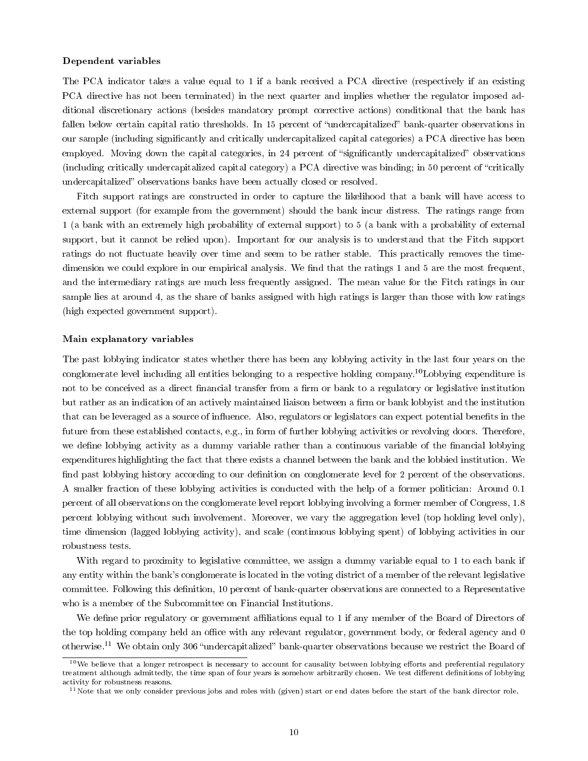**Dependent variables**

The PCA indicator takes a value equal to 1 if a bank received a PCA directive (respectively if an existing PCA directive has not been terminated) in the next quarter and implies whether the regulator imposed additional discretionary actions (besides mandatory prompt corrective actions) conditional that the bank has fallen below certain capital ratio thresholds. In 15 percent of "undercapitalized" bank-quarter observations in our sample (including significantly and critically undercapitalized capital categories) a PCA directive has been employed. Moving down the capital categories, in 24 percent of "significantly undercapitalized" observations (including critically undercapitalized capital category) a PCA directive was binding; in 50 percent of "critically undercapitalized" observations banks have been actually closed or resolved.

Fitch support ratings are constructed in order to capture the likelihood that a bank will have access to external support (for example from the government) should the bank incur distress. The ratings range from 1 (a bank with an extremely high probability of external support) to 5 (a bank with a probability of external support, but it cannot be relied upon). Important for our analysis is to understand that the Fitch support ratings do not fluctuate heavily over time and seem to be rather stable. This practically removes the time-dimension we could explore in our empirical analysis. We find that the ratings 1 and 5 are the most frequent, and the intermediary ratings are much less frequently assigned. The mean value for the Fitch ratings in our sample lies at around 4, as the share of banks assigned with high ratings is larger than those with low ratings (high expected government support).

**Main explanatory variables**

The past lobbying indicator states whether there has been any lobbying activity in the last four years on the conglomerate level including all entities belonging to a respective holding company.[10] Lobbying expenditure is not to be conceived as a direct financial transfer from a firm or bank to a regulatory or legislative institution but rather as an indication of an actively maintained liaison between a firm or bank lobbyist and the institution that can be leveraged as a source of influence. Also, regulators or legislators can expect potential benefits in the future from these established contacts, e.g., in form of further lobbying activities or revolving doors. Therefore, we define lobbying activity as a dummy variable rather than a continuous variable of the financial lobbying expenditures highlighting the fact that there exists a channel between the bank and the lobbied institution. We find past lobbying history according to our definition on conglomerate level for 2 percent of the observations. A smaller fraction of these lobbying activities is conducted with the help of a former politician: Around 0.1 percent of all observations on the conglomerate level report lobbying involving a former member of Congress, 1.8 percent lobbying without such involvement. Moreover, we vary the aggregation level (top holding level only), time dimension (lagged lobbying activity), and scale (continuous lobbying spent) of lobbying activities in our robustness tests.

With regard to proximity to legislative committee, we assign a dummy variable equal to 1 to each bank if any entity within the bank's conglomerate is located in the voting district of a member of the relevant legislative committee. Following this definition, 10 percent of bank-quarter observations are connected to a Representative who is a member of the Subcommittee on Financial Institutions.

We define prior regulatory or government affiliations equal to 1 if any member of the Board of Directors of the top holding company held an office with any relevant regulator, government body, or federal agency and 0 otherwise.[11] We obtain only 306 "undercapitalized" bank-quarter observations because we restrict the Board of

---

[10] We believe that a longer retrospect is necessary to account for causality between lobbying efforts and preferential regulatory treatment although admittedly, the time span of four years is somehow arbitrarily chosen. We test different definitions of lobbying activity for robustness reasons.

[11] Note that we only consider previous jobs and roles with (given) start or end dates before the start of the bank director role.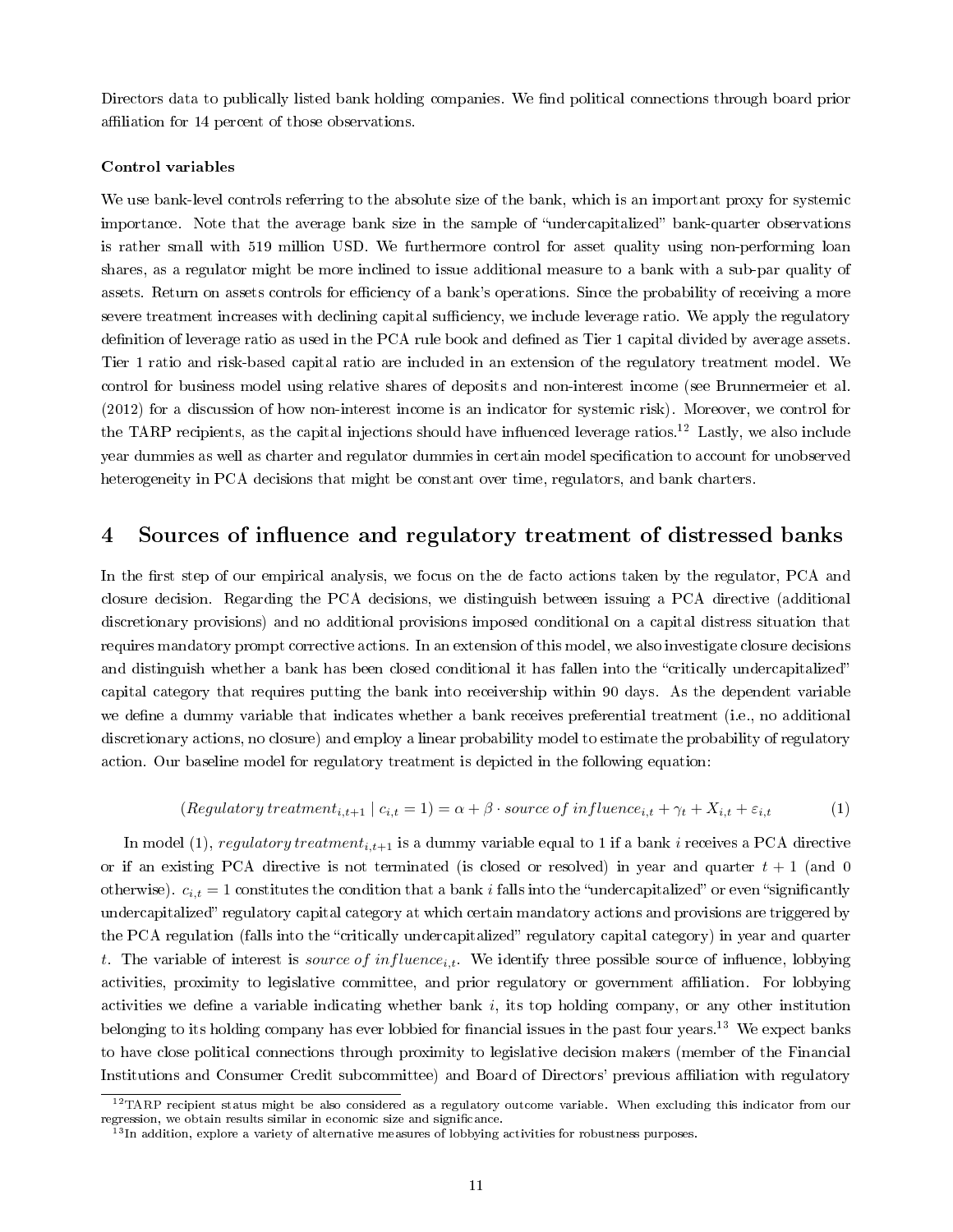Directors data to publically listed bank holding companies. We find political connections through board prior affiliation for 14 percent of those observations.

**Control variables**

We use bank-level controls referring to the absolute size of the bank, which is an important proxy for systemic importance. Note that the average bank size in the sample of "undercapitalized" bank-quarter observations is rather small with 519 million USD. We furthermore control for asset quality using non-performing loan shares, as a regulator might be more inclined to issue additional measure to a bank with a sub-par quality of assets. Return on assets controls for efficiency of a bank's operations. Since the probability of receiving a more severe treatment increases with declining capital sufficiency, we include leverage ratio. We apply the regulatory definition of leverage ratio as used in the PCA rule book and defined as Tier 1 capital divided by average assets. Tier 1 ratio and risk-based capital ratio are included in an extension of the regulatory treatment model. We control for business model using relative shares of deposits and non-interest income (see Brunnermeier et al. (2012) for a discussion of how non-interest income is an indicator for systemic risk). Moreover, we control for the TARP recipients, as the capital injections should have influenced leverage ratios.[12] Lastly, we also include year dummies as well as charter and regulator dummies in certain model specification to account for unobserved heterogeneity in PCA decisions that might be constant over time, regulators, and bank charters.

# 4 Sources of influence and regulatory treatment of distressed banks

In the first step of our empirical analysis, we focus on the de facto actions taken by the regulator, PCA and closure decision. Regarding the PCA decisions, we distinguish between issuing a PCA directive (additional discretionary provisions) and no additional provisions imposed conditional on a capital distress situation that requires mandatory prompt corrective actions. In an extension of this model, we also investigate closure decisions and distinguish whether a bank has been closed conditional it has fallen into the "critically undercapitalized" capital category that requires putting the bank into receivership within 90 days. As the dependent variable we define a dummy variable that indicates whether a bank receives preferential treatment (i.e., no additional discretionary actions, no closure) and employ a linear probability model to estimate the probability of regulatory action. Our baseline model for regulatory treatment is depicted in the following equation:

$$(Regulatory\,treatment_{i,t+1} \mid c_{i,t} = 1) = \alpha + \beta \cdot source\,of\,influence_{i,t} + \gamma_t + X_{i,t} + \varepsilon_{i,t} \tag{1}$$

In model (1), $regulatory\,treatment_{i,t+1}$ is a dummy variable equal to 1 if a bank $i$ receives a PCA directive or if an existing PCA directive is not terminated (is closed or resolved) in year and quarter $t+1$ (and 0 otherwise). $c_{i,t} = 1$ constitutes the condition that a bank $i$ falls into the "undercapitalized" or even "significantly undercapitalized" regulatory capital category at which certain mandatory actions and provisions are triggered by the PCA regulation (falls into the "critically undercapitalized" regulatory capital category) in year and quarter $t$. The variable of interest is $source\,of\,influence_{i,t}$. We identify three possible source of influence, lobbying activities, proximity to legislative committee, and prior regulatory or government affiliation. For lobbying activities we define a variable indicating whether bank $i$, its top holding company, or any other institution belonging to its holding company has ever lobbied for financial issues in the past four years.[13] We expect banks to have close political connections through proximity to legislative decision makers (member of the Financial Institutions and Consumer Credit subcommittee) and Board of Directors' previous affiliation with regulatory

[12] TARP recipient status might be also considered as a regulatory outcome variable. When excluding this indicator from our regression, we obtain results similar in economic size and significance.

[13] In addition, explore a variety of alternative measures of lobbying activities for robustness purposes.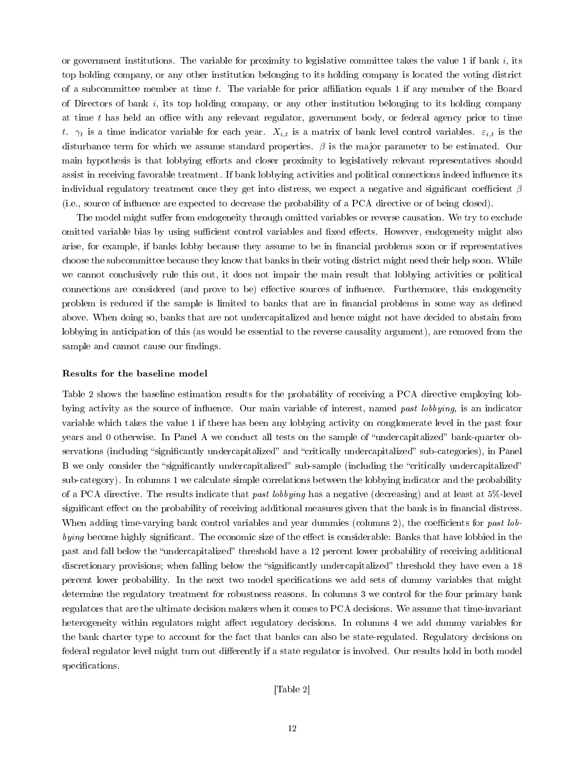or government institutions. The variable for proximity to legislative committee takes the value 1 if bank $i$, its top holding company, or any other institution belonging to its holding company is located the voting district of a subcommittee member at time $t$. The variable for prior affiliation equals 1 if any member of the Board of Directors of bank $i$, its top holding company, or any other institution belonging to its holding company at time $t$ has held an office with any relevant regulator, government body, or federal agency prior to time $t$. $\gamma_t$ is a time indicator variable for each year. $X_{i,t}$ is a matrix of bank level control variables. $\varepsilon_{i,t}$ is the disturbance term for which we assume standard properties. $\beta$ is the major parameter to be estimated. Our main hypothesis is that lobbying efforts and closer proximity to legislatively relevant representatives should assist in receiving favorable treatment. If bank lobbying activities and political connections indeed influence its individual regulatory treatment once they get into distress, we expect a negative and significant coefficient $\beta$ (i.e., source of influence are expected to decrease the probability of a PCA directive or of being closed).

The model might suffer from endogeneity through omitted variables or reverse causation. We try to exclude omitted variable bias by using sufficient control variables and fixed effects. However, endogeneity might also arise, for example, if banks lobby because they assume to be in financial problems soon or if representatives choose the subcommittee because they know that banks in their voting district might need their help soon. While we cannot conclusively rule this out, it does not impair the main result that lobbying activities or political connections are considered (and prove to be) effective sources of influence. Furthermore, this endogeneity problem is reduced if the sample is limited to banks that are in financial problems in some way as defined above. When doing so, banks that are not undercapitalized and hence might not have decided to abstain from lobbying in anticipation of this (as would be essential to the reverse causality argument), are removed from the sample and cannot cause our findings.

**Results for the baseline model**

Table 2 shows the baseline estimation results for the probability of receiving a PCA directive employing lobbying activity as the source of influence. Our main variable of interest, named *past lobbying,* is an indicator variable which takes the value 1 if there has been any lobbying activity on conglomerate level in the past four years and 0 otherwise. In Panel A we conduct all tests on the sample of "undercapitalized" bank-quarter observations (including "significantly undercapitalized" and "critically undercapitalized" sub-categories), in Panel B we only consider the "significantly undercapitalized" sub-sample (including the "critically undercapitalized" sub-category). In columns 1 we calculate simple correlations between the lobbying indicator and the probability of a PCA directive. The results indicate that *past lobbying* has a negative (decreasing) and at least at 5%-level significant effect on the probability of receiving additional measures given that the bank is in financial distress. When adding time-varying bank control variables and year dummies (columns 2), the coefficients for *past lobbying* become highly significant. The economic size of the effect is considerable: Banks that have lobbied in the past and fall below the "undercapitalized" threshold have a 12 percent lower probability of receiving additional discretionary provisions; when falling below the "significantly undercapitalized" threshold they have even a 18 percent lower probability. In the next two model specifications we add sets of dummy variables that might determine the regulatory treatment for robustness reasons. In columns 3 we control for the four primary bank regulators that are the ultimate decision makers when it comes to PCA decisions. We assume that time-invariant heterogeneity within regulators might affect regulatory decisions. In columns 4 we add dummy variables for the bank charter type to account for the fact that banks can also be state-regulated. Regulatory decisions on federal regulator level might turn out differently if a state regulator is involved. Our results hold in both model specifications.

[Table 2]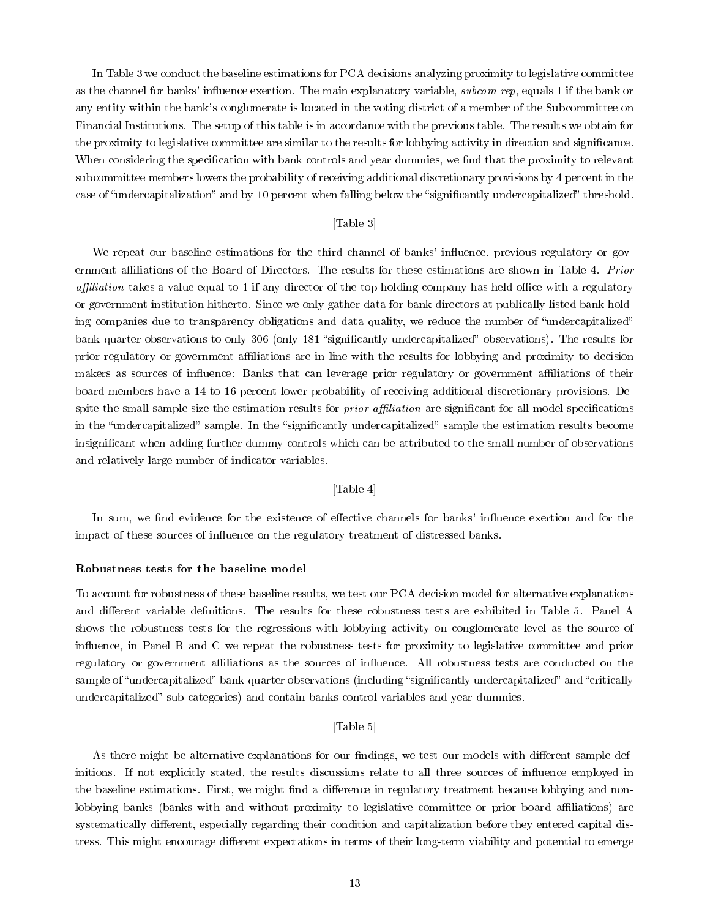In Table 3 we conduct the baseline estimations for PCA decisions analyzing proximity to legislative committee as the channel for banks' influence exertion. The main explanatory variable, *subcom rep*, equals 1 if the bank or any entity within the bank's conglomerate is located in the voting district of a member of the Subcommittee on Financial Institutions. The setup of this table is in accordance with the previous table. The results we obtain for the proximity to legislative committee are similar to the results for lobbying activity in direction and significance. When considering the specification with bank controls and year dummies, we find that the proximity to relevant subcommittee members lowers the probability of receiving additional discretionary provisions by 4 percent in the case of "undercapitalization" and by 10 percent when falling below the "significantly undercapitalized" threshold.

[Table 3]

We repeat our baseline estimations for the third channel of banks' influence, previous regulatory or government affiliations of the Board of Directors. The results for these estimations are shown in Table 4. *Prior affiliation* takes a value equal to 1 if any director of the top holding company has held office with a regulatory or government institution hitherto. Since we only gather data for bank directors at publically listed bank holding companies due to transparency obligations and data quality, we reduce the number of "undercapitalized" bank-quarter observations to only 306 (only 181 "significantly undercapitalized" observations). The results for prior regulatory or government affiliations are in line with the results for lobbying and proximity to decision makers as sources of influence: Banks that can leverage prior regulatory or government affiliations of their board members have a 14 to 16 percent lower probability of receiving additional discretionary provisions. Despite the small sample size the estimation results for *prior affiliation* are significant for all model specifications in the "undercapitalized" sample. In the "significantly undercapitalized" sample the estimation results become insignificant when adding further dummy controls which can be attributed to the small number of observations and relatively large number of indicator variables.

[Table 4]

In sum, we find evidence for the existence of effective channels for banks' influence exertion and for the impact of these sources of influence on the regulatory treatment of distressed banks.

#### Robustness tests for the baseline model

To account for robustness of these baseline results, we test our PCA decision model for alternative explanations and different variable definitions. The results for these robustness tests are exhibited in Table 5. Panel A shows the robustness tests for the regressions with lobbying activity on conglomerate level as the source of influence, in Panel B and C we repeat the robustness tests for proximity to legislative committee and prior regulatory or government affiliations as the sources of influence. All robustness tests are conducted on the sample of "undercapitalized" bank-quarter observations (including "significantly undercapitalized" and "critically undercapitalized" sub-categories) and contain banks control variables and year dummies.

[Table 5]

As there might be alternative explanations for our findings, we test our models with different sample definitions. If not explicitly stated, the results discussions relate to all three sources of influence employed in the baseline estimations. First, we might find a difference in regulatory treatment because lobbying and non-lobbying banks (banks with and without proximity to legislative committee or prior board affiliations) are systematically different, especially regarding their condition and capitalization before they entered capital distress. This might encourage different expectations in terms of their long-term viability and potential to emerge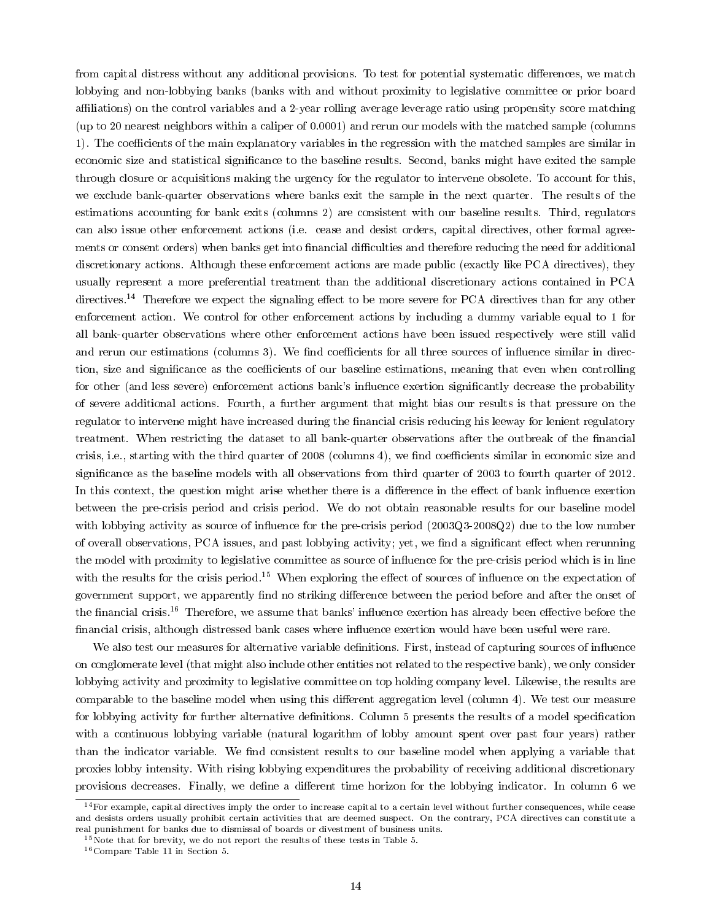from capital distress without any additional provisions. To test for potential systematic differences, we match lobbying and non-lobbying banks (banks with and without proximity to legislative committee or prior board affiliations) on the control variables and a 2-year rolling average leverage ratio using propensity score matching (up to 20 nearest neighbors within a caliper of 0.0001) and rerun our models with the matched sample (columns 1). The coefficients of the main explanatory variables in the regression with the matched samples are similar in economic size and statistical significance to the baseline results. Second, banks might have exited the sample through closure or acquisitions making the urgency for the regulator to intervene obsolete. To account for this, we exclude bank-quarter observations where banks exit the sample in the next quarter. The results of the estimations accounting for bank exits (columns 2) are consistent with our baseline results. Third, regulators can also issue other enforcement actions (i.e. cease and desist orders, capital directives, other formal agreements or consent orders) when banks get into financial difficulties and therefore reducing the need for additional discretionary actions. Although these enforcement actions are made public (exactly like PCA directives), they usually represent a more preferential treatment than the additional discretionary actions contained in PCA directives.[14] Therefore we expect the signaling effect to be more severe for PCA directives than for any other enforcement action. We control for other enforcement actions by including a dummy variable equal to 1 for all bank-quarter observations where other enforcement actions have been issued respectively were still valid and rerun our estimations (columns 3). We find coefficients for all three sources of influence similar in direction, size and significance as the coefficients of our baseline estimations, meaning that even when controlling for other (and less severe) enforcement actions bank's influence exertion significantly decrease the probability of severe additional actions. Fourth, a further argument that might bias our results is that pressure on the regulator to intervene might have increased during the financial crisis reducing his leeway for lenient regulatory treatment. When restricting the dataset to all bank-quarter observations after the outbreak of the financial crisis, i.e., starting with the third quarter of 2008 (columns 4), we find coefficients similar in economic size and significance as the baseline models with all observations from third quarter of 2003 to fourth quarter of 2012. In this context, the question might arise whether there is a difference in the effect of bank influence exertion between the pre-crisis period and crisis period. We do not obtain reasonable results for our baseline model with lobbying activity as source of influence for the pre-crisis period (2003Q3-2008Q2) due to the low number of overall observations, PCA issues, and past lobbying activity; yet, we find a significant effect when rerunning the model with proximity to legislative committee as source of influence for the pre-crisis period which is in line with the results for the crisis period.[15] When exploring the effect of sources of influence on the expectation of government support, we apparently find no striking difference between the period before and after the onset of the financial crisis.[16] Therefore, we assume that banks' influence exertion has already been effective before the financial crisis, although distressed bank cases where influence exertion would have been useful were rare.

We also test our measures for alternative variable definitions. First, instead of capturing sources of influence on conglomerate level (that might also include other entities not related to the respective bank), we only consider lobbying activity and proximity to legislative committee on top holding company level. Likewise, the results are comparable to the baseline model when using this different aggregation level (column 4). We test our measure for lobbying activity for further alternative definitions. Column 5 presents the results of a model specification with a continuous lobbying variable (natural logarithm of lobby amount spent over past four years) rather than the indicator variable. We find consistent results to our baseline model when applying a variable that proxies lobby intensity. With rising lobbying expenditures the probability of receiving additional discretionary provisions decreases. Finally, we define a different time horizon for the lobbying indicator. In column 6 we

[14] For example, capital directives imply the order to increase capital to a certain level without further consequences, while cease and desists orders usually prohibit certain activities that are deemed suspect. On the contrary, PCA directives can constitute a real punishment for banks due to dismissal of boards or divestment of business units.

[15] Note that for brevity, we do not report the results of these tests in Table 5.

[16] Compare Table 11 in Section 5.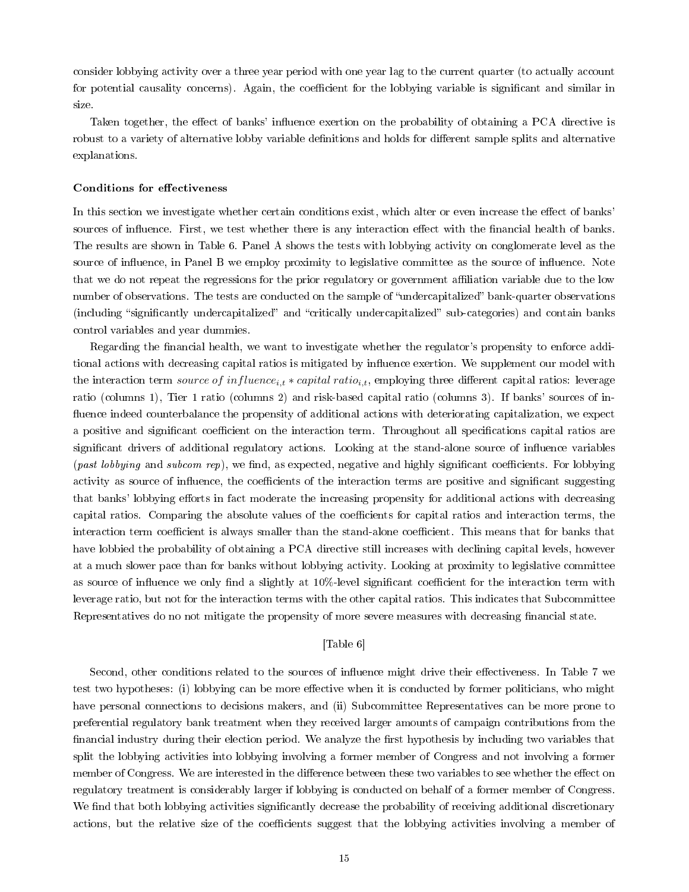consider lobbying activity over a three year period with one year lag to the current quarter (to actually account for potential causality concerns). Again, the coefficient for the lobbying variable is significant and similar in size.

Taken together, the effect of banks' influence exertion on the probability of obtaining a PCA directive is robust to a variety of alternative lobby variable definitions and holds for different sample splits and alternative explanations.

**Conditions for effectiveness**

In this section we investigate whether certain conditions exist, which alter or even increase the effect of banks' sources of influence. First, we test whether there is any interaction effect with the financial health of banks. The results are shown in Table 6. Panel A shows the tests with lobbying activity on conglomerate level as the source of influence, in Panel B we employ proximity to legislative committee as the source of influence. Note that we do not repeat the regressions for the prior regulatory or government affiliation variable due to the low number of observations. The tests are conducted on the sample of "undercapitalized" bank-quarter observations (including "significantly undercapitalized" and "critically undercapitalized" sub-categories) and contain banks control variables and year dummies.

Regarding the financial health, we want to investigate whether the regulator's propensity to enforce additional actions with decreasing capital ratios is mitigated by influence exertion. We supplement our model with the interaction term $source\ of\ influence_{i,t} * capital\ ratio_{i,t}$, employing three different capital ratios: leverage ratio (columns 1), Tier 1 ratio (columns 2) and risk-based capital ratio (columns 3). If banks' sources of influence indeed counterbalance the propensity of additional actions with deteriorating capitalization, we expect a positive and significant coefficient on the interaction term. Throughout all specifications capital ratios are significant drivers of additional regulatory actions. Looking at the stand-alone source of influence variables (*past lobbying* and *subcom rep*), we find, as expected, negative and highly significant coefficients. For lobbying activity as source of influence, the coefficients of the interaction terms are positive and significant suggesting that banks' lobbying efforts in fact moderate the increasing propensity for additional actions with decreasing capital ratios. Comparing the absolute values of the coefficients for capital ratios and interaction terms, the interaction term coefficient is always smaller than the stand-alone coefficient. This means that for banks that have lobbied the probability of obtaining a PCA directive still increases with declining capital levels, however at a much slower pace than for banks without lobbying activity. Looking at proximity to legislative committee as source of influence we only find a slightly at 10%-level significant coefficient for the interaction term with leverage ratio, but not for the interaction terms with the other capital ratios. This indicates that Subcommittee Representatives do no not mitigate the propensity of more severe measures with decreasing financial state.

[Table 6]

Second, other conditions related to the sources of influence might drive their effectiveness. In Table 7 we test two hypotheses: (i) lobbying can be more effective when it is conducted by former politicians, who might have personal connections to decisions makers, and (ii) Subcommittee Representatives can be more prone to preferential regulatory bank treatment when they received larger amounts of campaign contributions from the financial industry during their election period. We analyze the first hypothesis by including two variables that split the lobbying activities into lobbying involving a former member of Congress and not involving a former member of Congress. We are interested in the difference between these two variables to see whether the effect on regulatory treatment is considerably larger if lobbying is conducted on behalf of a former member of Congress. We find that both lobbying activities significantly decrease the probability of receiving additional discretionary actions, but the relative size of the coefficients suggest that the lobbying activities involving a member of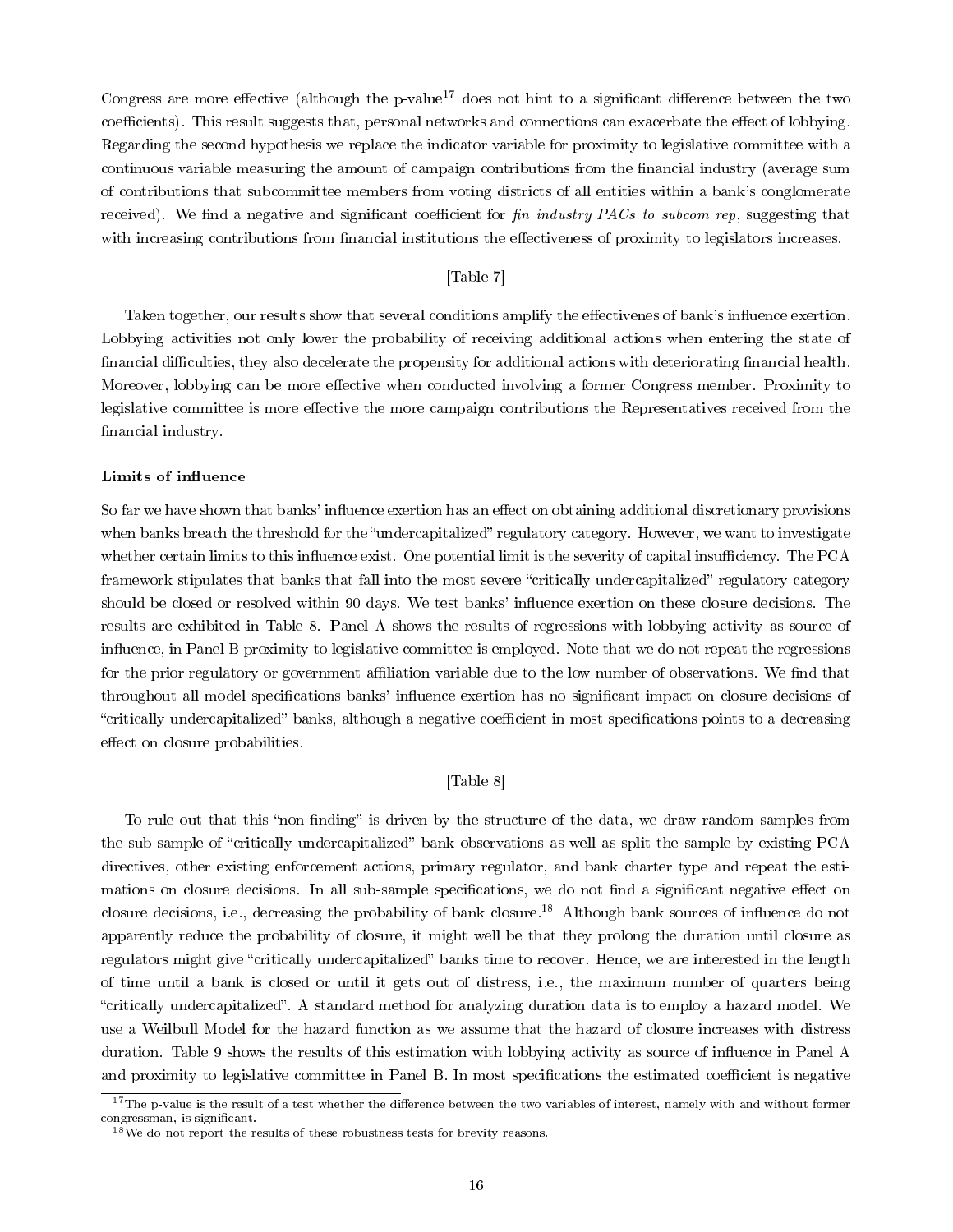Congress are more effective (although the p-value[17] does not hint to a significant difference between the two coefficients). This result suggests that, personal networks and connections can exacerbate the effect of lobbying. Regarding the second hypothesis we replace the indicator variable for proximity to legislative committee with a continuous variable measuring the amount of campaign contributions from the financial industry (average sum of contributions that subcommittee members from voting districts of all entities within a bank's conglomerate received). We find a negative and significant coefficient for *fin industry PACs to subcom rep*, suggesting that with increasing contributions from financial institutions the effectiveness of proximity to legislators increases.

[Table 7]

Taken together, our results show that several conditions amplify the effectivenes of bank's influence exertion. Lobbying activities not only lower the probability of receiving additional actions when entering the state of financial difficulties, they also decelerate the propensity for additional actions with deteriorating financial health. Moreover, lobbying can be more effective when conducted involving a former Congress member. Proximity to legislative committee is more effective the more campaign contributions the Representatives received from the financial industry.

**Limits of influence**

So far we have shown that banks' influence exertion has an effect on obtaining additional discretionary provisions when banks breach the threshold for the "undercapitalized" regulatory category. However, we want to investigate whether certain limits to this influence exist. One potential limit is the severity of capital insufficiency. The PCA framework stipulates that banks that fall into the most severe "critically undercapitalized" regulatory category should be closed or resolved within 90 days. We test banks' influence exertion on these closure decisions. The results are exhibited in Table 8. Panel A shows the results of regressions with lobbying activity as source of influence, in Panel B proximity to legislative committee is employed. Note that we do not repeat the regressions for the prior regulatory or government affiliation variable due to the low number of observations. We find that throughout all model specifications banks' influence exertion has no significant impact on closure decisions of "critically undercapitalized" banks, although a negative coefficient in most specifications points to a decreasing effect on closure probabilities.

[Table 8]

To rule out that this "non-finding" is driven by the structure of the data, we draw random samples from the sub-sample of "critically undercapitalized" bank observations as well as split the sample by existing PCA directives, other existing enforcement actions, primary regulator, and bank charter type and repeat the estimations on closure decisions. In all sub-sample specifications, we do not find a significant negative effect on closure decisions, i.e., decreasing the probability of bank closure.[18] Although bank sources of influence do not apparently reduce the probability of closure, it might well be that they prolong the duration until closure as regulators might give "critically undercapitalized" banks time to recover. Hence, we are interested in the length of time until a bank is closed or until it gets out of distress, i.e., the maximum number of quarters being "critically undercapitalized". A standard method for analyzing duration data is to employ a hazard model. We use a Weilbull Model for the hazard function as we assume that the hazard of closure increases with distress duration. Table 9 shows the results of this estimation with lobbying activity as source of influence in Panel A and proximity to legislative committee in Panel B. In most specifications the estimated coefficient is negative

[17] The p-value is the result of a test whether the difference between the two variables of interest, namely with and without former congressman, is significant.

[18] We do not report the results of these robustness tests for brevity reasons.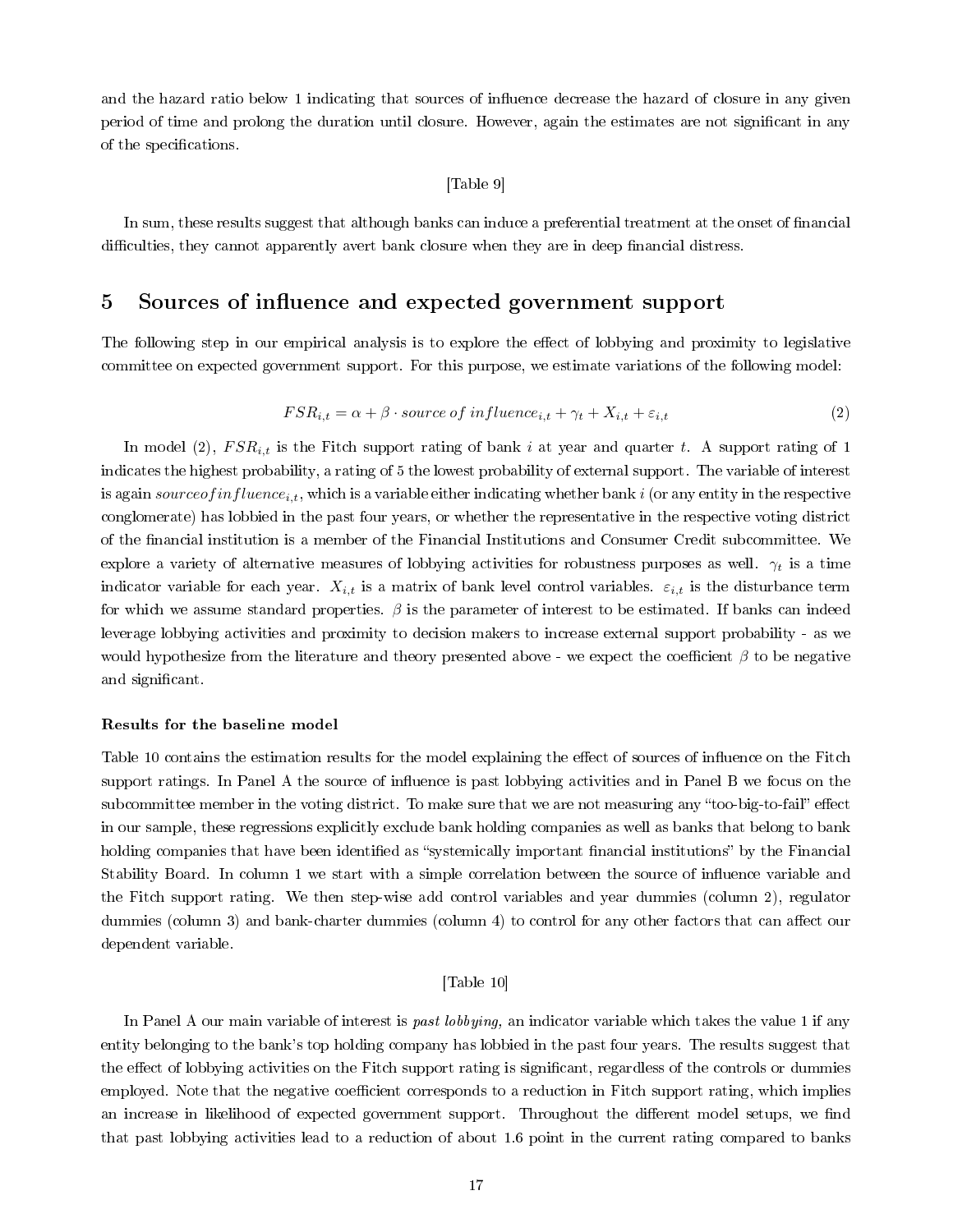and the hazard ratio below 1 indicating that sources of influence decrease the hazard of closure in any given period of time and prolong the duration until closure. However, again the estimates are not significant in any of the specifications.

[Table 9]

In sum, these results suggest that although banks can induce a preferential treatment at the onset of financial difficulties, they cannot apparently avert bank closure when they are in deep financial distress.

# 5 Sources of influence and expected government support

The following step in our empirical analysis is to explore the effect of lobbying and proximity to legislative committee on expected government support. For this purpose, we estimate variations of the following model:

$$FSR_{i,t} = \alpha + \beta \cdot source\ of\ influence_{i,t} + \gamma_t + X_{i,t} + \varepsilon_{i,t} \tag{2}$$

In model (2), $FSR_{i,t}$ is the Fitch support rating of bank $i$ at year and quarter $t$. A support rating of 1 indicates the highest probability, a rating of 5 the lowest probability of external support. The variable of interest is again $sourceofinfluence_{i,t}$, which is a variable either indicating whether bank $i$ (or any entity in the respective conglomerate) has lobbied in the past four years, or whether the representative in the respective voting district of the financial institution is a member of the Financial Institutions and Consumer Credit subcommittee. We explore a variety of alternative measures of lobbying activities for robustness purposes as well. $\gamma_t$ is a time indicator variable for each year. $X_{i,t}$ is a matrix of bank level control variables. $\varepsilon_{i,t}$ is the disturbance term for which we assume standard properties. $\beta$ is the parameter of interest to be estimated. If banks can indeed leverage lobbying activities and proximity to decision makers to increase external support probability - as we would hypothesize from the literature and theory presented above - we expect the coefficient $\beta$ to be negative and significant.

**Results for the baseline model**

Table 10 contains the estimation results for the model explaining the effect of sources of influence on the Fitch support ratings. In Panel A the source of influence is past lobbying activities and in Panel B we focus on the subcommittee member in the voting district. To make sure that we are not measuring any "too-big-to-fail" effect in our sample, these regressions explicitly exclude bank holding companies as well as banks that belong to bank holding companies that have been identified as "systemically important financial institutions" by the Financial Stability Board. In column 1 we start with a simple correlation between the source of influence variable and the Fitch support rating. We then step-wise add control variables and year dummies (column 2), regulator dummies (column 3) and bank-charter dummies (column 4) to control for any other factors that can affect our dependent variable.

[Table 10]

In Panel A our main variable of interest is *past lobbying,* an indicator variable which takes the value 1 if any entity belonging to the bank's top holding company has lobbied in the past four years. The results suggest that the effect of lobbying activities on the Fitch support rating is significant, regardless of the controls or dummies employed. Note that the negative coefficient corresponds to a reduction in Fitch support rating, which implies an increase in likelihood of expected government support. Throughout the different model setups, we find that past lobbying activities lead to a reduction of about 1.6 point in the current rating compared to banks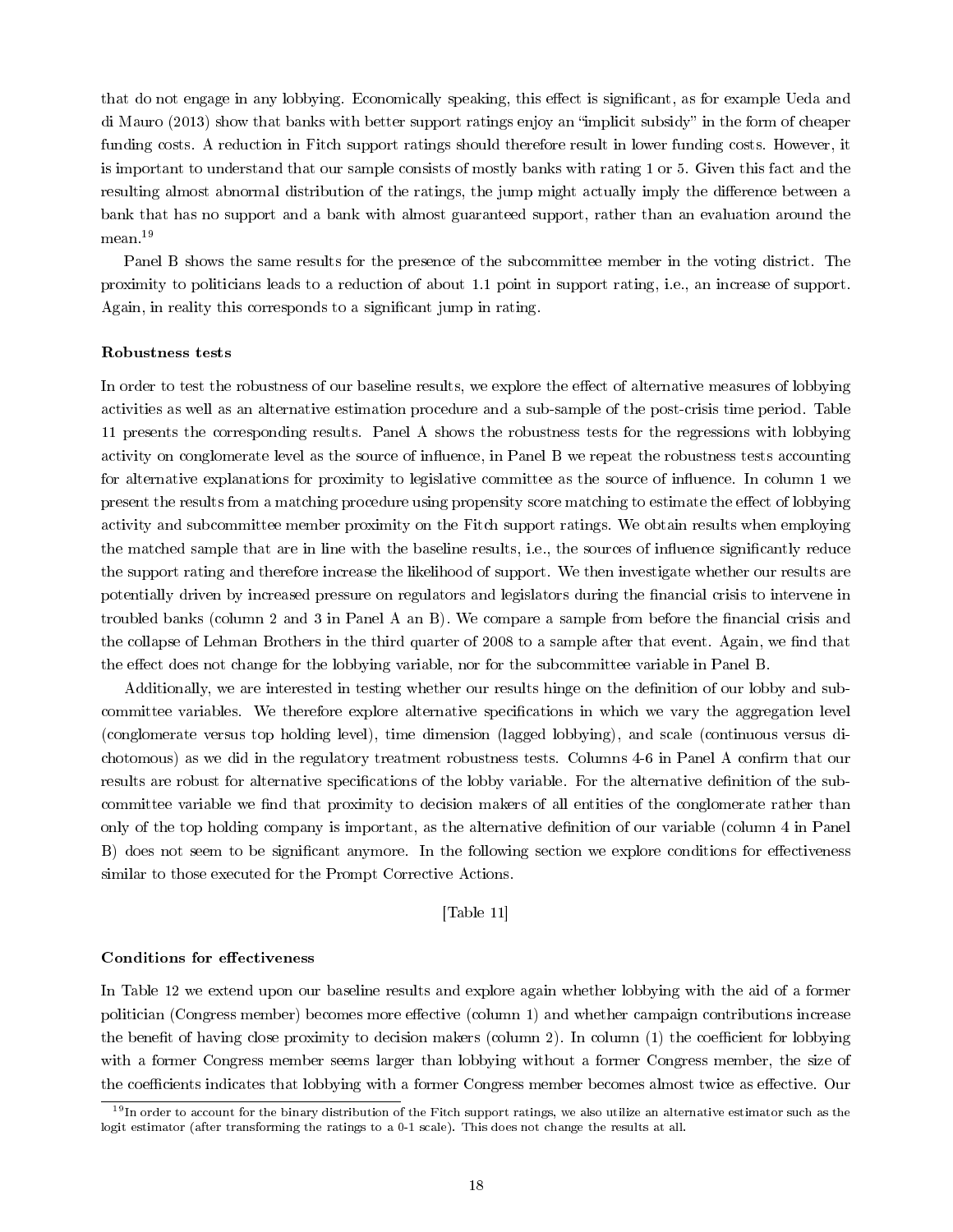that do not engage in any lobbying. Economically speaking, this effect is significant, as for example Ueda and di Mauro (2013) show that banks with better support ratings enjoy an "implicit subsidy" in the form of cheaper funding costs. A reduction in Fitch support ratings should therefore result in lower funding costs. However, it is important to understand that our sample consists of mostly banks with rating 1 or 5. Given this fact and the resulting almost abnormal distribution of the ratings, the jump might actually imply the difference between a bank that has no support and a bank with almost guaranteed support, rather than an evaluation around the mean.[19]

Panel B shows the same results for the presence of the subcommittee member in the voting district. The proximity to politicians leads to a reduction of about 1.1 point in support rating, i.e., an increase of support. Again, in reality this corresponds to a significant jump in rating.

**Robustness tests**

In order to test the robustness of our baseline results, we explore the effect of alternative measures of lobbying activities as well as an alternative estimation procedure and a sub-sample of the post-crisis time period. Table 11 presents the corresponding results. Panel A shows the robustness tests for the regressions with lobbying activity on conglomerate level as the source of influence, in Panel B we repeat the robustness tests accounting for alternative explanations for proximity to legislative committee as the source of influence. In column 1 we present the results from a matching procedure using propensity score matching to estimate the effect of lobbying activity and subcommittee member proximity on the Fitch support ratings. We obtain results when employing the matched sample that are in line with the baseline results, i.e., the sources of influence significantly reduce the support rating and therefore increase the likelihood of support. We then investigate whether our results are potentially driven by increased pressure on regulators and legislators during the financial crisis to intervene in troubled banks (column 2 and 3 in Panel A an B). We compare a sample from before the financial crisis and the collapse of Lehman Brothers in the third quarter of 2008 to a sample after that event. Again, we find that the effect does not change for the lobbying variable, nor for the subcommittee variable in Panel B.

Additionally, we are interested in testing whether our results hinge on the definition of our lobby and subcommittee variables. We therefore explore alternative specifications in which we vary the aggregation level (conglomerate versus top holding level), time dimension (lagged lobbying), and scale (continuous versus dichotomous) as we did in the regulatory treatment robustness tests. Columns 4-6 in Panel A confirm that our results are robust for alternative specifications of the lobby variable. For the alternative definition of the subcommittee variable we find that proximity to decision makers of all entities of the conglomerate rather than only of the top holding company is important, as the alternative definition of our variable (column 4 in Panel B) does not seem to be significant anymore. In the following section we explore conditions for effectiveness similar to those executed for the Prompt Corrective Actions.

[Table 11]

**Conditions for effectiveness**

In Table 12 we extend upon our baseline results and explore again whether lobbying with the aid of a former politician (Congress member) becomes more effective (column 1) and whether campaign contributions increase the benefit of having close proximity to decision makers (column 2). In column (1) the coefficient for lobbying with a former Congress member seems larger than lobbying without a former Congress member, the size of the coefficients indicates that lobbying with a former Congress member becomes almost twice as effective. Our

[19] In order to account for the binary distribution of the Fitch support ratings, we also utilize an alternative estimator such as the logit estimator (after transforming the ratings to a 0-1 scale). This does not change the results at all.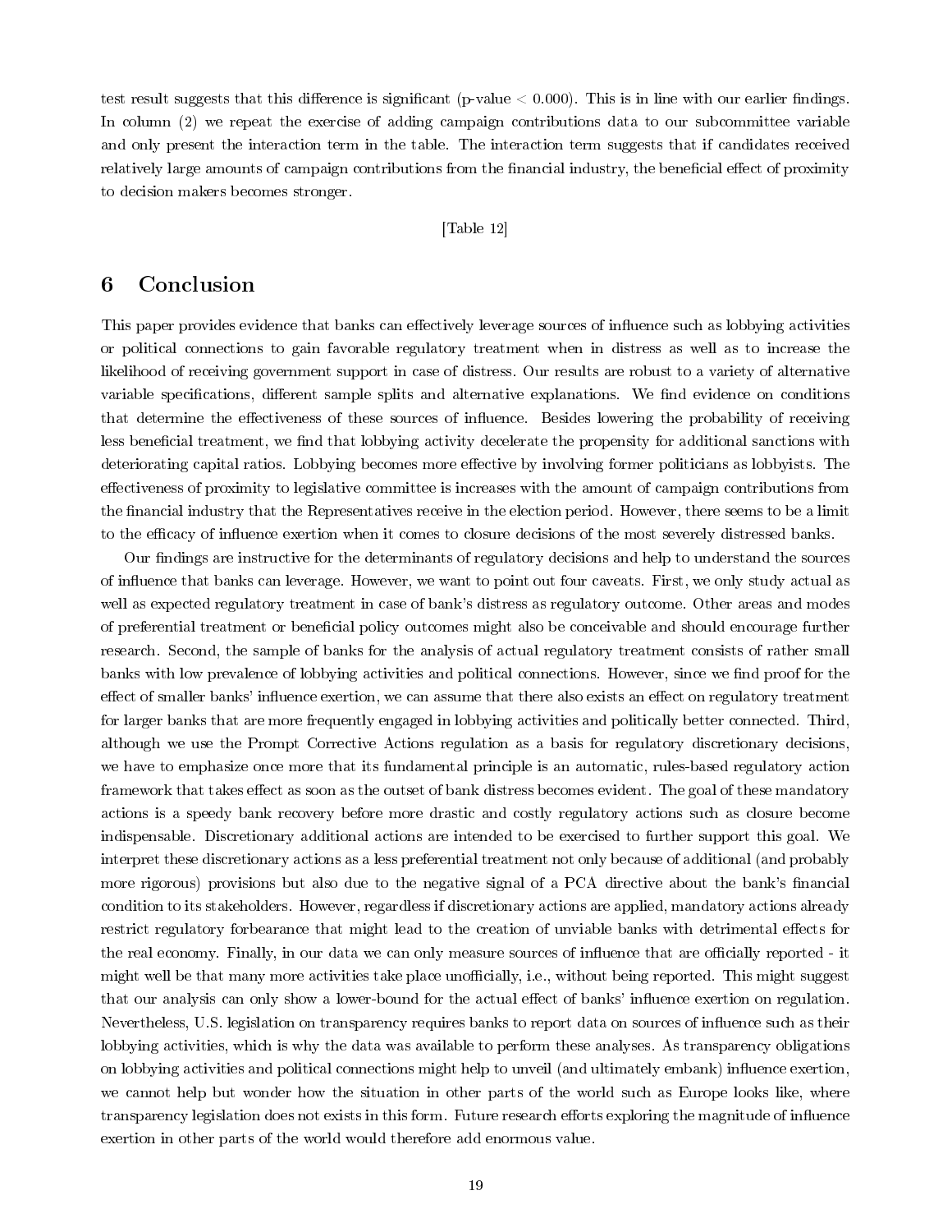test result suggests that this difference is significant (p-value $< 0.000$). This is in line with our earlier findings. In column (2) we repeat the exercise of adding campaign contributions data to our subcommittee variable and only present the interaction term in the table. The interaction term suggests that if candidates received relatively large amounts of campaign contributions from the financial industry, the beneficial effect of proximity to decision makers becomes stronger.

[Table 12]

## 6 Conclusion

This paper provides evidence that banks can effectively leverage sources of influence such as lobbying activities or political connections to gain favorable regulatory treatment when in distress as well as to increase the likelihood of receiving government support in case of distress. Our results are robust to a variety of alternative variable specifications, different sample splits and alternative explanations. We find evidence on conditions that determine the effectiveness of these sources of influence. Besides lowering the probability of receiving less beneficial treatment, we find that lobbying activity decelerate the propensity for additional sanctions with deteriorating capital ratios. Lobbying becomes more effective by involving former politicians as lobbyists. The effectiveness of proximity to legislative committee is increases with the amount of campaign contributions from the financial industry that the Representatives receive in the election period. However, there seems to be a limit to the efficacy of influence exertion when it comes to closure decisions of the most severely distressed banks.

Our findings are instructive for the determinants of regulatory decisions and help to understand the sources of influence that banks can leverage. However, we want to point out four caveats. First, we only study actual as well as expected regulatory treatment in case of bank's distress as regulatory outcome. Other areas and modes of preferential treatment or beneficial policy outcomes might also be conceivable and should encourage further research. Second, the sample of banks for the analysis of actual regulatory treatment consists of rather small banks with low prevalence of lobbying activities and political connections. However, since we find proof for the effect of smaller banks' influence exertion, we can assume that there also exists an effect on regulatory treatment for larger banks that are more frequently engaged in lobbying activities and politically better connected. Third, although we use the Prompt Corrective Actions regulation as a basis for regulatory discretionary decisions, we have to emphasize once more that its fundamental principle is an automatic, rules-based regulatory action framework that takes effect as soon as the outset of bank distress becomes evident. The goal of these mandatory actions is a speedy bank recovery before more drastic and costly regulatory actions such as closure become indispensable. Discretionary additional actions are intended to be exercised to further support this goal. We interpret these discretionary actions as a less preferential treatment not only because of additional (and probably more rigorous) provisions but also due to the negative signal of a PCA directive about the bank's financial condition to its stakeholders. However, regardless if discretionary actions are applied, mandatory actions already restrict regulatory forbearance that might lead to the creation of unviable banks with detrimental effects for the real economy. Finally, in our data we can only measure sources of influence that are officially reported - it might well be that many more activities take place unofficially, i.e., without being reported. This might suggest that our analysis can only show a lower-bound for the actual effect of banks' influence exertion on regulation. Nevertheless, U.S. legislation on transparency requires banks to report data on sources of influence such as their lobbying activities, which is why the data was available to perform these analyses. As transparency obligations on lobbying activities and political connections might help to unveil (and ultimately embank) influence exertion, we cannot help but wonder how the situation in other parts of the world such as Europe looks like, where transparency legislation does not exists in this form. Future research efforts exploring the magnitude of influence exertion in other parts of the world would therefore add enormous value.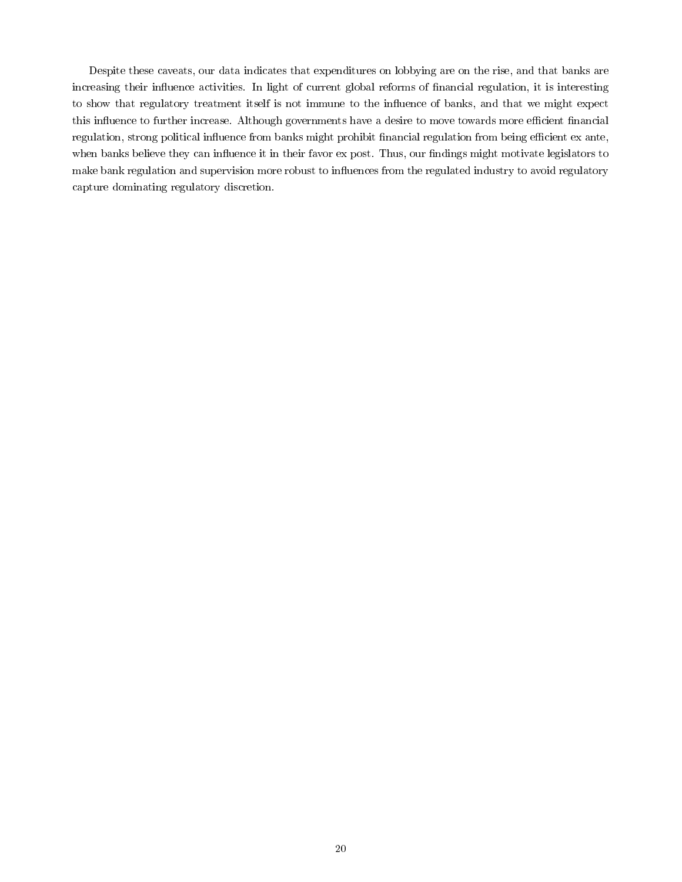Despite these caveats, our data indicates that expenditures on lobbying are on the rise, and that banks are increasing their influence activities. In light of current global reforms of financial regulation, it is interesting to show that regulatory treatment itself is not immune to the influence of banks, and that we might expect this influence to further increase. Although governments have a desire to move towards more efficient financial regulation, strong political influence from banks might prohibit financial regulation from being efficient ex ante, when banks believe they can influence it in their favor ex post. Thus, our findings might motivate legislators to make bank regulation and supervision more robust to influences from the regulated industry to avoid regulatory capture dominating regulatory discretion.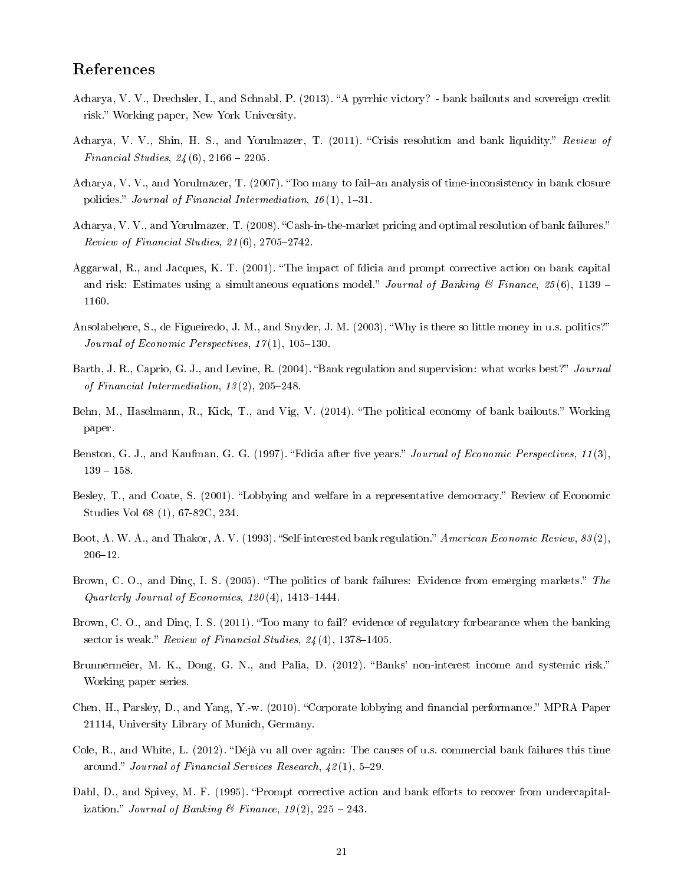## References

Acharya, V. V., Drechsler, I., and Schnabl, P. (2013). "A pyrrhic victory? - bank bailouts and sovereign credit risk." Working paper, New York University.

Acharya, V. V., Shin, H. S., and Yorulmazer, T. (2011). "Crisis resolution and bank liquidity." *Review of Financial Studies*, *24*(6), 2166 – 2205.

Acharya, V. V., and Yorulmazer, T. (2007). "Too many to fail–an analysis of time-inconsistency in bank closure policies." *Journal of Financial Intermediation*, *16*(1), 1–31.

Acharya, V. V., and Yorulmazer, T. (2008). "Cash-in-the-market pricing and optimal resolution of bank failures." *Review of Financial Studies*, *21*(6), 2705–2742.

Aggarwal, R., and Jacques, K. T. (2001). "The impact of fdicia and prompt corrective action on bank capital and risk: Estimates using a simultaneous equations model." *Journal of Banking & Finance*, *25*(6), 1139 – 1160.

Ansolabehere, S., de Figueiredo, J. M., and Snyder, J. M. (2003). "Why is there so little money in u.s. politics?" *Journal of Economic Perspectives*, *17*(1), 105–130.

Barth, J. R., Caprio, G. J., and Levine, R. (2004). "Bank regulation and supervision: what works best?" *Journal of Financial Intermediation*, *13*(2), 205–248.

Behn, M., Haselmann, R., Kick, T., and Vig, V. (2014). "The political economy of bank bailouts." Working paper.

Benston, G. J., and Kaufman, G. G. (1997). "Fdicia after five years." *Journal of Economic Perspectives*, *11*(3), 139 – 158.

Besley, T., and Coate, S. (2001). "Lobbying and welfare in a representative democracy." Review of Economic Studies Vol 68 (1), 67-82C, 234.

Boot, A. W. A., and Thakor, A. V. (1993). "Self-interested bank regulation." *American Economic Review*, *83*(2), 206–12.

Brown, C. O., and Dinç, I. S. (2005). "The politics of bank failures: Evidence from emerging markets." *The Quarterly Journal of Economics*, *120*(4), 1413–1444.

Brown, C. O., and Dinç, I. S. (2011). "Too many to fail? evidence of regulatory forbearance when the banking sector is weak." *Review of Financial Studies*, *24*(4), 1378–1405.

Brunnermeier, M. K., Dong, G. N., and Palia, D. (2012). "Banks' non-interest income and systemic risk." Working paper series.

Chen, H., Parsley, D., and Yang, Y.-w. (2010). "Corporate lobbying and financial performance." MPRA Paper 21114, University Library of Munich, Germany.

Cole, R., and White, L. (2012). "Déjà vu all over again: The causes of u.s. commercial bank failures this time around." *Journal of Financial Services Research*, *42*(1), 5–29.

Dahl, D., and Spivey, M. F. (1995). "Prompt corrective action and bank efforts to recover from undercapitalization." *Journal of Banking & Finance*, *19*(2), 225 – 243.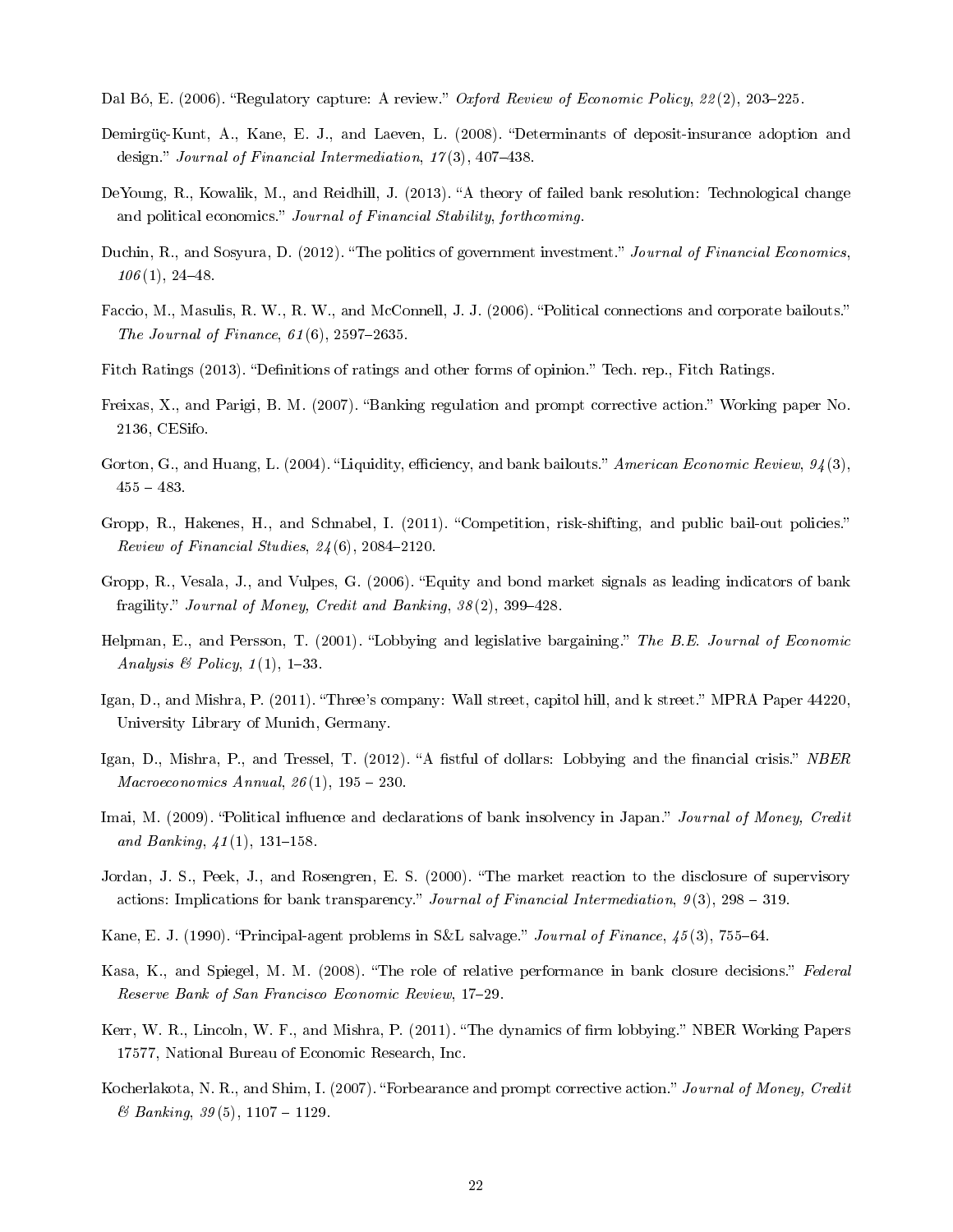Dal Bó, E. (2006). "Regulatory capture: A review." *Oxford Review of Economic Policy*, *22*(2), 203–225.

Demirgüç-Kunt, A., Kane, E. J., and Laeven, L. (2008). "Determinants of deposit-insurance adoption and design." *Journal of Financial Intermediation*, *17*(3), 407–438.

DeYoung, R., Kowalik, M., and Reidhill, J. (2013). "A theory of failed bank resolution: Technological change and political economics." *Journal of Financial Stability, forthcoming.*

Duchin, R., and Sosyura, D. (2012). "The politics of government investment." *Journal of Financial Economics*, *106*(1), 24–48.

Faccio, M., Masulis, R. W., R. W., and McConnell, J. J. (2006). "Political connections and corporate bailouts." *The Journal of Finance*, *61*(6), 2597–2635.

Fitch Ratings (2013). "Definitions of ratings and other forms of opinion." Tech. rep., Fitch Ratings.

Freixas, X., and Parigi, B. M. (2007). "Banking regulation and prompt corrective action." Working paper No. 2136, CESifo.

Gorton, G., and Huang, L. (2004). "Liquidity, efficiency, and bank bailouts." *American Economic Review*, *94*(3), 455 – 483.

Gropp, R., Hakenes, H., and Schnabel, I. (2011). "Competition, risk-shifting, and public bail-out policies." *Review of Financial Studies*, *24*(6), 2084–2120.

Gropp, R., Vesala, J., and Vulpes, G. (2006). "Equity and bond market signals as leading indicators of bank fragility." *Journal of Money, Credit and Banking*, *38*(2), 399–428.

Helpman, E., and Persson, T. (2001). "Lobbying and legislative bargaining." *The B.E. Journal of Economic Analysis & Policy*, *1*(1), 1–33.

Igan, D., and Mishra, P. (2011). "Three's company: Wall street, capitol hill, and k street." MPRA Paper 44220, University Library of Munich, Germany.

Igan, D., Mishra, P., and Tressel, T. (2012). "A fistful of dollars: Lobbying and the financial crisis." *NBER Macroeconomics Annual*, *26*(1), 195 – 230.

Imai, M. (2009). "Political influence and declarations of bank insolvency in Japan." *Journal of Money, Credit and Banking*, *41*(1), 131–158.

Jordan, J. S., Peek, J., and Rosengren, E. S. (2000). "The market reaction to the disclosure of supervisory actions: Implications for bank transparency." *Journal of Financial Intermediation*, *9*(3), 298 – 319.

Kane, E. J. (1990). "Principal-agent problems in S&L salvage." *Journal of Finance*, *45*(3), 755–64.

Kasa, K., and Spiegel, M. M. (2008). "The role of relative performance in bank closure decisions." *Federal Reserve Bank of San Francisco Economic Review*, 17–29.

Kerr, W. R., Lincoln, W. F., and Mishra, P. (2011). "The dynamics of firm lobbying." NBER Working Papers 17577, National Bureau of Economic Research, Inc.

Kocherlakota, N. R., and Shim, I. (2007). "Forbearance and prompt corrective action." *Journal of Money, Credit & Banking*, *39*(5), 1107 – 1129.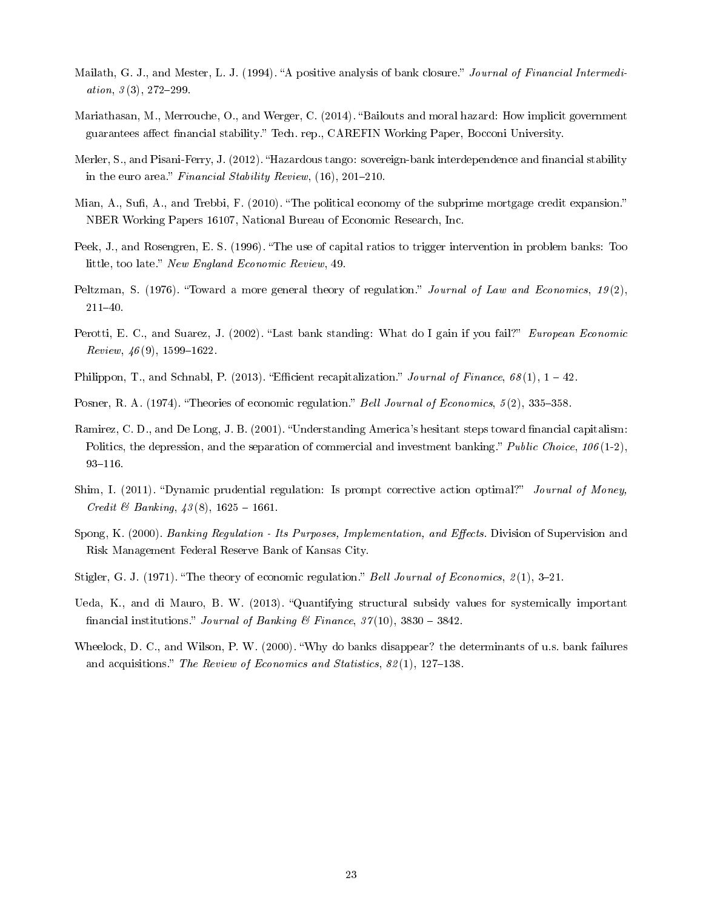Mailath, G. J., and Mester, L. J. (1994). "A positive analysis of bank closure." *Journal of Financial Intermediation*, *3* (3), 272–299.

Mariathasan, M., Merrouche, O., and Werger, C. (2014). "Bailouts and moral hazard: How implicit government guarantees affect financial stability." Tech. rep., CAREFIN Working Paper, Bocconi University.

Merler, S., and Pisani-Ferry, J. (2012). "Hazardous tango: sovereign-bank interdependence and financial stability in the euro area." *Financial Stability Review*, (16), 201–210.

Mian, A., Sufi, A., and Trebbi, F. (2010). "The political economy of the subprime mortgage credit expansion." NBER Working Papers 16107, National Bureau of Economic Research, Inc.

Peek, J., and Rosengren, E. S. (1996). "The use of capital ratios to trigger intervention in problem banks: Too little, too late." *New England Economic Review*, 49.

Peltzman, S. (1976). "Toward a more general theory of regulation." *Journal of Law and Economics*, *19* (2), 211–40.

Perotti, E. C., and Suarez, J. (2002). "Last bank standing: What do I gain if you fail?" *European Economic Review*, *46* (9), 1599–1622.

Philippon, T., and Schnabl, P. (2013). "Efficient recapitalization." *Journal of Finance*, *68* (1), 1 – 42.

Posner, R. A. (1974). "Theories of economic regulation." *Bell Journal of Economics*, *5* (2), 335–358.

Ramirez, C. D., and De Long, J. B. (2001). "Understanding America's hesitant steps toward financial capitalism: Politics, the depression, and the separation of commercial and investment banking." *Public Choice*, *106* (1-2), 93–116.

Shim, I. (2011). "Dynamic prudential regulation: Is prompt corrective action optimal?" *Journal of Money, Credit & Banking*, *43* (8), 1625 – 1661.

Spong, K. (2000). *Banking Regulation - Its Purposes, Implementation, and Effects*. Division of Supervision and Risk Management Federal Reserve Bank of Kansas City.

Stigler, G. J. (1971). "The theory of economic regulation." *Bell Journal of Economics*, *2* (1), 3–21.

Ueda, K., and di Mauro, B. W. (2013). "Quantifying structural subsidy values for systemically important financial institutions." *Journal of Banking & Finance*, *37* (10), 3830 – 3842.

Wheelock, D. C., and Wilson, P. W. (2000). "Why do banks disappear? the determinants of u.s. bank failures and acquisitions." *The Review of Economics and Statistics*, *82* (1), 127–138.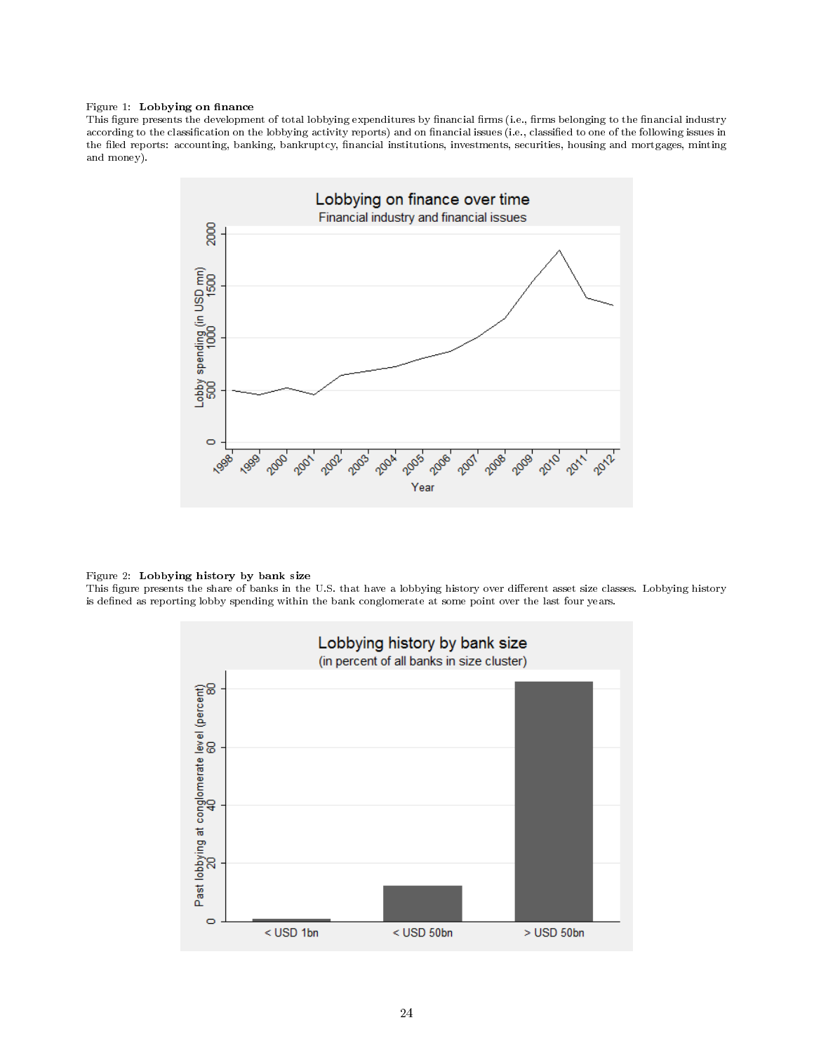Figure 1: **Lobbying on finance**
This figure presents the development of total lobbying expenditures by financial firms (i.e., firms belonging to the financial industry according to the classification on the lobbying activity reports) and on financial issues (i.e., classified to one of the following issues in the filed reports: accounting, banking, bankruptcy, financial institutions, investments, securities, housing and mortgages, minting and money).

Figure 2: **Lobbying history by bank size**
This figure presents the share of banks in the U.S. that have a lobbying history over different asset size classes. Lobbying history is defined as reporting lobby spending within the bank conglomerate at some point over the last four years.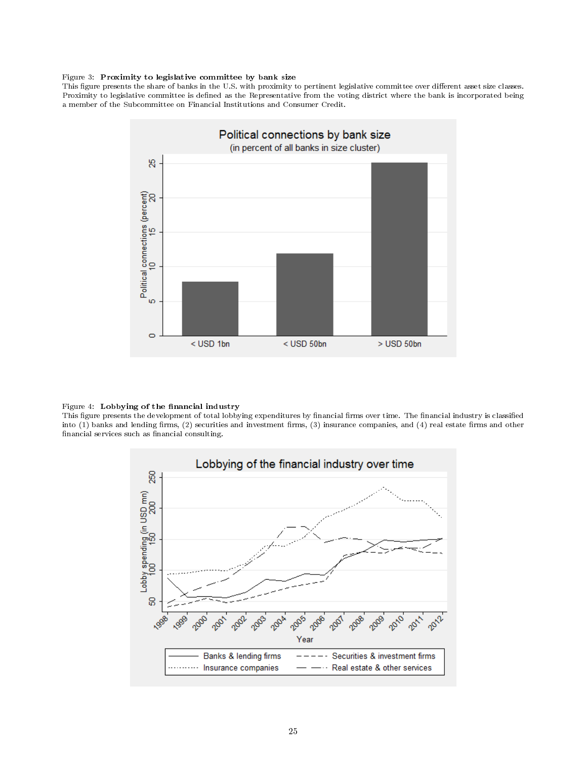Figure 3: **Proximity to legislative committee by bank size**
This figure presents the share of banks in the U.S. with proximity to pertinent legislative committee over different asset size classes. Proximity to legislative committee is defined as the Representative from the voting district where the bank is incorporated being a member of the Subcommittee on Financial Institutions and Consumer Credit.

Figure 4: **Lobbying of the financial industry**
This figure presents the development of total lobbying expenditures by financial firms over time. The financial industry is classified into (1) banks and lending firms, (2) securities and investment firms, (3) insurance companies, and (4) real estate firms and other financial services such as financial consulting.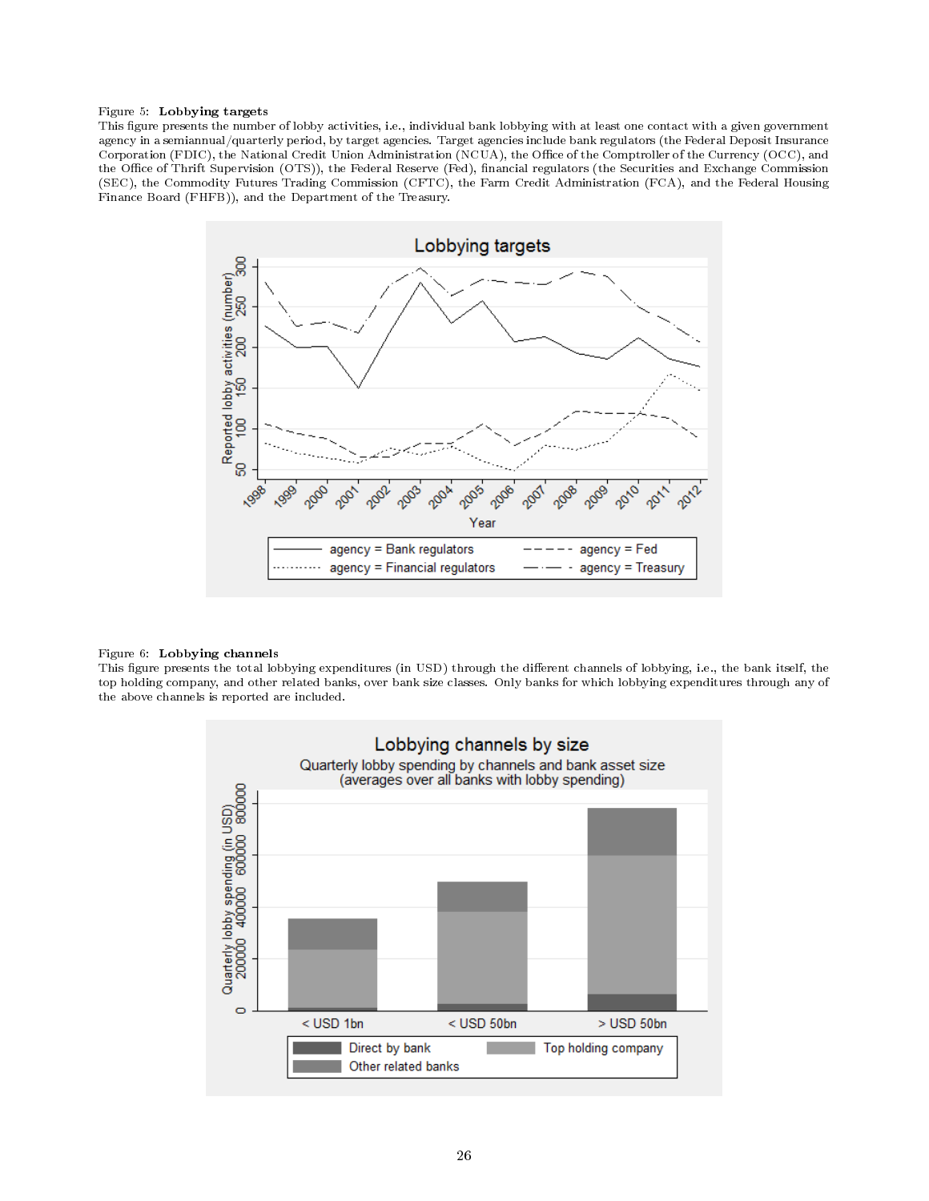Figure 5: **Lobbying targets**

This figure presents the number of lobby activities, i.e., individual bank lobbying with at least one contact with a given government agency in a semiannual/quarterly period, by target agencies. Target agencies include bank regulators (the Federal Deposit Insurance Corporation (FDIC), the National Credit Union Administration (NCUA), the Office of the Comptroller of the Currency (OCC), and the Office of Thrift Supervision (OTS)), the Federal Reserve (Fed), financial regulators (the Securities and Exchange Commission (SEC), the Commodity Futures Trading Commission (CFTC), the Farm Credit Administration (FCA), and the Federal Housing Finance Board (FHFB)), and the Department of the Treasury.

Figure 6: **Lobbying channels**

This figure presents the total lobbying expenditures (in USD) through the different channels of lobbying, i.e., the bank itself, the top holding company, and other related banks, over bank size classes. Only banks for which lobbying expenditures through any of the above channels is reported are included.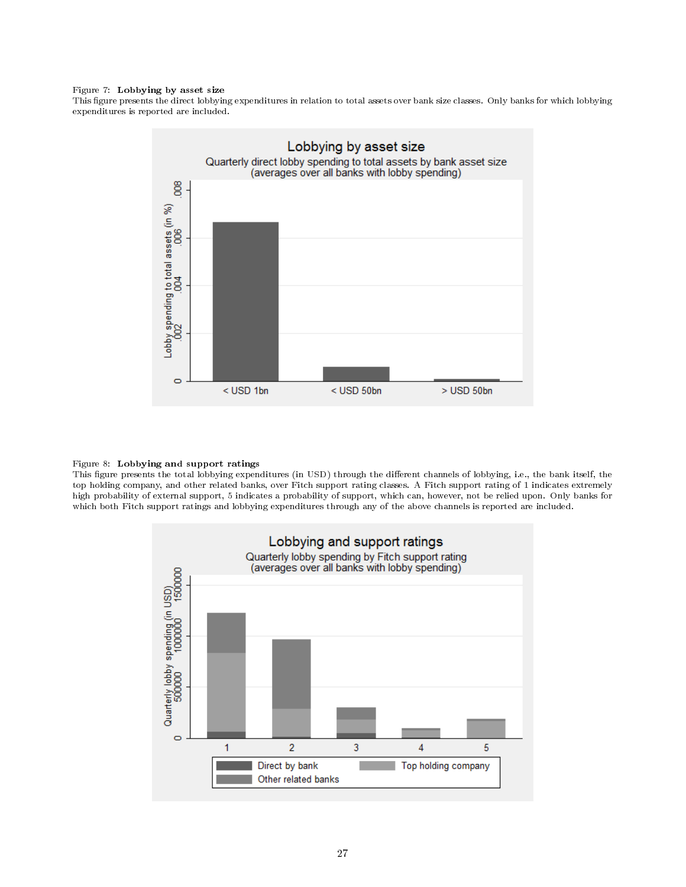Figure 7: **Lobbying by asset size**
This figure presents the direct lobbying expenditures in relation to total assets over bank size classes. Only banks for which lobbying expenditures is reported are included.

Figure 8: **Lobbying and support ratings**
This figure presents the total lobbying expenditures (in USD) through the different channels of lobbying, i.e., the bank itself, the top holding company, and other related banks, over Fitch support rating classes. A Fitch support rating of 1 indicates extremely high probability of external support, 5 indicates a probability of support, which can, however, not be relied upon. Only banks for which both Fitch support ratings and lobbying expenditures through any of the above channels is reported are included.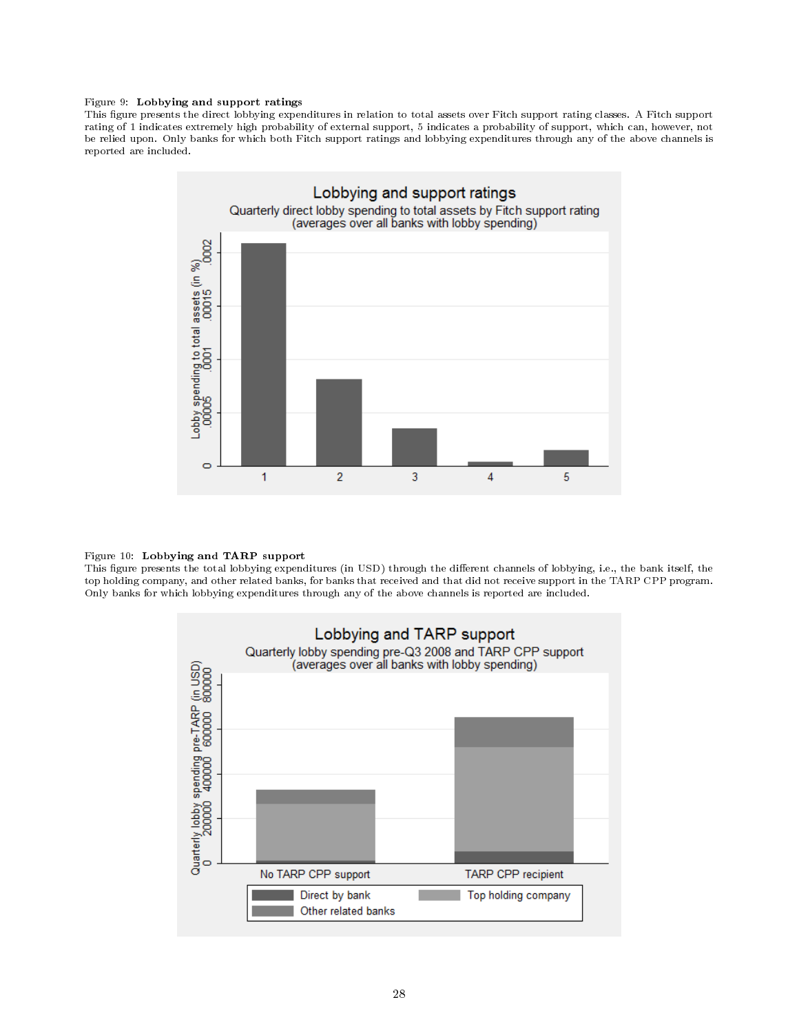Figure 9: **Lobbying and support ratings**
This figure presents the direct lobbying expenditures in relation to total assets over Fitch support rating classes. A Fitch support rating of 1 indicates extremely high probability of external support, 5 indicates a probability of support, which can, however, not be relied upon. Only banks for which both Fitch support ratings and lobbying expenditures through any of the above channels is reported are included.

Figure 10: **Lobbying and TARP support**
This figure presents the total lobbying expenditures (in USD) through the different channels of lobbying, i.e., the bank itself, the top holding company, and other related banks, for banks that received and that did not receive support in the TARP CPP program. Only banks for which lobbying expenditures through any of the above channels is reported are included.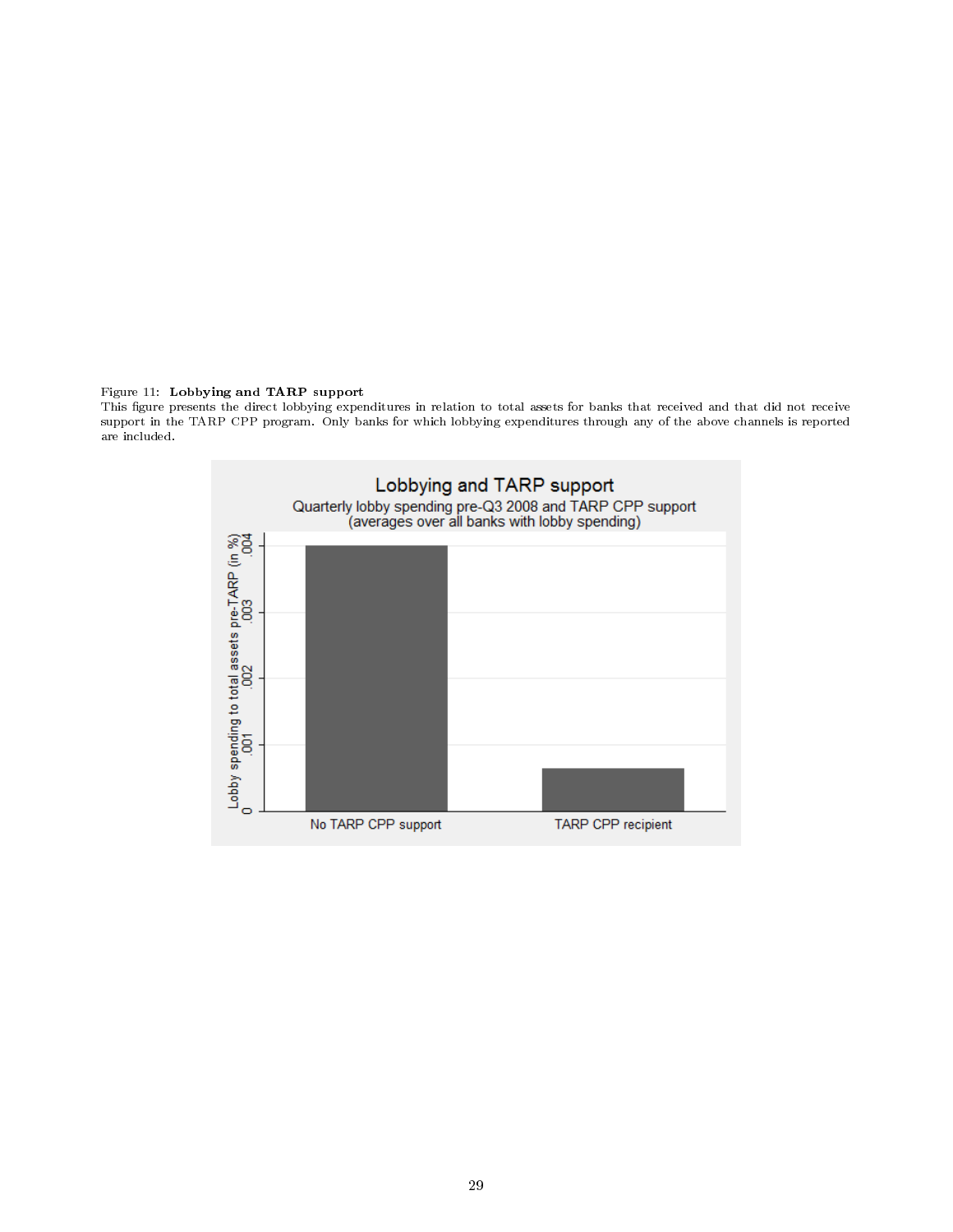Figure 11: **Lobbying and TARP support**

This figure presents the direct lobbying expenditures in relation to total assets for banks that received and that did not receive support in the TARP CPP program. Only banks for which lobbying expenditures through any of the above channels is reported are included.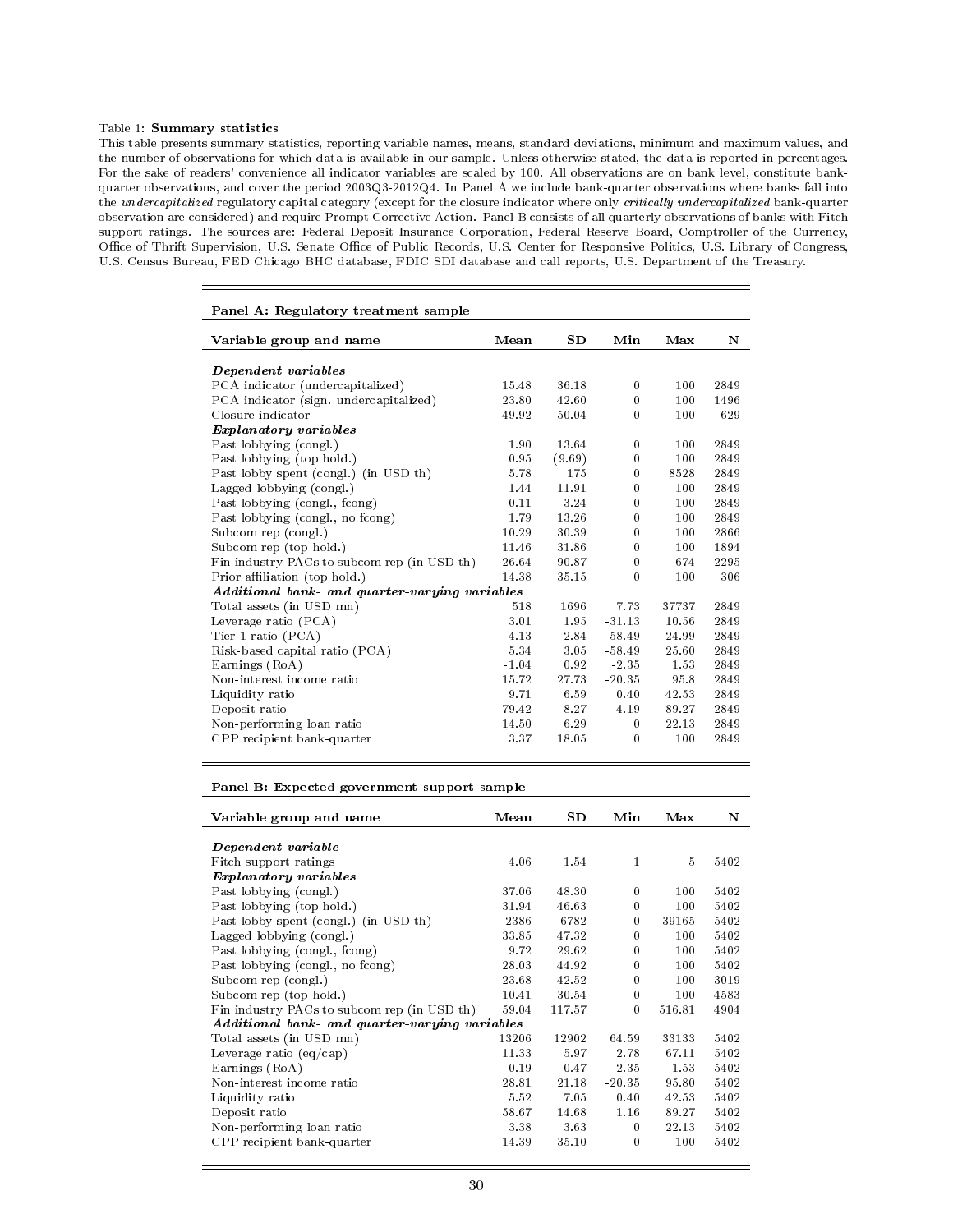Table 1: **Summary statistics**

This table presents summary statistics, reporting variable names, means, standard deviations, minimum and maximum values, and the number of observations for which data is available in our sample. Unless otherwise stated, the data is reported in percentages. For the sake of readers' convenience all indicator variables are scaled by 100. All observations are on bank level, constitute bank-quarter observations, and cover the period 2003Q3-2012Q4. In Panel A we include bank-quarter observations where banks fall into the *undercapitalized* regulatory capital category (except for the closure indicator where only *critically undercapitalized* bank-quarter observation are considered) and require Prompt Corrective Action. Panel B consists of all quarterly observations of banks with Fitch support ratings. The sources are: Federal Deposit Insurance Corporation, Federal Reserve Board, Comptroller of the Currency, Office of Thrift Supervision, U.S. Senate Office of Public Records, U.S. Center for Responsive Politics, U.S. Library of Congress, U.S. Census Bureau, FED Chicago BHC database, FDIC SDI database and call reports, U.S. Department of the Treasury.

**Panel A: Regulatory treatment sample**

| Variable group and name | Mean | SD | Min | Max | N |
|---|---|---|---|---|---|
| ***Dependent variables*** | | | | | |
| PCA indicator (undercapitalized) | 15.48 | 36.18 | 0 | 100 | 2849 |
| PCA indicator (sign. undercapitalized) | 23.80 | 42.60 | 0 | 100 | 1496 |
| Closure indicator | 49.92 | 50.04 | 0 | 100 | 629 |
| ***Explanatory variables*** | | | | | |
| Past lobbying (congl.) | 1.90 | 13.64 | 0 | 100 | 2849 |
| Past lobbying (top hold.) | 0.95 | (9.69) | 0 | 100 | 2849 |
| Past lobby spent (congl.) (in USD th) | 5.78 | 175 | 0 | 8528 | 2849 |
| Lagged lobbying (congl.) | 1.44 | 11.91 | 0 | 100 | 2849 |
| Past lobbying (congl., fcong) | 0.11 | 3.24 | 0 | 100 | 2849 |
| Past lobbying (congl., no fcong) | 1.79 | 13.26 | 0 | 100 | 2849 |
| Subcom rep (congl.) | 10.29 | 30.39 | 0 | 100 | 2866 |
| Subcom rep (top hold.) | 11.46 | 31.86 | 0 | 100 | 1894 |
| Fin industry PACs to subcom rep (in USD th) | 26.64 | 90.87 | 0 | 674 | 2295 |
| Prior affiliation (top hold.) | 14.38 | 35.15 | 0 | 100 | 306 |
| ***Additional bank- and quarter-varying variables*** | | | | | |
| Total assets (in USD mn) | 518 | 1696 | 7.73 | 37737 | 2849 |
| Leverage ratio (PCA) | 3.01 | 1.95 | -31.13 | 10.56 | 2849 |
| Tier 1 ratio (PCA) | 4.13 | 2.84 | -58.49 | 24.99 | 2849 |
| Risk-based capital ratio (PCA) | 5.34 | 3.05 | -58.49 | 25.60 | 2849 |
| Earnings (RoA) | -1.04 | 0.92 | -2.35 | 1.53 | 2849 |
| Non-interest income ratio | 15.72 | 27.73 | -20.35 | 95.8 | 2849 |
| Liquidity ratio | 9.71 | 6.59 | 0.40 | 42.53 | 2849 |
| Deposit ratio | 79.42 | 8.27 | 4.19 | 89.27 | 2849 |
| Non-performing loan ratio | 14.50 | 6.29 | 0 | 22.13 | 2849 |
| CPP recipient bank-quarter | 3.37 | 18.05 | 0 | 100 | 2849 |

**Panel B: Expected government support sample**

| Variable group and name | Mean | SD | Min | Max | N |
|---|---|---|---|---|---|
| ***Dependent variable*** | | | | | |
| Fitch support ratings | 4.06 | 1.54 | 1 | 5 | 5402 |
| ***Explanatory variables*** | | | | | |
| Past lobbying (congl.) | 37.06 | 48.30 | 0 | 100 | 5402 |
| Past lobbying (top hold.) | 31.94 | 46.63 | 0 | 100 | 5402 |
| Past lobby spent (congl.) (in USD th) | 2386 | 6782 | 0 | 39165 | 5402 |
| Lagged lobbying (congl.) | 33.85 | 47.32 | 0 | 100 | 5402 |
| Past lobbying (congl., fcong) | 9.72 | 29.62 | 0 | 100 | 5402 |
| Past lobbying (congl., no fcong) | 28.03 | 44.92 | 0 | 100 | 5402 |
| Subcom rep (congl.) | 23.68 | 42.52 | 0 | 100 | 3019 |
| Subcom rep (top hold.) | 10.41 | 30.54 | 0 | 100 | 4583 |
| Fin industry PACs to subcom rep (in USD th) | 59.04 | 117.57 | 0 | 516.81 | 4904 |
| ***Additional bank- and quarter-varying variables*** | | | | | |
| Total assets (in USD mn) | 13206 | 12902 | 64.59 | 33133 | 5402 |
| Leverage ratio (eq/cap) | 11.33 | 5.97 | 2.78 | 67.11 | 5402 |
| Earnings (RoA) | 0.19 | 0.47 | -2.35 | 1.53 | 5402 |
| Non-interest income ratio | 28.81 | 21.18 | -20.35 | 95.80 | 5402 |
| Liquidity ratio | 5.52 | 7.05 | 0.40 | 42.53 | 5402 |
| Deposit ratio | 58.67 | 14.68 | 1.16 | 89.27 | 5402 |
| Non-performing loan ratio | 3.38 | 3.63 | 0 | 22.13 | 5402 |
| CPP recipient bank-quarter | 14.39 | 35.10 | 0 | 100 | 5402 |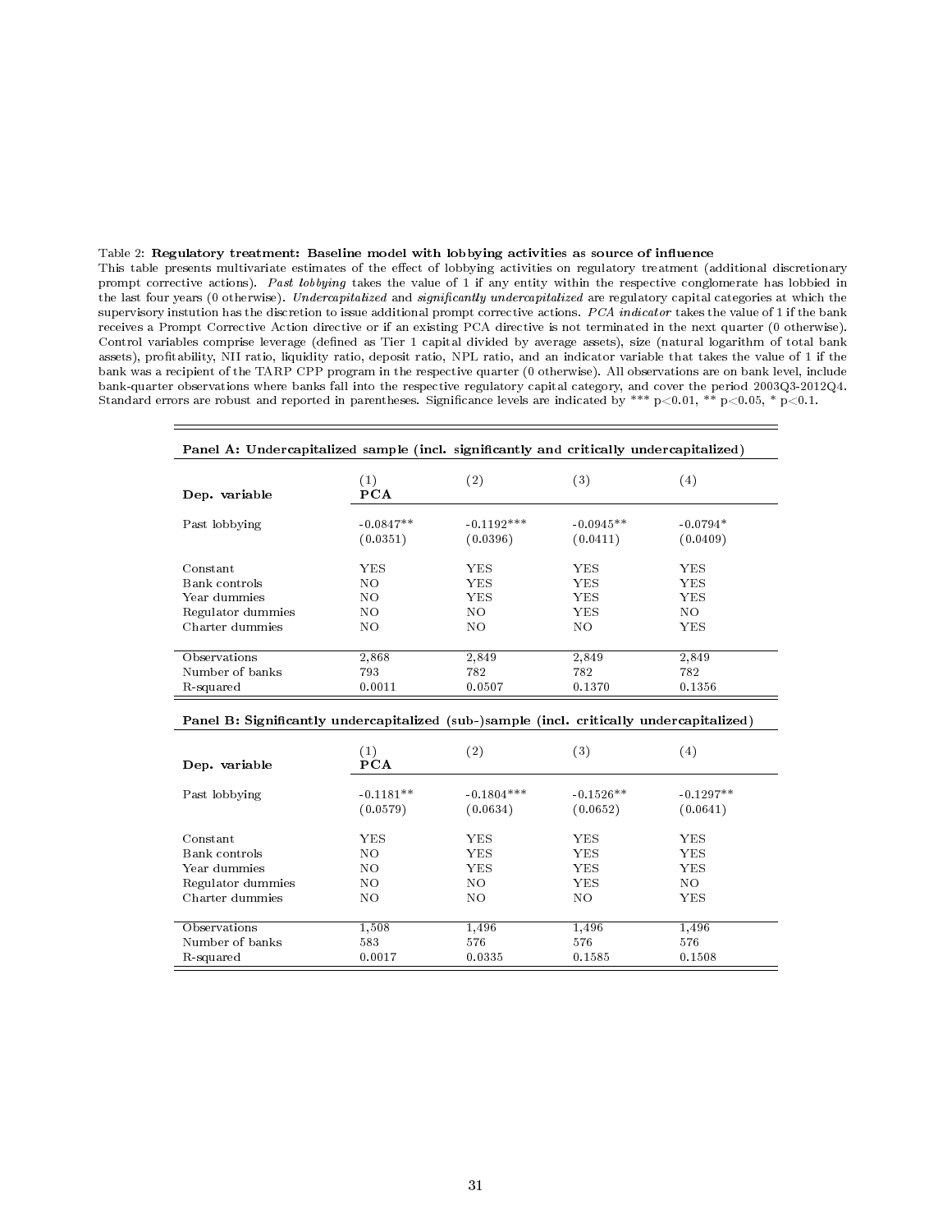Table 2: **Regulatory treatment: Baseline model with lobbying activities as source of influence**

This table presents multivariate estimates of the effect of lobbying activities on regulatory treatment (additional discretionary prompt corrective actions). *Past lobbying* takes the value of 1 if any entity within the respective conglomerate has lobbied in the last four years (0 otherwise). *Undercapitalized* and *significantly undercapitalized* are regulatory capital categories at which the supervisory instution has the discretion to issue additional prompt corrective actions. *PCA indicator* takes the value of 1 if the bank receives a Prompt Corrective Action directive or if an existing PCA directive is not terminated in the next quarter (0 otherwise). Control variables comprise leverage (defined as Tier 1 capital divided by average assets), size (natural logarithm of total bank assets), profitability, NII ratio, liquidity ratio, deposit ratio, NPL ratio, and an indicator variable that takes the value of 1 if the bank was a recipient of the TARP CPP program in the respective quarter (0 otherwise). All observations are on bank level, include bank-quarter observations where banks fall into the respective regulatory capital category, and cover the period 2003Q3-2012Q4. Standard errors are robust and reported in parentheses. Significance levels are indicated by *** p<0.01, ** p<0.05, * p<0.1.

**Panel A: Undercapitalized sample (incl. significantly and critically undercapitalized)**

| Dep. variable | (1) **PCA** | (2) | (3) | (4) |
|---|---|---|---|---|
| Past lobbying | -0.0847** | -0.1192*** | -0.0945** | -0.0794* |
| | (0.0351) | (0.0396) | (0.0411) | (0.0409) |
| Constant | YES | YES | YES | YES |
| Bank controls | NO | YES | YES | YES |
| Year dummies | NO | YES | YES | YES |
| Regulator dummies | NO | NO | YES | NO |
| Charter dummies | NO | NO | NO | YES |
| Observations | 2,868 | 2,849 | 2,849 | 2,849 |
| Number of banks | 793 | 782 | 782 | 782 |
| R-squared | 0.0011 | 0.0507 | 0.1370 | 0.1356 |

**Panel B: Significantly undercapitalized (sub-)sample (incl. critically undercapitalized)**

| Dep. variable | (1) **PCA** | (2) | (3) | (4) |
|---|---|---|---|---|
| Past lobbying | -0.1181** | -0.1804*** | -0.1526** | -0.1297** |
| | (0.0579) | (0.0634) | (0.0652) | (0.0641) |
| Constant | YES | YES | YES | YES |
| Bank controls | NO | YES | YES | YES |
| Year dummies | NO | YES | YES | YES |
| Regulator dummies | NO | NO | YES | NO |
| Charter dummies | NO | NO | NO | YES |
| Observations | 1,508 | 1,496 | 1,496 | 1,496 |
| Number of banks | 583 | 576 | 576 | 576 |
| R-squared | 0.0017 | 0.0335 | 0.1585 | 0.1508 |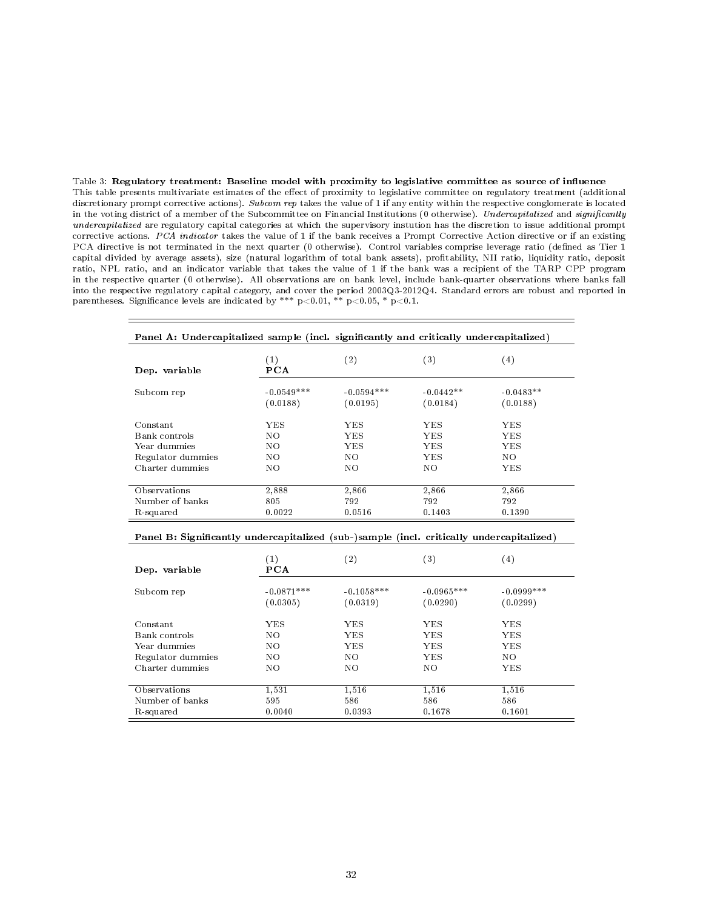Table 3: **Regulatory treatment: Baseline model with proximity to legislative committee as source of influence**
This table presents multivariate estimates of the effect of proximity to legislative committee on regulatory treatment (additional discretionary prompt corrective actions). *Subcom rep* takes the value of 1 if any entity within the respective conglomerate is located in the voting district of a member of the Subcommittee on Financial Institutions (0 otherwise). *Undercapitalized* and *significantly undercapitalized* are regulatory capital categories at which the supervisory instution has the discretion to issue additional prompt corrective actions. *PCA indicator* takes the value of 1 if the bank receives a Prompt Corrective Action directive or if an existing PCA directive is not terminated in the next quarter (0 otherwise). Control variables comprise leverage ratio (defined as Tier 1 capital divided by average assets), size (natural logarithm of total bank assets), profitability, NII ratio, liquidity ratio, deposit ratio, NPL ratio, and an indicator variable that takes the value of 1 if the bank was a recipient of the TARP CPP program in the respective quarter (0 otherwise). All observations are on bank level, include bank-quarter observations where banks fall into the respective regulatory capital category, and cover the period 2003Q3-2012Q4. Standard errors are robust and reported in parentheses. Significance levels are indicated by *** p<0.01, ** p<0.05, * p<0.1.

**Panel A: Undercapitalized sample (incl. significantly and critically undercapitalized)**

| Dep. variable | (1) **PCA** | (2) | (3) | (4) |
|---|---|---|---|---|
| Subcom rep | -0.0549*** | -0.0594*** | -0.0442** | -0.0483** |
| | (0.0188) | (0.0195) | (0.0184) | (0.0188) |
| Constant | YES | YES | YES | YES |
| Bank controls | NO | YES | YES | YES |
| Year dummies | NO | YES | YES | YES |
| Regulator dummies | NO | NO | YES | NO |
| Charter dummies | NO | NO | NO | YES |
| Observations | 2,888 | 2,866 | 2,866 | 2,866 |
| Number of banks | 805 | 792 | 792 | 792 |
| R-squared | 0.0022 | 0.0516 | 0.1403 | 0.1390 |

**Panel B: Significantly undercapitalized (sub-)sample (incl. critically undercapitalized)**

| Dep. variable | (1) **PCA** | (2) | (3) | (4) |
|---|---|---|---|---|
| Subcom rep | -0.0871*** | -0.1058*** | -0.0965*** | -0.0999*** |
| | (0.0305) | (0.0319) | (0.0290) | (0.0299) |
| Constant | YES | YES | YES | YES |
| Bank controls | NO | YES | YES | YES |
| Year dummies | NO | YES | YES | YES |
| Regulator dummies | NO | NO | YES | NO |
| Charter dummies | NO | NO | NO | YES |
| Observations | 1,531 | 1,516 | 1,516 | 1,516 |
| Number of banks | 595 | 586 | 586 | 586 |
| R-squared | 0.0040 | 0.0393 | 0.1678 | 0.1601 |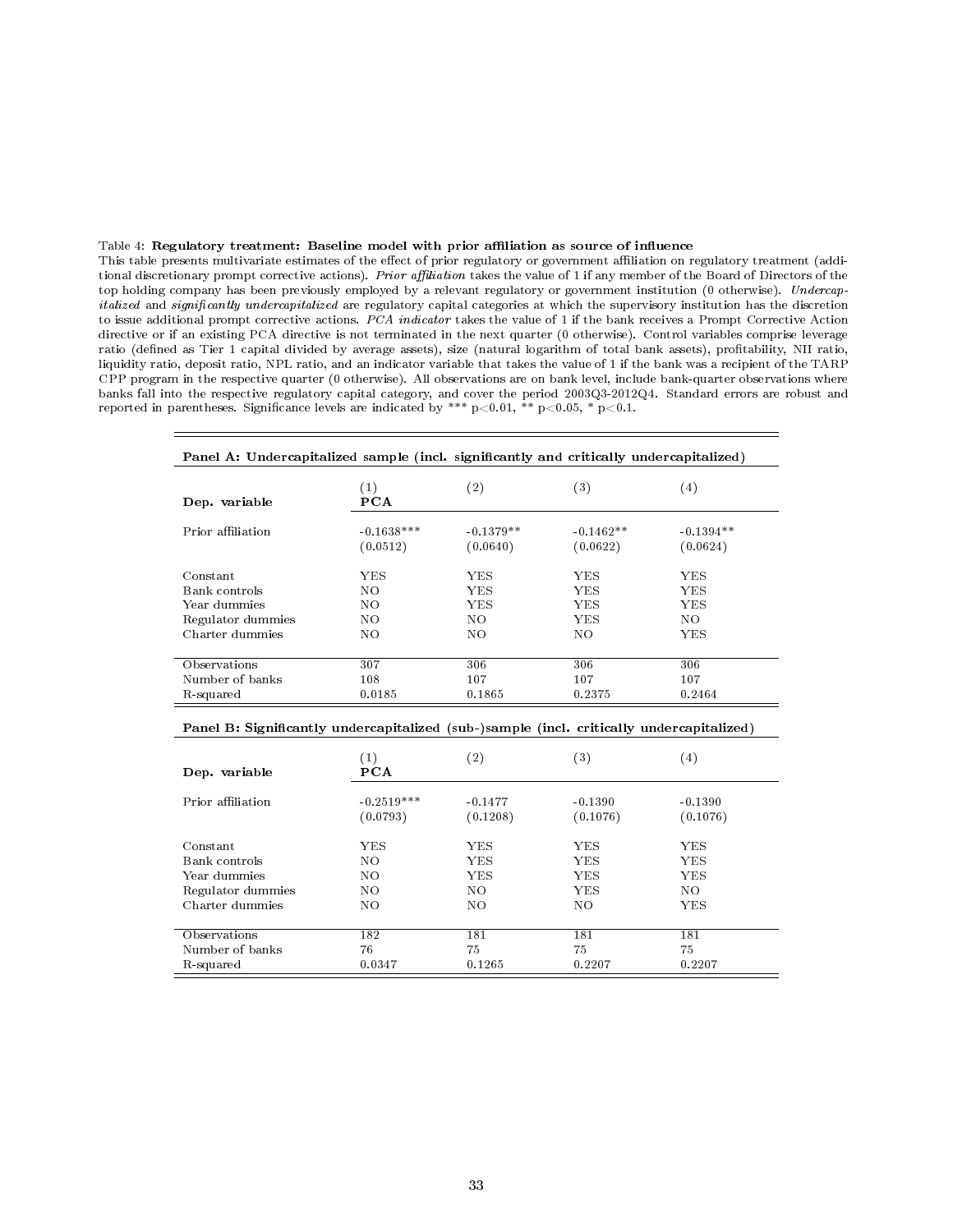Table 4: **Regulatory treatment: Baseline model with prior affiliation as source of influence**

This table presents multivariate estimates of the effect of prior regulatory or government affiliation on regulatory treatment (additional discretionary prompt corrective actions). *Prior affiliation* takes the value of 1 if any member of the Board of Directors of the top holding company has been previously employed by a relevant regulatory or government institution (0 otherwise). *Undercapitalized* and *significantly undercapitalized* are regulatory capital categories at which the supervisory institution has the discretion to issue additional prompt corrective actions. *PCA indicator* takes the value of 1 if the bank receives a Prompt Corrective Action directive or if an existing PCA directive is not terminated in the next quarter (0 otherwise). Control variables comprise leverage ratio (defined as Tier 1 capital divided by average assets), size (natural logarithm of total bank assets), profitability, NII ratio, liquidity ratio, deposit ratio, NPL ratio, and an indicator variable that takes the value of 1 if the bank was a recipient of the TARP CPP program in the respective quarter (0 otherwise). All observations are on bank level, include bank-quarter observations where banks fall into the respective regulatory capital category, and cover the period 2003Q3-2012Q4. Standard errors are robust and reported in parentheses. Significance levels are indicated by *** p<0.01, ** p<0.05, * p<0.1.

**Panel A: Undercapitalized sample (incl. significantly and critically undercapitalized)**

| **Dep. variable** | (1) **PCA** | (2) | (3) | (4) |
|---|---|---|---|---|
| Prior affiliation | -0.1638*** | -0.1379** | -0.1462** | -0.1394** |
| | (0.0512) | (0.0640) | (0.0622) | (0.0624) |
| Constant | YES | YES | YES | YES |
| Bank controls | NO | YES | YES | YES |
| Year dummies | NO | YES | YES | YES |
| Regulator dummies | NO | NO | YES | NO |
| Charter dummies | NO | NO | NO | YES |
| Observations | 307 | 306 | 306 | 306 |
| Number of banks | 108 | 107 | 107 | 107 |
| R-squared | 0.0185 | 0.1865 | 0.2375 | 0.2464 |

**Panel B: Significantly undercapitalized (sub-)sample (incl. critically undercapitalized)**

| **Dep. variable** | (1) **PCA** | (2) | (3) | (4) |
|---|---|---|---|---|
| Prior affiliation | -0.2519*** | -0.1477 | -0.1390 | -0.1390 |
| | (0.0793) | (0.1208) | (0.1076) | (0.1076) |
| Constant | YES | YES | YES | YES |
| Bank controls | NO | YES | YES | YES |
| Year dummies | NO | YES | YES | YES |
| Regulator dummies | NO | NO | YES | NO |
| Charter dummies | NO | NO | NO | YES |
| Observations | 182 | 181 | 181 | 181 |
| Number of banks | 76 | 75 | 75 | 75 |
| R-squared | 0.0347 | 0.1265 | 0.2207 | 0.2207 |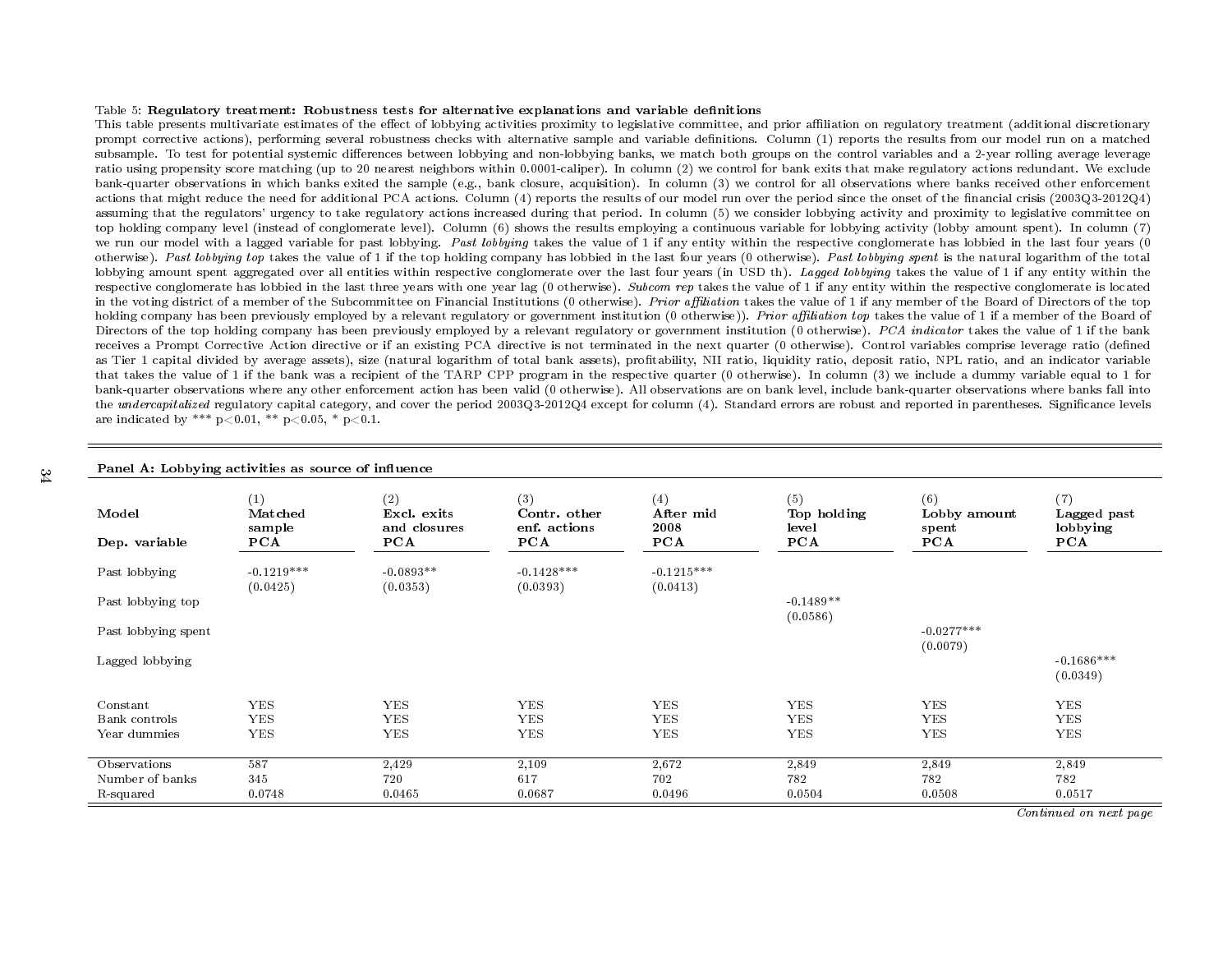Table 5: **Regulatory treatment: Robustness tests for alternative explanations and variable definitions**

This table presents multivariate estimates of the effect of lobbying activities proximity to legislative committee, and prior affiliation on regulatory treatment (additional discretionary prompt corrective actions), performing several robustness checks with alternative sample and variable definitions. Column (1) reports the results from our model run on a matched subsample. To test for potential systemic differences between lobbying and non-lobbying banks, we match both groups on the control variables and a 2-year rolling average leverage ratio using propensity score matching (up to 20 nearest neighbors within 0.0001-caliper). In column (2) we control for bank exits that make regulatory actions redundant. We exclude bank-quarter observations in which banks exited the sample (e.g., bank closure, acquisition). In column (3) we control for all observations where banks received other enforcement actions that might reduce the need for additional PCA actions. Column (4) reports the results of our model run over the period since the onset of the financial crisis (2003Q3-2012Q4) assuming that the regulators' urgency to take regulatory actions increased during that period. In column (5) we consider lobbying activity and proximity to legislative committee on top holding company level (instead of conglomerate level). Column (6) shows the results employing a continuous variable for lobbying activity (lobby amount spent). In column (7) we run our model with a lagged variable for past lobbying. *Past lobbying* takes the value of 1 if any entity within the respective conglomerate has lobbied in the last four years (0 otherwise). *Past lobbying top* takes the value of 1 if the top holding company has lobbied in the last four years (0 otherwise). *Past lobbying spent* is the natural logarithm of the total lobbying amount spent aggregated over all entities within respective conglomerate over the last four years (in USD th). *Lagged lobbying* takes the value of 1 if any entity within the respective conglomerate has lobbied in the last three years with one year lag (0 otherwise). *Subcom rep* takes the value of 1 if any entity within the respective conglomerate is located in the voting district of a member of the Subcommittee on Financial Institutions (0 otherwise). *Prior affiliation* takes the value of 1 if any member of the Board of Directors of the top holding company has been previously employed by a relevant regulatory or government institution (0 otherwise)). *Prior affiliation top* takes the value of 1 if a member of the Board of Directors of the top holding company has been previously employed by a relevant regulatory or government institution (0 otherwise). *PCA indicator* takes the value of 1 if the bank receives a Prompt Corrective Action directive or if an existing PCA directive is not terminated in the next quarter (0 otherwise). Control variables comprise leverage ratio (defined as Tier 1 capital divided by average assets), size (natural logarithm of total bank assets), profitability, NII ratio, liquidity ratio, deposit ratio, NPL ratio, and an indicator variable that takes the value of 1 if the bank was a recipient of the TARP CPP program in the respective quarter (0 otherwise). In column (3) we include a dummy variable equal to 1 for bank-quarter observations where any other enforcement action has been valid (0 otherwise). All observations are on bank level, include bank-quarter observations where banks fall into the *undercapitalized* regulatory capital category, and cover the period 2003Q3-2012Q4 except for column (4). Standard errors are robust and reported in parentheses. Significance levels are indicated by *** p<0.01, ** p<0.05, * p<0.1.

**Panel A: Lobbying activities as source of influence**

| Model | (1) Matched sample | (2) Excl. exits and closures | (3) Contr. other enf. actions | (4) After mid 2008 | (5) Top holding level | (6) Lobby amount spent | (7) Lagged past lobbying |
|---|---|---|---|---|---|---|---|
| Dep. variable | PCA | PCA | PCA | PCA | PCA | PCA | PCA |
| Past lobbying | -0.1219*** | -0.0893** | -0.1428*** | -0.1215*** | | | |
| | (0.0425) | (0.0353) | (0.0393) | (0.0413) | | | |
| Past lobbying top | | | | | -0.1489** | | |
| | | | | | (0.0586) | | |
| Past lobbying spent | | | | | | -0.0277*** | |
| | | | | | | (0.0079) | |
| Lagged lobbying | | | | | | | -0.1686*** |
| | | | | | | | (0.0349) |
| Constant | YES | YES | YES | YES | YES | YES | YES |
| Bank controls | YES | YES | YES | YES | YES | YES | YES |
| Year dummies | YES | YES | YES | YES | YES | YES | YES |
| Observations | 587 | 2,429 | 2,109 | 2,672 | 2,849 | 2,849 | 2,849 |
| Number of banks | 345 | 720 | 617 | 702 | 782 | 782 | 782 |
| R-squared | 0.0748 | 0.0465 | 0.0687 | 0.0496 | 0.0504 | 0.0508 | 0.0517 |

*Continued on next page*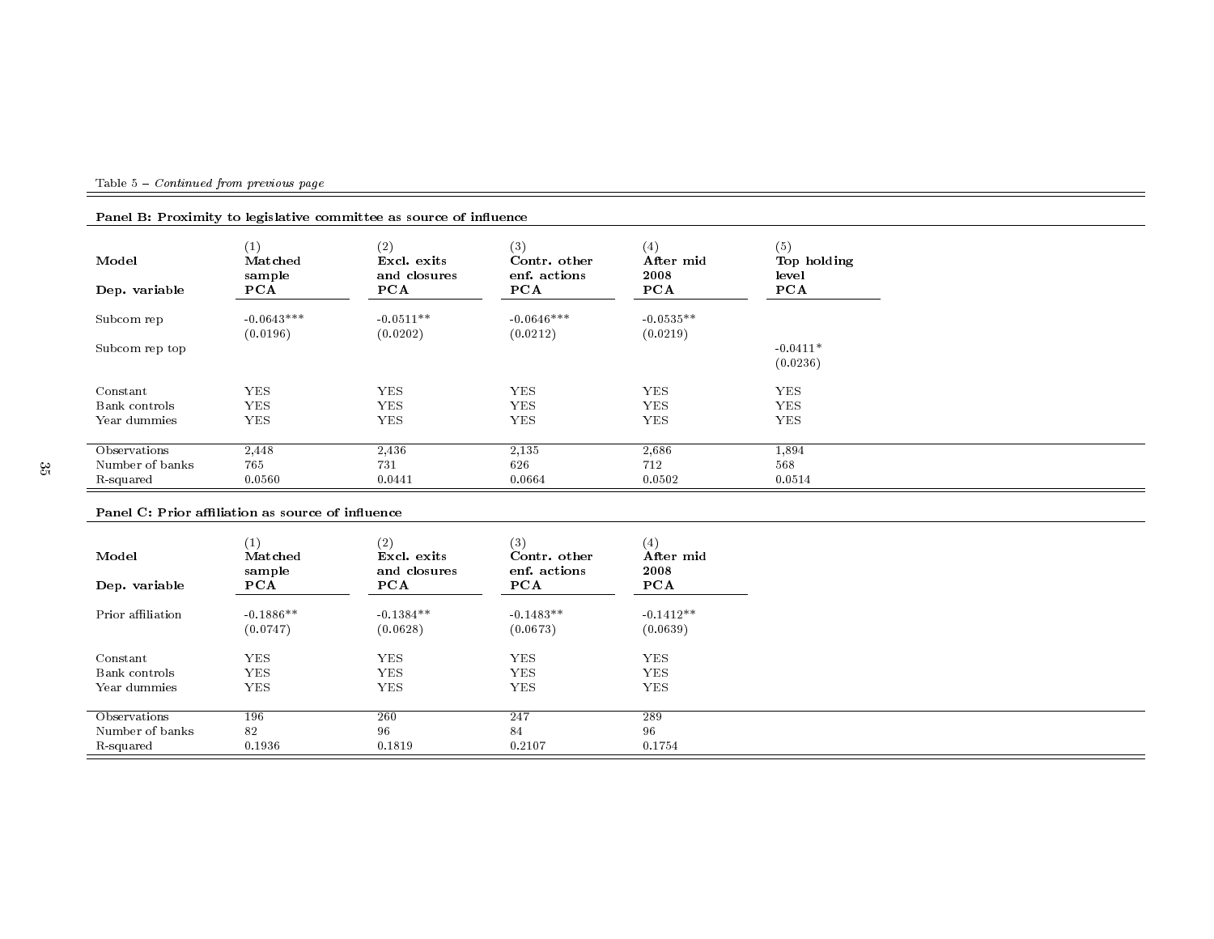Table 5 – *Continued from previous page*

**Panel B: Proximity to legislative committee as source of influence**

| Model | (1) Matched sample | (2) Excl. exits and closures | (3) Contr. other enf. actions | (4) After mid 2008 | (5) Top holding level |
|---|---|---|---|---|---|
| Dep. variable | PCA | PCA | PCA | PCA | PCA |
| Subcom rep | -0.0643*** | -0.0511** | -0.0646*** | -0.0535** | |
| | (0.0196) | (0.0202) | (0.0212) | (0.0219) | |
| Subcom rep top | | | | | -0.0411* |
| | | | | | (0.0236) |
| Constant | YES | YES | YES | YES | YES |
| Bank controls | YES | YES | YES | YES | YES |
| Year dummies | YES | YES | YES | YES | YES |
| Observations | 2,448 | 2,436 | 2,135 | 2,686 | 1,894 |
| Number of banks | 765 | 731 | 626 | 712 | 568 |
| R-squared | 0.0560 | 0.0441 | 0.0664 | 0.0502 | 0.0514 |

**Panel C: Prior affiliation as source of influence**

| Model | (1) Matched sample | (2) Excl. exits and closures | (3) Contr. other enf. actions | (4) After mid 2008 |
|---|---|---|---|---|
| Dep. variable | PCA | PCA | PCA | PCA |
| Prior affiliation | -0.1886** | -0.1384** | -0.1483** | -0.1412** |
| | (0.0747) | (0.0628) | (0.0673) | (0.0639) |
| Constant | YES | YES | YES | YES |
| Bank controls | YES | YES | YES | YES |
| Year dummies | YES | YES | YES | YES |
| Observations | 196 | 260 | 247 | 289 |
| Number of banks | 82 | 96 | 84 | 96 |
| R-squared | 0.1936 | 0.1819 | 0.2107 | 0.1754 |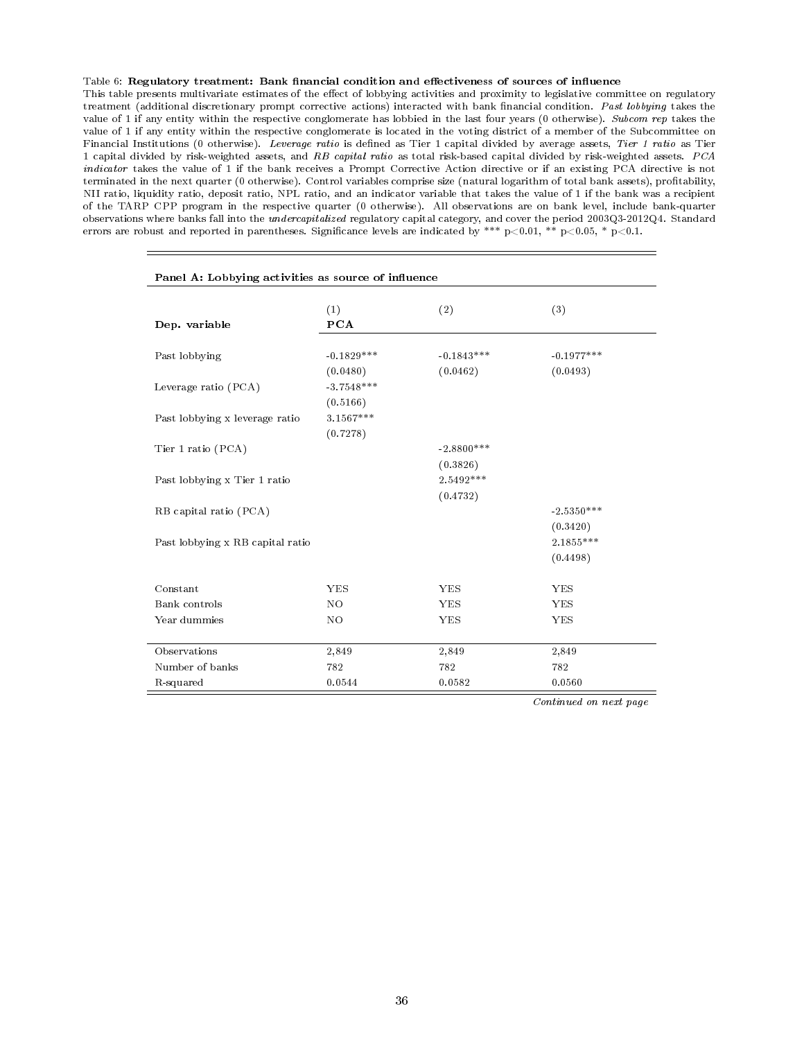Table 6: **Regulatory treatment: Bank financial condition and effectiveness of sources of influence**

This table presents multivariate estimates of the effect of lobbying activities and proximity to legislative committee on regulatory treatment (additional discretionary prompt corrective actions) interacted with bank financial condition. *Past lobbying* takes the value of 1 if any entity within the respective conglomerate has lobbied in the last four years (0 otherwise). *Subcom rep* takes the value of 1 if any entity within the respective conglomerate is located in the voting district of a member of the Subcommittee on Financial Institutions (0 otherwise). *Leverage ratio* is defined as Tier 1 capital divided by average assets, *Tier 1 ratio* as Tier 1 capital divided by risk-weighted assets, and *RB capital ratio* as total risk-based capital divided by risk-weighted assets. *PCA indicator* takes the value of 1 if the bank receives a Prompt Corrective Action directive or if an existing PCA directive is not terminated in the next quarter (0 otherwise). Control variables comprise size (natural logarithm of total bank assets), profitability, NII ratio, liquidity ratio, deposit ratio, NPL ratio, and an indicator variable that takes the value of 1 if the bank was a recipient of the TARP CPP program in the respective quarter (0 otherwise). All observations are on bank level, include bank-quarter observations where banks fall into the *undercapitalized* regulatory capital category, and cover the period 2003Q3-2012Q4. Standard errors are robust and reported in parentheses. Significance levels are indicated by *** p<0.01, ** p<0.05, * p<0.1.

**Panel A: Lobbying activities as source of influence**

| Dep. variable | (1) **PCA** | (2) | (3) |
|---|---|---|---|
| Past lobbying | -0.1829*** | -0.1843*** | -0.1977*** |
| | (0.0480) | (0.0462) | (0.0493) |
| Leverage ratio (PCA) | -3.7548*** | | |
| | (0.5166) | | |
| Past lobbying x leverage ratio | 3.1567*** | | |
| | (0.7278) | | |
| Tier 1 ratio (PCA) | | -2.8800*** | |
| | | (0.3826) | |
| Past lobbying x Tier 1 ratio | | 2.5492*** | |
| | | (0.4732) | |
| RB capital ratio (PCA) | | | -2.5350*** |
| | | | (0.3420) |
| Past lobbying x RB capital ratio | | | 2.1855*** |
| | | | (0.4498) |
| Constant | YES | YES | YES |
| Bank controls | NO | YES | YES |
| Year dummies | NO | YES | YES |
| Observations | 2,849 | 2,849 | 2,849 |
| Number of banks | 782 | 782 | 782 |
| R-squared | 0.0544 | 0.0582 | 0.0560 |

*Continued on next page*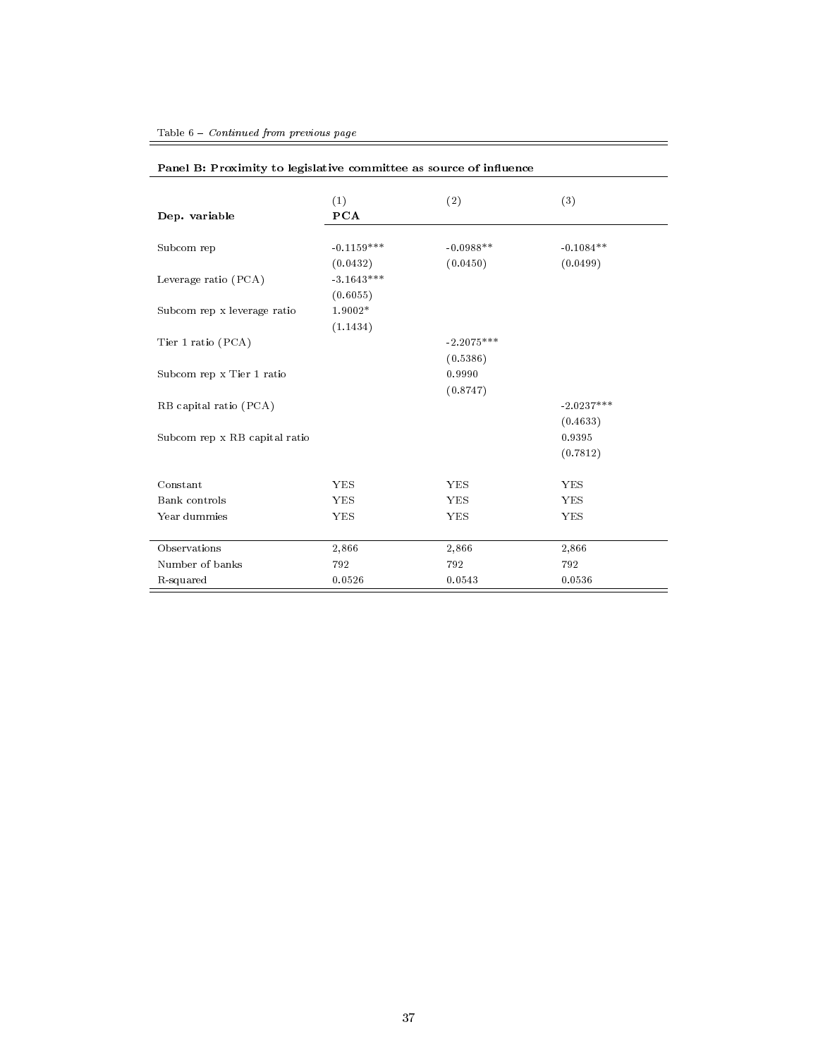Table 6 – *Continued from previous page*

**Panel B: Proximity to legislative committee as source of influence**

| Dep. variable | (1) **PCA** | (2) | (3) |
|---|---|---|---|
| Subcom rep | -0.1159*** | -0.0988** | -0.1084** |
| | (0.0432) | (0.0450) | (0.0499) |
| Leverage ratio (PCA) | -3.1643*** | | |
| | (0.6055) | | |
| Subcom rep x leverage ratio | 1.9002* | | |
| | (1.1434) | | |
| Tier 1 ratio (PCA) | | -2.2075*** | |
| | | (0.5386) | |
| Subcom rep x Tier 1 ratio | | 0.9990 | |
| | | (0.8747) | |
| RB capital ratio (PCA) | | | -2.0237*** |
| | | | (0.4633) |
| Subcom rep x RB capital ratio | | | 0.9395 |
| | | | (0.7812) |
| Constant | YES | YES | YES |
| Bank controls | YES | YES | YES |
| Year dummies | YES | YES | YES |
| Observations | 2,866 | 2,866 | 2,866 |
| Number of banks | 792 | 792 | 792 |
| R-squared | 0.0526 | 0.0543 | 0.0536 |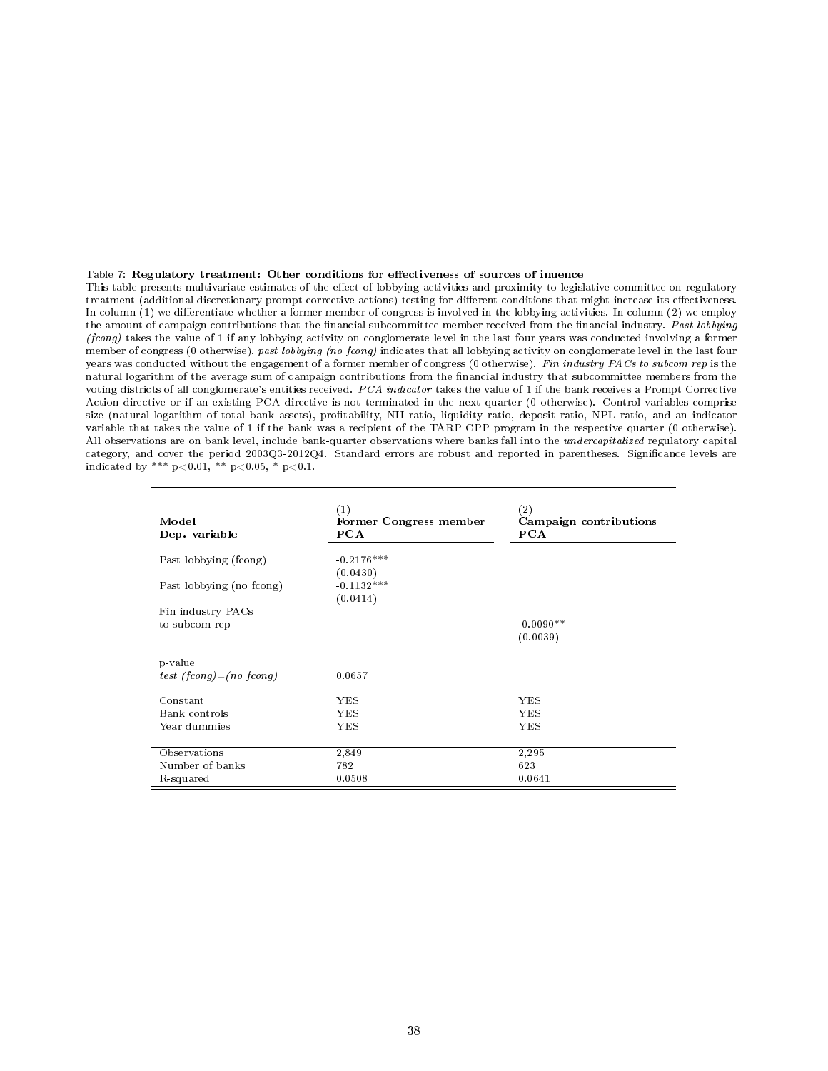Table 7: **Regulatory treatment: Other conditions for effectiveness of sources of inuence**

This table presents multivariate estimates of the effect of lobbying activities and proximity to legislative committee on regulatory treatment (additional discretionary prompt corrective actions) testing for different conditions that might increase its effectiveness. In column (1) we differentiate whether a former member of congress is involved in the lobbying activities. In column (2) we employ the amount of campaign contributions that the financial subcommittee member received from the financial industry. *Past lobbying (fcong)* takes the value of 1 if any lobbying activity on conglomerate level in the last four years was conducted involving a former member of congress (0 otherwise), *past lobbying (no fcong)* indicates that all lobbying activity on conglomerate level in the last four years was conducted without the engagement of a former member of congress (0 otherwise). *Fin industry PACs to subcom rep* is the natural logarithm of the average sum of campaign contributions from the financial industry that subcommittee members from the voting districts of all conglomerate's entities received. *PCA indicator* takes the value of 1 if the bank receives a Prompt Corrective Action directive or if an existing PCA directive is not terminated in the next quarter (0 otherwise). Control variables comprise size (natural logarithm of total bank assets), profitability, NII ratio, liquidity ratio, deposit ratio, NPL ratio, and an indicator variable that takes the value of 1 if the bank was a recipient of the TARP CPP program in the respective quarter (0 otherwise). All observations are on bank level, include bank-quarter observations where banks fall into the *undercapitalized* regulatory capital category, and cover the period 2003Q3-2012Q4. Standard errors are robust and reported in parentheses. Significance levels are indicated by *** p<0.01, ** p<0.05, * p<0.1.

| Model<br>Dep. variable | (1)<br>**Former Congress member**<br>**PCA** | (2)<br>**Campaign contributions**<br>**PCA** |
|---|---|---|
| Past lobbying (fcong) | -0.2176*** | |
| | (0.0430) | |
| Past lobbying (no fcong) | -0.1132*** | |
| | (0.0414) | |
| Fin industry PACs to subcom rep | | -0.0090** |
| | | (0.0039) |
| p-value *test (fcong)=(no fcong)* | 0.0657 | |
| Constant | YES | YES |
| Bank controls | YES | YES |
| Year dummies | YES | YES |
| Observations | 2,849 | 2,295 |
| Number of banks | 782 | 623 |
| R-squared | 0.0508 | 0.0641 |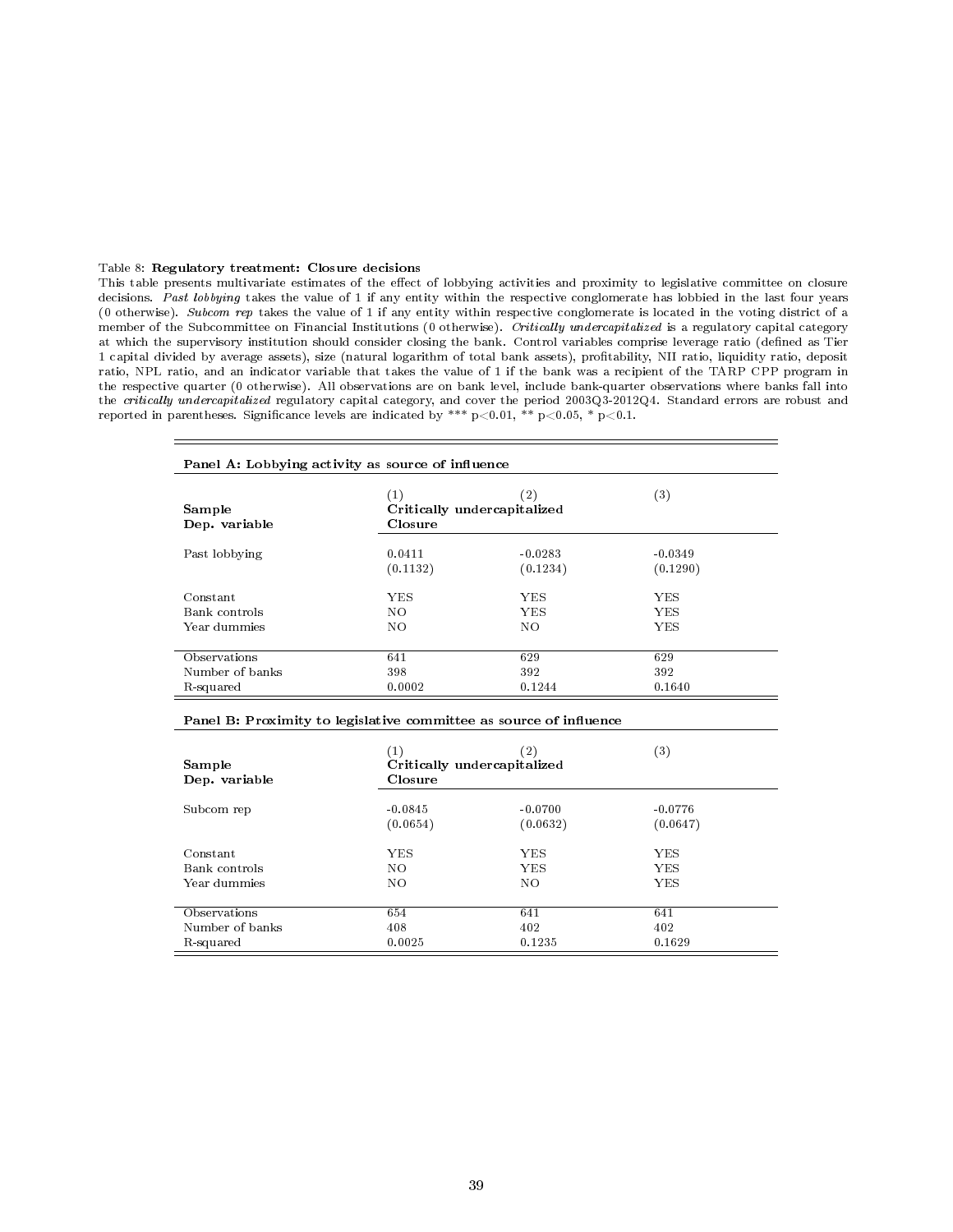Table 8: **Regulatory treatment: Closure decisions**

This table presents multivariate estimates of the effect of lobbying activities and proximity to legislative committee on closure decisions. *Past lobbying* takes the value of 1 if any entity within the respective conglomerate has lobbied in the last four years (0 otherwise). *Subcom rep* takes the value of 1 if any entity within respective conglomerate is located in the voting district of a member of the Subcommittee on Financial Institutions (0 otherwise). *Critically undercapitalized* is a regulatory capital category at which the supervisory institution should consider closing the bank. Control variables comprise leverage ratio (defined as Tier 1 capital divided by average assets), size (natural logarithm of total bank assets), profitability, NII ratio, liquidity ratio, deposit ratio, NPL ratio, and an indicator variable that takes the value of 1 if the bank was a recipient of the TARP CPP program in the respective quarter (0 otherwise). All observations are on bank level, include bank-quarter observations where banks fall into the *critically undercapitalized* regulatory capital category, and cover the period 2003Q3-2012Q4. Standard errors are robust and reported in parentheses. Significance levels are indicated by *** p<0.01, ** p<0.05, * p<0.1.

**Panel A: Lobbying activity as source of influence**

| | (1) | (2) | (3) |
|---|---|---|---|
| **Sample** | **Critically undercapitalized** | | |
| **Dep. variable** | **Closure** | | |
| Past lobbying | 0.0411 | -0.0283 | -0.0349 |
| | (0.1132) | (0.1234) | (0.1290) |
| Constant | YES | YES | YES |
| Bank controls | NO | YES | YES |
| Year dummies | NO | NO | YES |
| Observations | 641 | 629 | 629 |
| Number of banks | 398 | 392 | 392 |
| R-squared | 0.0002 | 0.1244 | 0.1640 |

**Panel B: Proximity to legislative committee as source of influence**

| | (1) | (2) | (3) |
|---|---|---|---|
| **Sample** | **Critically undercapitalized** | | |
| **Dep. variable** | **Closure** | | |
| Subcom rep | -0.0845 | -0.0700 | -0.0776 |
| | (0.0654) | (0.0632) | (0.0647) |
| Constant | YES | YES | YES |
| Bank controls | NO | YES | YES |
| Year dummies | NO | NO | YES |
| Observations | 654 | 641 | 641 |
| Number of banks | 408 | 402 | 402 |
| R-squared | 0.0025 | 0.1235 | 0.1629 |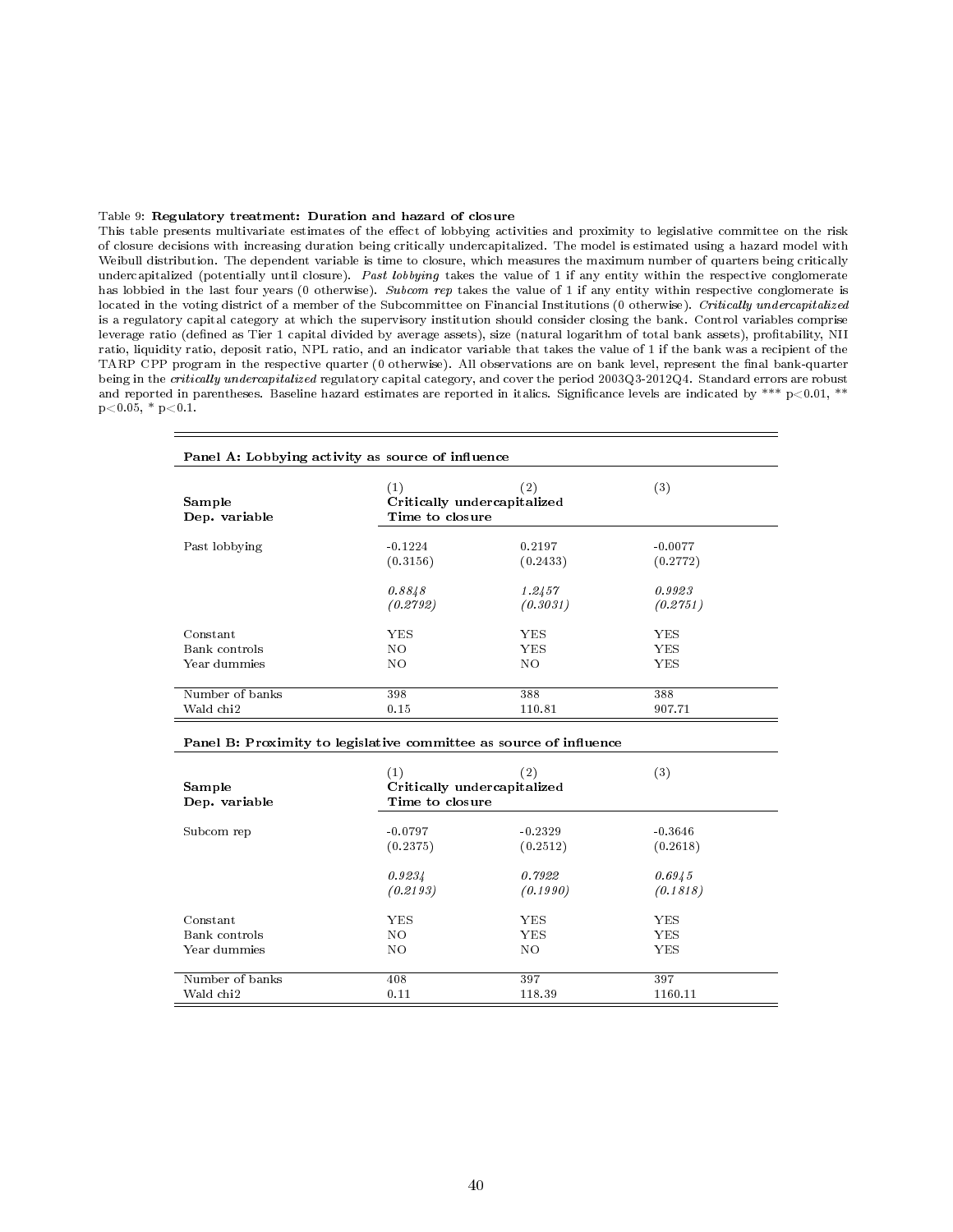Table 9: **Regulatory treatment: Duration and hazard of closure**

This table presents multivariate estimates of the effect of lobbying activities and proximity to legislative committee on the risk of closure decisions with increasing duration being critically undercapitalized. The model is estimated using a hazard model with Weibull distribution. The dependent variable is time to closure, which measures the maximum number of quarters being critically undercapitalized (potentially until closure). *Past lobbying* takes the value of 1 if any entity within the respective conglomerate has lobbied in the last four years (0 otherwise). *Subcom rep* takes the value of 1 if any entity within respective conglomerate is located in the voting district of a member of the Subcommittee on Financial Institutions (0 otherwise). *Critically undercapitalized* is a regulatory capital category at which the supervisory institution should consider closing the bank. Control variables comprise leverage ratio (defined as Tier 1 capital divided by average assets), size (natural logarithm of total bank assets), profitability, NII ratio, liquidity ratio, deposit ratio, NPL ratio, and an indicator variable that takes the value of 1 if the bank was a recipient of the TARP CPP program in the respective quarter (0 otherwise). All observations are on bank level, represent the final bank-quarter being in the *critically undercapitalized* regulatory capital category, and cover the period 2003Q3-2012Q4. Standard errors are robust and reported in parentheses. Baseline hazard estimates are reported in italics. Significance levels are indicated by *** p<0.01, ** p<0.05, * p<0.1.

**Panel A: Lobbying activity as source of influence**

| | (1) | (2) | (3) |
|---|---|---|---|
| **Sample** | **Critically undercapitalized** | | |
| **Dep. variable** | **Time to closure** | | |
| Past lobbying | -0.1224 | 0.2197 | -0.0077 |
| | (0.3156) | (0.2433) | (0.2772) |
| | *0.8848* | *1.2457* | *0.9923* |
| | *(0.2792)* | *(0.3031)* | *(0.2751)* |
| Constant | YES | YES | YES |
| Bank controls | NO | YES | YES |
| Year dummies | NO | NO | YES |
| Number of banks | 398 | 388 | 388 |
| Wald chi2 | 0.15 | 110.81 | 907.71 |

**Panel B: Proximity to legislative committee as source of influence**

| | (1) | (2) | (3) |
|---|---|---|---|
| **Sample** | **Critically undercapitalized** | | |
| **Dep. variable** | **Time to closure** | | |
| Subcom rep | -0.0797 | -0.2329 | -0.3646 |
| | (0.2375) | (0.2512) | (0.2618) |
| | *0.9234* | *0.7922* | *0.6945* |
| | *(0.2193)* | *(0.1990)* | *(0.1818)* |
| Constant | YES | YES | YES |
| Bank controls | NO | YES | YES |
| Year dummies | NO | NO | YES |
| Number of banks | 408 | 397 | 397 |
| Wald chi2 | 0.11 | 118.39 | 1160.11 |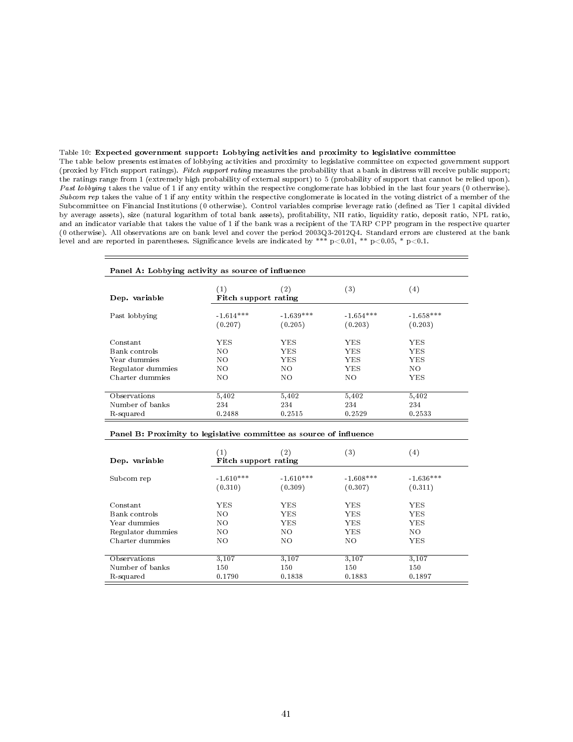Table 10: **Expected government support: Lobbying activities and proximity to legislative committee**

The table below presents estimates of lobbying activities and proximity to legislative committee on expected government support (proxied by Fitch support ratings). *Fitch support rating* measures the probability that a bank in distress will receive public support; the ratings range from 1 (extremely high probability of external support) to 5 (probability of support that cannot be relied upon). *Past lobbying* takes the value of 1 if any entity within the respective conglomerate has lobbied in the last four years (0 otherwise). *Subcom rep* takes the value of 1 if any entity within the respective conglomerate is located in the voting district of a member of the Subcommittee on Financial Institutions (0 otherwise). Control variables comprise leverage ratio (defined as Tier 1 capital divided by average assets), size (natural logarithm of total bank assets), profitability, NII ratio, liquidity ratio, deposit ratio, NPL ratio, and an indicator variable that takes the value of 1 if the bank was a recipient of the TARP CPP program in the respective quarter (0 otherwise). All observations are on bank level and cover the period 2003Q3-2012Q4. Standard errors are clustered at the bank level and are reported in parentheses. Significance levels are indicated by *** p<0.01, ** p<0.05, * p<0.1.

**Panel A: Lobbying activity as source of influence**

| | (1) | (2) | (3) | (4) |
|---|---|---|---|---|
| **Dep. variable** | **Fitch support rating** | | | |
| Past lobbying | -1.614*** | -1.639*** | -1.654*** | -1.658*** |
| | (0.207) | (0.205) | (0.203) | (0.203) |
| Constant | YES | YES | YES | YES |
| Bank controls | NO | YES | YES | YES |
| Year dummies | NO | YES | YES | YES |
| Regulator dummies | NO | NO | YES | NO |
| Charter dummies | NO | NO | NO | YES |
| Observations | 5,402 | 5,402 | 5,402 | 5,402 |
| Number of banks | 234 | 234 | 234 | 234 |
| R-squared | 0.2488 | 0.2515 | 0.2529 | 0.2533 |

**Panel B: Proximity to legislative committee as source of influence**

| | (1) | (2) | (3) | (4) |
|---|---|---|---|---|
| **Dep. variable** | **Fitch support rating** | | | |
| Subcom rep | -1.610*** | -1.610*** | -1.608*** | -1.636*** |
| | (0.310) | (0.309) | (0.307) | (0.311) |
| Constant | YES | YES | YES | YES |
| Bank controls | NO | YES | YES | YES |
| Year dummies | NO | YES | YES | YES |
| Regulator dummies | NO | NO | YES | NO |
| Charter dummies | NO | NO | NO | YES |
| Observations | 3,107 | 3,107 | 3,107 | 3,107 |
| Number of banks | 150 | 150 | 150 | 150 |
| R-squared | 0.1790 | 0.1838 | 0.1883 | 0.1897 |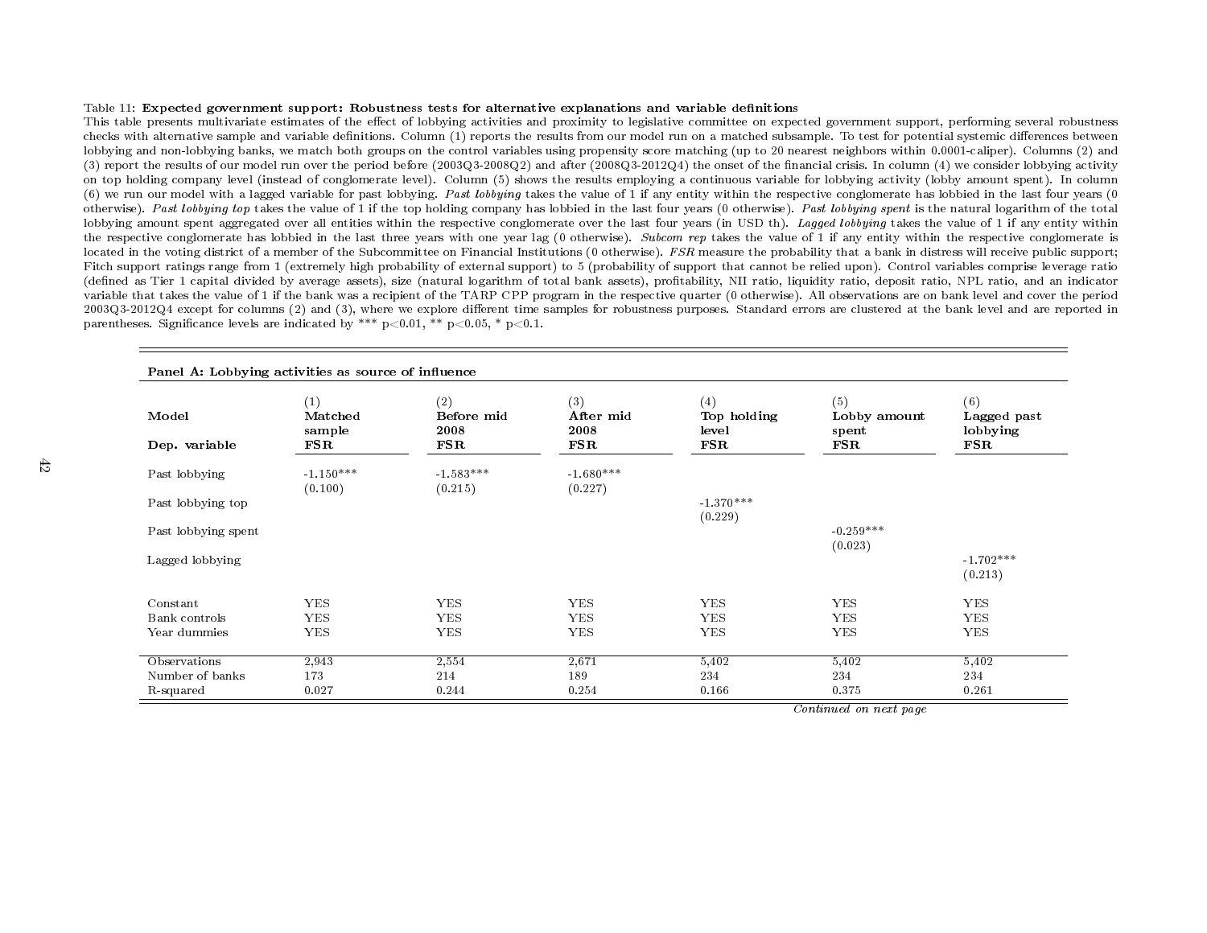Table 11: **Expected government support: Robustness tests for alternative explanations and variable definitions**

This table presents multivariate estimates of the effect of lobbying activities and proximity to legislative committee on expected government support, performing several robustness checks with alternative sample and variable definitions. Column (1) reports the results from our model run on a matched subsample. To test for potential systemic differences between lobbying and non-lobbying banks, we match both groups on the control variables using propensity score matching (up to 20 nearest neighbors within 0.0001-caliper). Columns (2) and (3) report the results of our model run over the period before (2003Q3-2008Q2) and after (2008Q3-2012Q4) the onset of the financial crisis. In column (4) we consider lobbying activity on top holding company level (instead of conglomerate level). Column (5) shows the results employing a continuous variable for lobbying activity (lobby amount spent). In column (6) we run our model with a lagged variable for past lobbying. *Past lobbying* takes the value of 1 if any entity within the respective conglomerate has lobbied in the last four years (0 otherwise). *Past lobbying top* takes the value of 1 if the top holding company has lobbied in the last four years (0 otherwise). *Past lobbying spent* is the natural logarithm of the total lobbying amount spent aggregated over all entities within the respective conglomerate over the last four years (in USD th). *Lagged lobbying* takes the value of 1 if any entity within the respective conglomerate has lobbied in the last three years with one year lag (0 otherwise). *Subcom rep* takes the value of 1 if any entity within the respective conglomerate is located in the voting district of a member of the Subcommittee on Financial Institutions (0 otherwise). *FSR* measure the probability that a bank in distress will receive public support; Fitch support ratings range from 1 (extremely high probability of external support) to 5 (probability of support that cannot be relied upon). Control variables comprise leverage ratio (defined as Tier 1 capital divided by average assets), size (natural logarithm of total bank assets), profitability, NII ratio, liquidity ratio, deposit ratio, NPL ratio, and an indicator variable that takes the value of 1 if the bank was a recipient of the TARP CPP program in the respective quarter (0 otherwise). All observations are on bank level and cover the period 2003Q3-2012Q4 except for columns (2) and (3), where we explore different time samples for robustness purposes. Standard errors are clustered at the bank level and are reported in parentheses. Significance levels are indicated by *** p<0.01, ** p<0.05, * p<0.1.

**Panel A: Lobbying activities as source of influence**

| **Model** | (1) **Matched sample** | (2) **Before mid 2008** | (3) **After mid 2008** | (4) **Top holding level** | (5) **Lobby amount spent** | (6) **Lagged past lobbying** |
|---|---|---|---|---|---|---|
| **Dep. variable** | **FSR** | **FSR** | **FSR** | **FSR** | **FSR** | **FSR** |
| Past lobbying | -1.150*** | -1.583*** | -1.680*** | | | |
| | (0.100) | (0.215) | (0.227) | | | |
| Past lobbying top | | | | -1.370*** | | |
| | | | | (0.229) | | |
| Past lobbying spent | | | | | -0.259*** | |
| | | | | | (0.023) | |
| Lagged lobbying | | | | | | -1.702*** |
| | | | | | | (0.213) |
| Constant | YES | YES | YES | YES | YES | YES |
| Bank controls | YES | YES | YES | YES | YES | YES |
| Year dummies | YES | YES | YES | YES | YES | YES |
| Observations | 2,943 | 2,554 | 2,671 | 5,402 | 5,402 | 5,402 |
| Number of banks | 173 | 214 | 189 | 234 | 234 | 234 |
| R-squared | 0.027 | 0.244 | 0.254 | 0.166 | 0.375 | 0.261 |

*Continued on next page*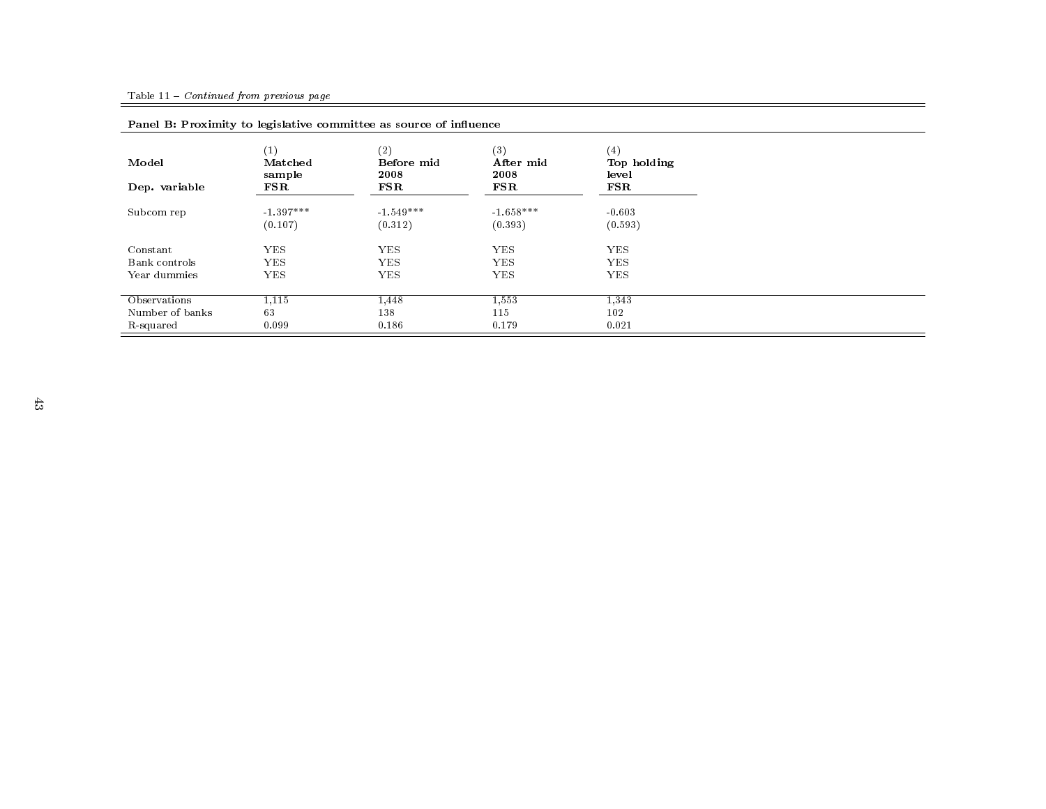Table 11 – *Continued from previous page*

**Panel B: Proximity to legislative committee as source of influence**

| Model | (1) Matched sample | (2) Before mid 2008 | (3) After mid 2008 | (4) Top holding level |
|---|---|---|---|---|
| Dep. variable | FSR | FSR | FSR | FSR |
| Subcom rep | -1.397*** | -1.549*** | -1.658*** | -0.603 |
| | (0.107) | (0.312) | (0.393) | (0.593) |
| Constant | YES | YES | YES | YES |
| Bank controls | YES | YES | YES | YES |
| Year dummies | YES | YES | YES | YES |
| Observations | 1,115 | 1,448 | 1,553 | 1,343 |
| Number of banks | 63 | 138 | 115 | 102 |
| R-squared | 0.099 | 0.186 | 0.179 | 0.021 |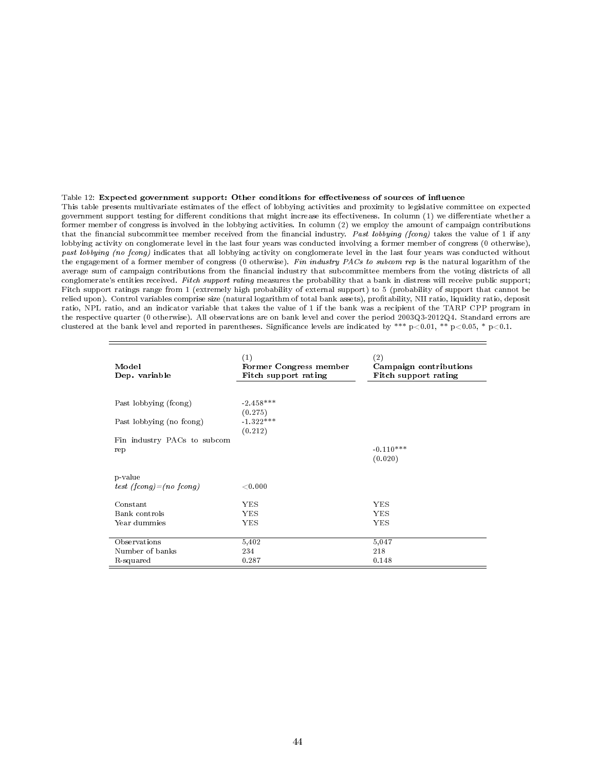Table 12: **Expected government support: Other conditions for effectiveness of sources of influence**

This table presents multivariate estimates of the effect of lobbying activities and proximity to legislative committee on expected government support testing for different conditions that might increase its effectiveness. In column (1) we differentiate whether a former member of congress is involved in the lobbying activities. In column (2) we employ the amount of campaign contributions that the financial subcommittee member received from the financial industry. *Past lobbying (fcong)* takes the value of 1 if any lobbying activity on conglomerate level in the last four years was conducted involving a former member of congress (0 otherwise), *past lobbying (no fcong)* indicates that all lobbying activity on conglomerate level in the last four years was conducted without the engagement of a former member of congress (0 otherwise). *Fin industry PACs to subcom rep* is the natural logarithm of the average sum of campaign contributions from the financial industry that subcommittee members from the voting districts of all conglomerate's entities received. *Fitch support rating* measures the probability that a bank in distress will receive public support; Fitch support ratings range from 1 (extremely high probability of external support) to 5 (probability of support that cannot be relied upon). Control variables comprise size (natural logarithm of total bank assets), profitability, NII ratio, liquidity ratio, deposit ratio, NPL ratio, and an indicator variable that takes the value of 1 if the bank was a recipient of the TARP CPP program in the respective quarter (0 otherwise). All observations are on bank level and cover the period 2003Q3-2012Q4. Standard errors are clustered at the bank level and reported in parentheses. Significance levels are indicated by *** p<0.01, ** p<0.05, * p<0.1.

| **Model**<br>**Dep. variable** | (1)<br>**Former Congress member**<br>**Fitch support rating** | (2)<br>**Campaign contributions**<br>**Fitch support rating** |
|---|---|---|
| Past lobbying (fcong) | -2.458*** | |
| | (0.275) | |
| Past lobbying (no fcong) | -1.322*** | |
| | (0.212) | |
| Fin industry PACs to subcom rep | | -0.110*** |
| | | (0.020) |
| p-value<br>*test (fcong)=(no fcong)* | <0.000 | |
| Constant | YES | YES |
| Bank controls | YES | YES |
| Year dummies | YES | YES |
| Observations | 5,402 | 5,047 |
| Number of banks | 234 | 218 |
| R-squared | 0.287 | 0.148 |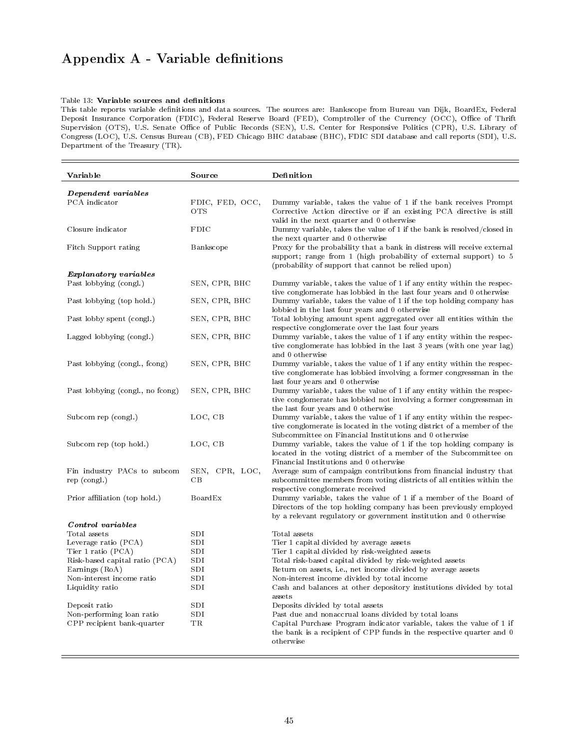# Appendix A - Variable definitions

Table 13: **Variable sources and definitions**

This table reports variable definitions and data sources. The sources are: Bankscope from Bureau van Dijk, BoardEx, Federal Deposit Insurance Corporation (FDIC), Federal Reserve Board (FED), Comptroller of the Currency (OCC), Office of Thrift Supervision (OTS), U.S. Senate Office of Public Records (SEN), U.S. Center for Responsive Politics (CPR), U.S. Library of Congress (LOC), U.S. Census Bureau (CB), FED Chicago BHC database (BHC), FDIC SDI database and call reports (SDI), U.S. Department of the Treasury (TR).

| Variable | Source | Definition |
|---|---|---|
| ***Dependent variables*** | | |
| PCA indicator | FDIC, FED, OCC, OTS | Dummy variable, takes the value of 1 if the bank receives Prompt Corrective Action directive or if an existing PCA directive is still valid in the next quarter and 0 otherwise |
| Closure indicator | FDIC | Dummy variable, takes the value of 1 if the bank is resolved/closed in the next quarter and 0 otherwise |
| Fitch Support rating | Bankscope | Proxy for the probability that a bank in distress will receive external support; range from 1 (high probability of external support) to 5 (probability of support that cannot be relied upon) |
| ***Explanatory variables*** | | |
| Past lobbying (congl.) | SEN, CPR, BHC | Dummy variable, takes the value of 1 if any entity within the respective conglomerate has lobbied in the last four years and 0 otherwise |
| Past lobbying (top hold.) | SEN, CPR, BHC | Dummy variable, takes the value of 1 if the top holding company has lobbied in the last four years and 0 otherwise |
| Past lobby spent (congl.) | SEN, CPR, BHC | Total lobbying amount spent aggregated over all entities within the respective conglomerate over the last four years |
| Lagged lobbying (congl.) | SEN, CPR, BHC | Dummy variable, takes the value of 1 if any entity within the respective conglomerate has lobbied in the last 3 years (with one year lag) and 0 otherwise |
| Past lobbying (congl., fcong) | SEN, CPR, BHC | Dummy variable, takes the value of 1 if any entity within the respective conglomerate has lobbied involving a former congressman in the last four years and 0 otherwise |
| Past lobbying (congl., no fcong) | SEN, CPR, BHC | Dummy variable, takes the value of 1 if any entity within the respective conglomerate has lobbied not involving a former congressman in the last four years and 0 otherwise |
| Subcom rep (congl.) | LOC, CB | Dummy variable, takes the value of 1 if any entity within the respective conglomerate is located in the voting district of a member of the Subcommittee on Financial Institutions and 0 otherwise |
| Subcom rep (top hold.) | LOC, CB | Dummy variable, takes the value of 1 if the top holding company is located in the voting district of a member of the Subcommittee on Financial Institutions and 0 otherwise |
| Fin industry PACs to subcom rep (congl.) | SEN, CPR, LOC, CB | Average sum of campaign contributions from financial industry that subcommittee members from voting districts of all entities within the respective conglomerate received |
| Prior affiliation (top hold.) | BoardEx | Dummy variable, takes the value of 1 if a member of the Board of Directors of the top holding company has been previously employed by a relevant regulatory or government institution and 0 otherwise |
| ***Control variables*** | | |
| Total assets | SDI | Total assets |
| Leverage ratio (PCA) | SDI | Tier 1 capital divided by average assets |
| Tier 1 ratio (PCA) | SDI | Tier 1 capital divided by risk-weighted assets |
| Risk-based capital ratio (PCA) | SDI | Total risk-based capital divided by risk-weighted assets |
| Earnings (RoA) | SDI | Return on assets, i.e., net income divided by average assets |
| Non-interest income ratio | SDI | Non-interest income divided by total income |
| Liquidity ratio | SDI | Cash and balances at other depository institutions divided by total assets |
| Deposit ratio | SDI | Deposits divided by total assets |
| Non-performing loan ratio | SDI | Past due and nonaccrual loans divided by total loans |
| CPP recipient bank-quarter | TR | Capital Purchase Program indicator variable, takes the value of 1 if the bank is a recipient of CPP funds in the respective quarter and 0 otherwise |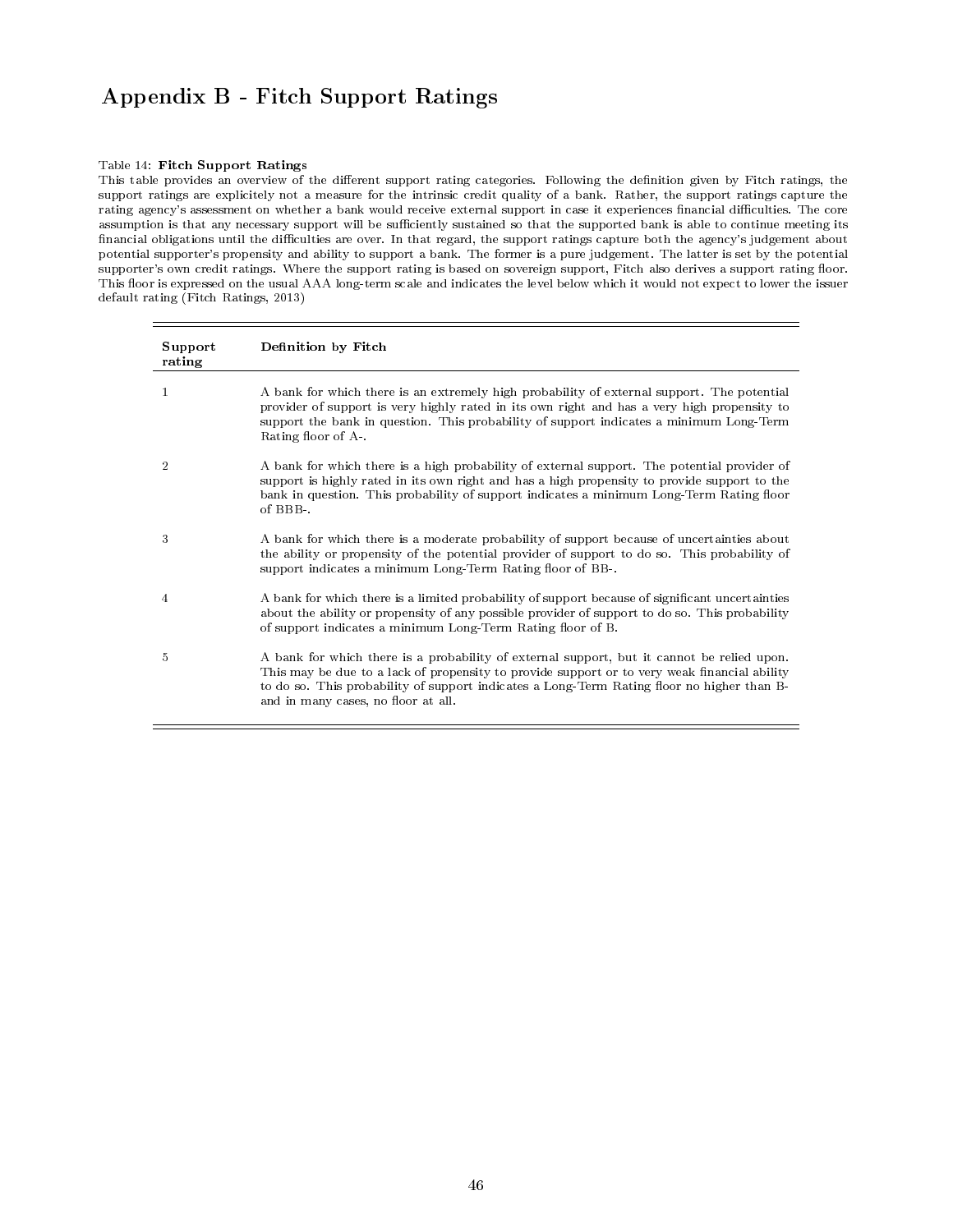# Appendix B - Fitch Support Ratings

Table 14: **Fitch Support Ratings**

This table provides an overview of the different support rating categories. Following the definition given by Fitch ratings, the support ratings are explicitely not a measure for the intrinsic credit quality of a bank. Rather, the support ratings capture the rating agency's assessment on whether a bank would receive external support in case it experiences financial difficulties. The core assumption is that any necessary support will be sufficiently sustained so that the supported bank is able to continue meeting its financial obligations until the difficulties are over. In that regard, the support ratings capture both the agency's judgement about potential supporter's propensity and ability to support a bank. The former is a pure judgement. The latter is set by the potential supporter's own credit ratings. Where the support rating is based on sovereign support, Fitch also derives a support rating floor. This floor is expressed on the usual AAA long-term scale and indicates the level below which it would not expect to lower the issuer default rating (Fitch Ratings, 2013)

| **Support rating** | **Definition by Fitch** |
|---|---|
| 1 | A bank for which there is an extremely high probability of external support. The potential provider of support is very highly rated in its own right and has a very high propensity to support the bank in question. This probability of support indicates a minimum Long-Term Rating floor of A-. |
| 2 | A bank for which there is a high probability of external support. The potential provider of support is highly rated in its own right and has a high propensity to provide support to the bank in question. This probability of support indicates a minimum Long-Term Rating floor of BBB-. |
| 3 | A bank for which there is a moderate probability of support because of uncertainties about the ability or propensity of the potential provider of support to do so. This probability of support indicates a minimum Long-Term Rating floor of BB-. |
| 4 | A bank for which there is a limited probability of support because of significant uncertainties about the ability or propensity of any possible provider of support to do so. This probability of support indicates a minimum Long-Term Rating floor of B. |
| 5 | A bank for which there is a probability of external support, but it cannot be relied upon. This may be due to a lack of propensity to provide support or to very weak financial ability to do so. This probability of support indicates a Long-Term Rating floor no higher than B- and in many cases, no floor at all. |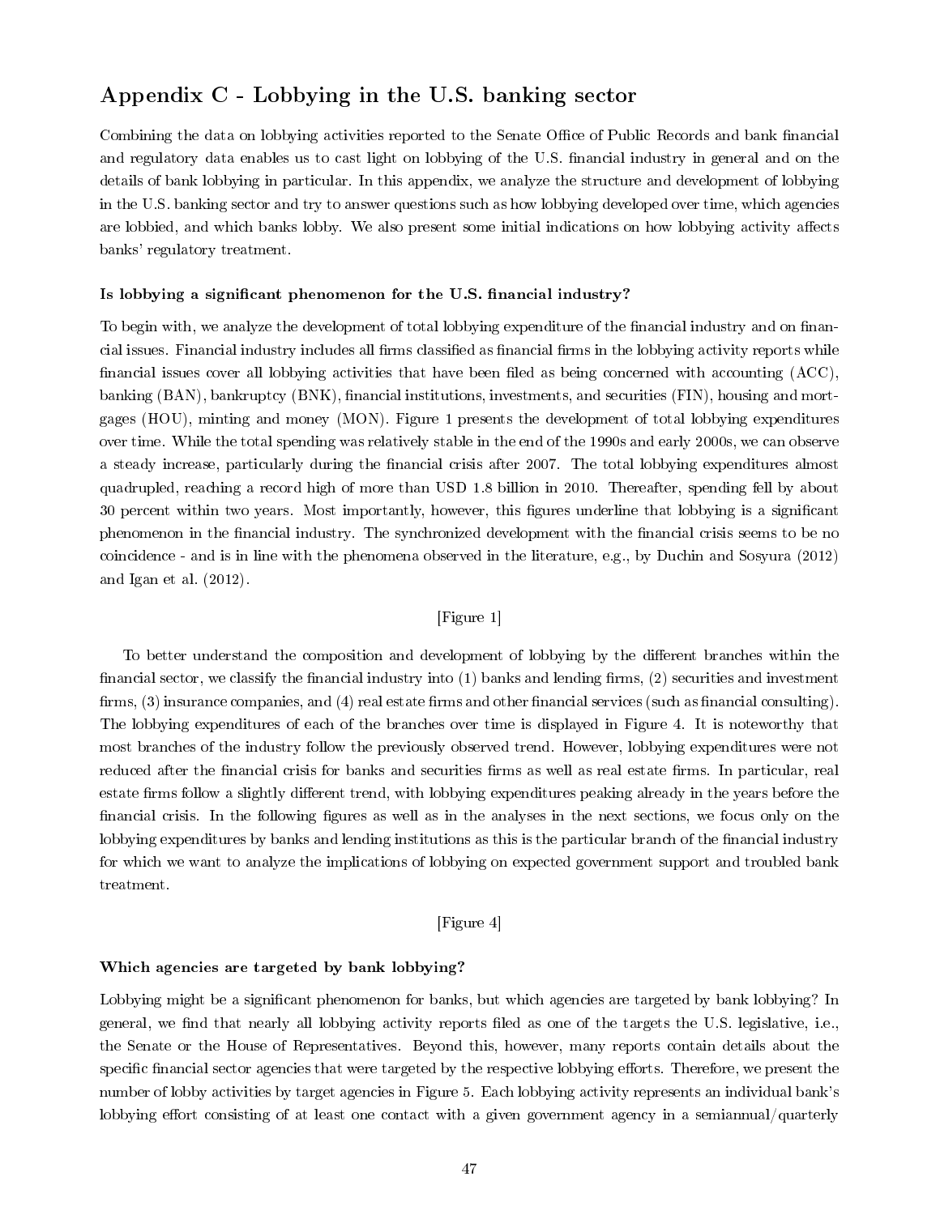## Appendix C - Lobbying in the U.S. banking sector

Combining the data on lobbying activities reported to the Senate Office of Public Records and bank financial and regulatory data enables us to cast light on lobbying of the U.S. financial industry in general and on the details of bank lobbying in particular. In this appendix, we analyze the structure and development of lobbying in the U.S. banking sector and try to answer questions such as how lobbying developed over time, which agencies are lobbied, and which banks lobby. We also present some initial indications on how lobbying activity affects banks' regulatory treatment.

#### Is lobbying a significant phenomenon for the U.S. financial industry?

To begin with, we analyze the development of total lobbying expenditure of the financial industry and on financial issues. Financial industry includes all firms classified as financial firms in the lobbying activity reports while financial issues cover all lobbying activities that have been filed as being concerned with accounting (ACC), banking (BAN), bankruptcy (BNK), financial institutions, investments, and securities (FIN), housing and mortgages (HOU), minting and money (MON). Figure 1 presents the development of total lobbying expenditures over time. While the total spending was relatively stable in the end of the 1990s and early 2000s, we can observe a steady increase, particularly during the financial crisis after 2007. The total lobbying expenditures almost quadrupled, reaching a record high of more than USD 1.8 billion in 2010. Thereafter, spending fell by about 30 percent within two years. Most importantly, however, this figures underline that lobbying is a significant phenomenon in the financial industry. The synchronized development with the financial crisis seems to be no coincidence - and is in line with the phenomena observed in the literature, e.g., by Duchin and Sosyura (2012) and Igan et al. (2012).

[Figure 1]

To better understand the composition and development of lobbying by the different branches within the financial sector, we classify the financial industry into (1) banks and lending firms, (2) securities and investment firms, (3) insurance companies, and (4) real estate firms and other financial services (such as financial consulting). The lobbying expenditures of each of the branches over time is displayed in Figure 4. It is noteworthy that most branches of the industry follow the previously observed trend. However, lobbying expenditures were not reduced after the financial crisis for banks and securities firms as well as real estate firms. In particular, real estate firms follow a slightly different trend, with lobbying expenditures peaking already in the years before the financial crisis. In the following figures as well as in the analyses in the next sections, we focus only on the lobbying expenditures by banks and lending institutions as this is the particular branch of the financial industry for which we want to analyze the implications of lobbying on expected government support and troubled bank treatment.

[Figure 4]

#### Which agencies are targeted by bank lobbying?

Lobbying might be a significant phenomenon for banks, but which agencies are targeted by bank lobbying? In general, we find that nearly all lobbying activity reports filed as one of the targets the U.S. legislative, i.e., the Senate or the House of Representatives. Beyond this, however, many reports contain details about the specific financial sector agencies that were targeted by the respective lobbying efforts. Therefore, we present the number of lobby activities by target agencies in Figure 5. Each lobbying activity represents an individual bank's lobbying effort consisting of at least one contact with a given government agency in a semiannual/quarterly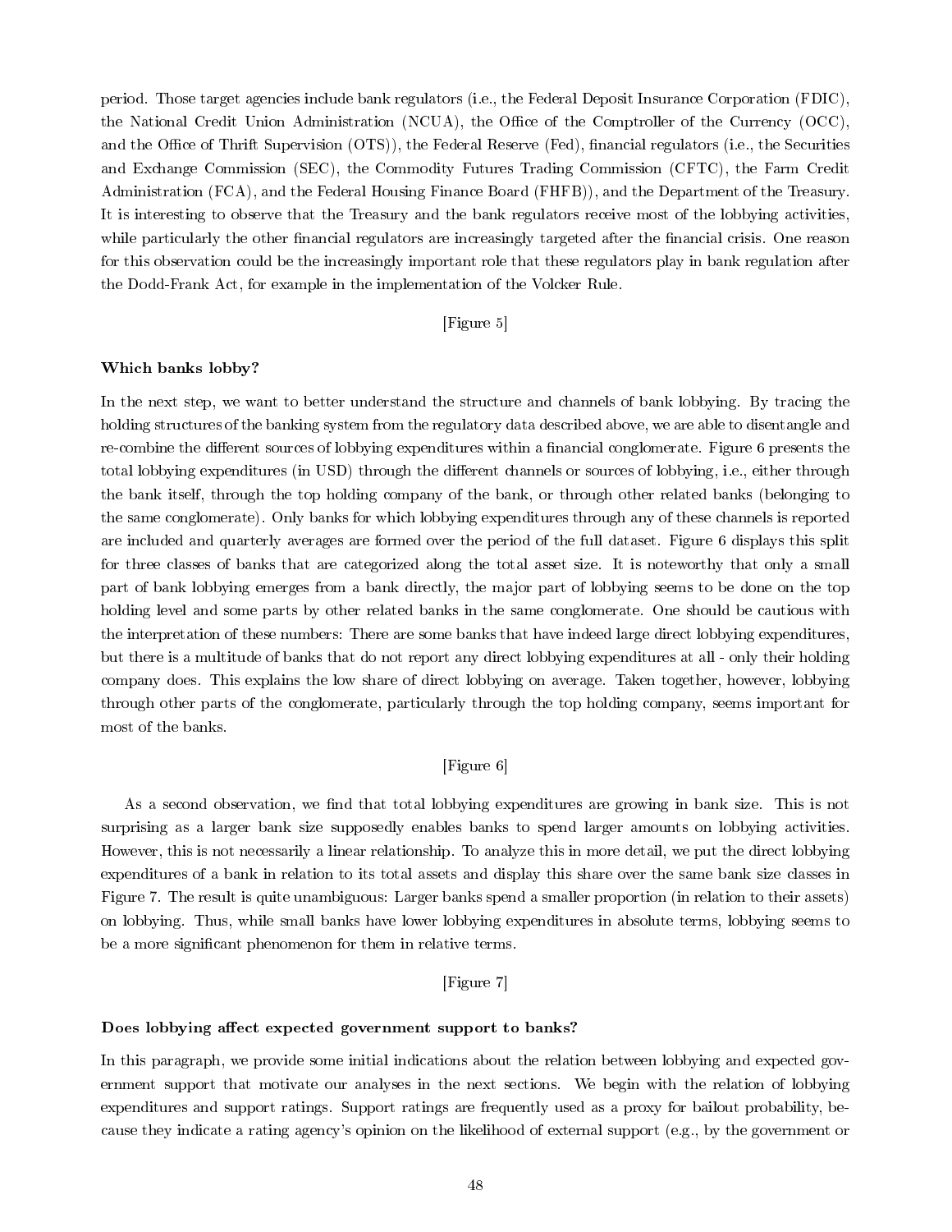period. Those target agencies include bank regulators (i.e., the Federal Deposit Insurance Corporation (FDIC), the National Credit Union Administration (NCUA), the Office of the Comptroller of the Currency (OCC), and the Office of Thrift Supervision (OTS)), the Federal Reserve (Fed), financial regulators (i.e., the Securities and Exchange Commission (SEC), the Commodity Futures Trading Commission (CFTC), the Farm Credit Administration (FCA), and the Federal Housing Finance Board (FHFB)), and the Department of the Treasury. It is interesting to observe that the Treasury and the bank regulators receive most of the lobbying activities, while particularly the other financial regulators are increasingly targeted after the financial crisis. One reason for this observation could be the increasingly important role that these regulators play in bank regulation after the Dodd-Frank Act, for example in the implementation of the Volcker Rule.

[Figure 5]

**Which banks lobby?**

In the next step, we want to better understand the structure and channels of bank lobbying. By tracing the holding structures of the banking system from the regulatory data described above, we are able to disentangle and re-combine the different sources of lobbying expenditures within a financial conglomerate. Figure 6 presents the total lobbying expenditures (in USD) through the different channels or sources of lobbying, i.e., either through the bank itself, through the top holding company of the bank, or through other related banks (belonging to the same conglomerate). Only banks for which lobbying expenditures through any of these channels is reported are included and quarterly averages are formed over the period of the full dataset. Figure 6 displays this split for three classes of banks that are categorized along the total asset size. It is noteworthy that only a small part of bank lobbying emerges from a bank directly, the major part of lobbying seems to be done on the top holding level and some parts by other related banks in the same conglomerate. One should be cautious with the interpretation of these numbers: There are some banks that have indeed large direct lobbying expenditures, but there is a multitude of banks that do not report any direct lobbying expenditures at all - only their holding company does. This explains the low share of direct lobbying on average. Taken together, however, lobbying through other parts of the conglomerate, particularly through the top holding company, seems important for most of the banks.

[Figure 6]

As a second observation, we find that total lobbying expenditures are growing in bank size. This is not surprising as a larger bank size supposedly enables banks to spend larger amounts on lobbying activities. However, this is not necessarily a linear relationship. To analyze this in more detail, we put the direct lobbying expenditures of a bank in relation to its total assets and display this share over the same bank size classes in Figure 7. The result is quite unambiguous: Larger banks spend a smaller proportion (in relation to their assets) on lobbying. Thus, while small banks have lower lobbying expenditures in absolute terms, lobbying seems to be a more significant phenomenon for them in relative terms.

[Figure 7]

**Does lobbying affect expected government support to banks?**

In this paragraph, we provide some initial indications about the relation between lobbying and expected government support that motivate our analyses in the next sections. We begin with the relation of lobbying expenditures and support ratings. Support ratings are frequently used as a proxy for bailout probability, because they indicate a rating agency's opinion on the likelihood of external support (e.g., by the government or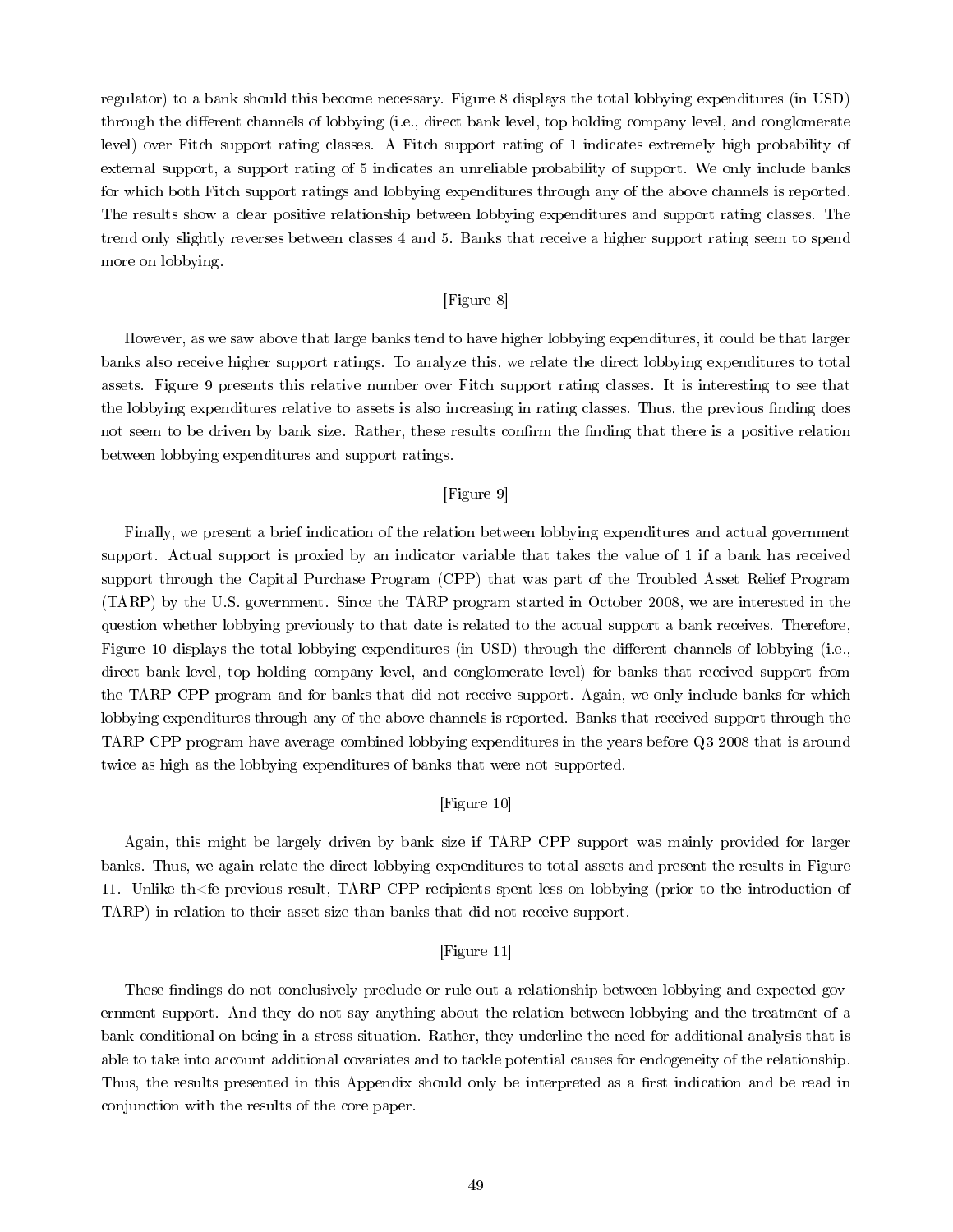regulator) to a bank should this become necessary. Figure 8 displays the total lobbying expenditures (in USD) through the different channels of lobbying (i.e., direct bank level, top holding company level, and conglomerate level) over Fitch support rating classes. A Fitch support rating of 1 indicates extremely high probability of external support, a support rating of 5 indicates an unreliable probability of support. We only include banks for which both Fitch support ratings and lobbying expenditures through any of the above channels is reported. The results show a clear positive relationship between lobbying expenditures and support rating classes. The trend only slightly reverses between classes 4 and 5. Banks that receive a higher support rating seem to spend more on lobbying.

[Figure 8]

However, as we saw above that large banks tend to have higher lobbying expenditures, it could be that larger banks also receive higher support ratings. To analyze this, we relate the direct lobbying expenditures to total assets. Figure 9 presents this relative number over Fitch support rating classes. It is interesting to see that the lobbying expenditures relative to assets is also increasing in rating classes. Thus, the previous finding does not seem to be driven by bank size. Rather, these results confirm the finding that there is a positive relation between lobbying expenditures and support ratings.

[Figure 9]

Finally, we present a brief indication of the relation between lobbying expenditures and actual government support. Actual support is proxied by an indicator variable that takes the value of 1 if a bank has received support through the Capital Purchase Program (CPP) that was part of the Troubled Asset Relief Program (TARP) by the U.S. government. Since the TARP program started in October 2008, we are interested in the question whether lobbying previously to that date is related to the actual support a bank receives. Therefore, Figure 10 displays the total lobbying expenditures (in USD) through the different channels of lobbying (i.e., direct bank level, top holding company level, and conglomerate level) for banks that received support from the TARP CPP program and for banks that did not receive support. Again, we only include banks for which lobbying expenditures through any of the above channels is reported. Banks that received support through the TARP CPP program have average combined lobbying expenditures in the years before Q3 2008 that is around twice as high as the lobbying expenditures of banks that were not supported.

[Figure 10]

Again, this might be largely driven by bank size if TARP CPP support was mainly provided for larger banks. Thus, we again relate the direct lobbying expenditures to total assets and present the results in Figure 11. Unlike th<fe previous result, TARP CPP recipients spent less on lobbying (prior to the introduction of TARP) in relation to their asset size than banks that did not receive support.

[Figure 11]

These findings do not conclusively preclude or rule out a relationship between lobbying and expected government support. And they do not say anything about the relation between lobbying and the treatment of a bank conditional on being in a stress situation. Rather, they underline the need for additional analysis that is able to take into account additional covariates and to tackle potential causes for endogeneity of the relationship. Thus, the results presented in this Appendix should only be interpreted as a first indication and be read in conjunction with the results of the core paper.